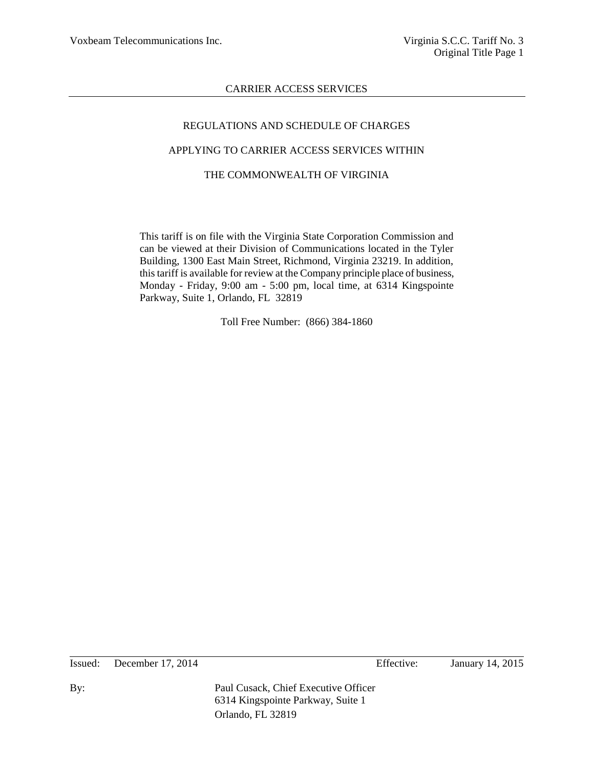Voxbeam Telecommunications Inc.

Virginia S.C.C. Tariff No. 3
Original Title Page 1

# CARRIER ACCESS SERVICES

## REGULATIONS AND SCHEDULE OF CHARGES

## APPLYING TO CARRIER ACCESS SERVICES WITHIN

## THE COMMONWEALTH OF VIRGINIA

This tariff is on file with the Virginia State Corporation Commission and can be viewed at their Division of Communications located in the Tyler Building, 1300 East Main Street, Richmond, Virginia 23219. In addition, this tariff is available for review at the Company principle place of business, Monday - Friday, 9:00 am - 5:00 pm, local time, at 6314 Kingspointe Parkway, Suite 1, Orlando, FL 32819

Toll Free Number: (866) 384-1860

Issued: December 17, 2014 Effective: January 14, 2015

By: Paul Cusack, Chief Executive Officer
6314 Kingspointe Parkway, Suite 1
Orlando, FL 32819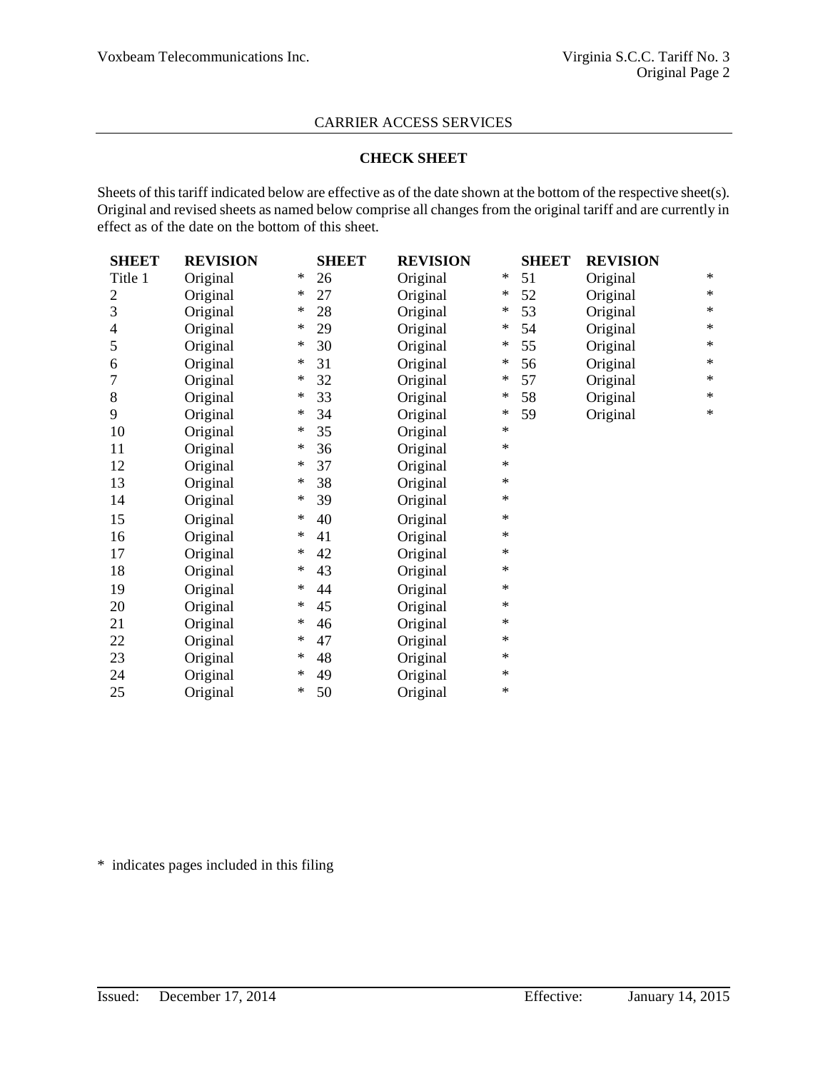CARRIER ACCESS SERVICES

## CHECK SHEET

Sheets of this tariff indicated below are effective as of the date shown at the bottom of the respective sheet(s). Original and revised sheets as named below comprise all changes from the original tariff and are currently in effect as of the date on the bottom of this sheet.

| SHEET | REVISION | | SHEET | REVISION | | SHEET | REVISION | |
|---|---|---|---|---|---|---|---|---|
| Title 1 | Original | * | 26 | Original | * | 51 | Original | * |
| 2 | Original | * | 27 | Original | * | 52 | Original | * |
| 3 | Original | * | 28 | Original | * | 53 | Original | * |
| 4 | Original | * | 29 | Original | * | 54 | Original | * |
| 5 | Original | * | 30 | Original | * | 55 | Original | * |
| 6 | Original | * | 31 | Original | * | 56 | Original | * |
| 7 | Original | * | 32 | Original | * | 57 | Original | * |
| 8 | Original | * | 33 | Original | * | 58 | Original | * |
| 9 | Original | * | 34 | Original | * | 59 | Original | * |
| 10 | Original | * | 35 | Original | * | | | |
| 11 | Original | * | 36 | Original | * | | | |
| 12 | Original | * | 37 | Original | * | | | |
| 13 | Original | * | 38 | Original | * | | | |
| 14 | Original | * | 39 | Original | * | | | |
| 15 | Original | * | 40 | Original | * | | | |
| 16 | Original | * | 41 | Original | * | | | |
| 17 | Original | * | 42 | Original | * | | | |
| 18 | Original | * | 43 | Original | * | | | |
| 19 | Original | * | 44 | Original | * | | | |
| 20 | Original | * | 45 | Original | * | | | |
| 21 | Original | * | 46 | Original | * | | | |
| 22 | Original | * | 47 | Original | * | | | |
| 23 | Original | * | 48 | Original | * | | | |
| 24 | Original | * | 49 | Original | * | | | |
| 25 | Original | * | 50 | Original | * | | | |

\* indicates pages included in this filing

Issued: December 17, 2014 Effective: January 14, 2015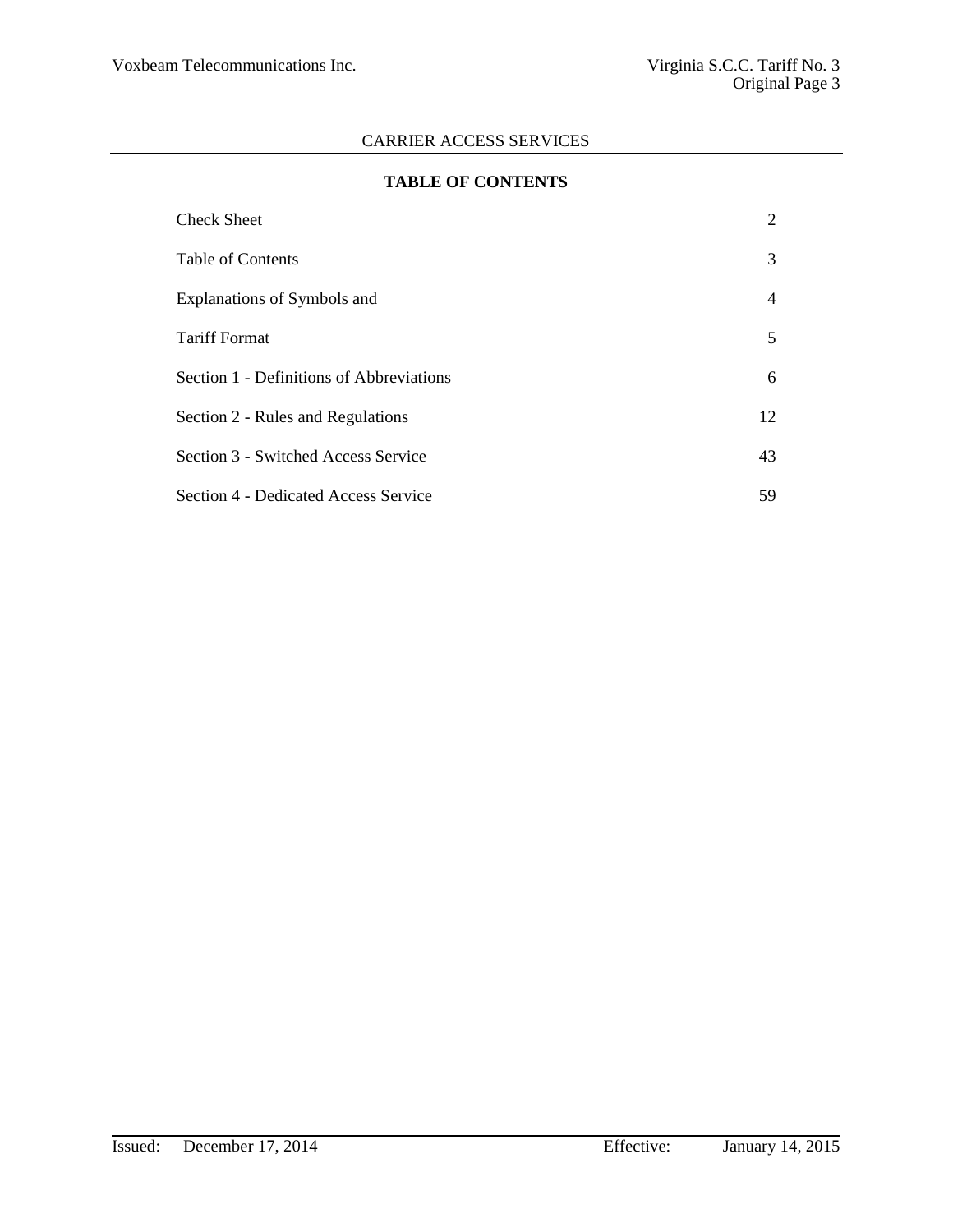CARRIER ACCESS SERVICES

## TABLE OF CONTENTS

| | |
|---|---|
| Check Sheet | 2 |
| Table of Contents | 3 |
| Explanations of Symbols and | 4 |
| Tariff Format | 5 |
| Section 1 - Definitions of Abbreviations | 6 |
| Section 2 - Rules and Regulations | 12 |
| Section 3 - Switched Access Service | 43 |
| Section 4 - Dedicated Access Service | 59 |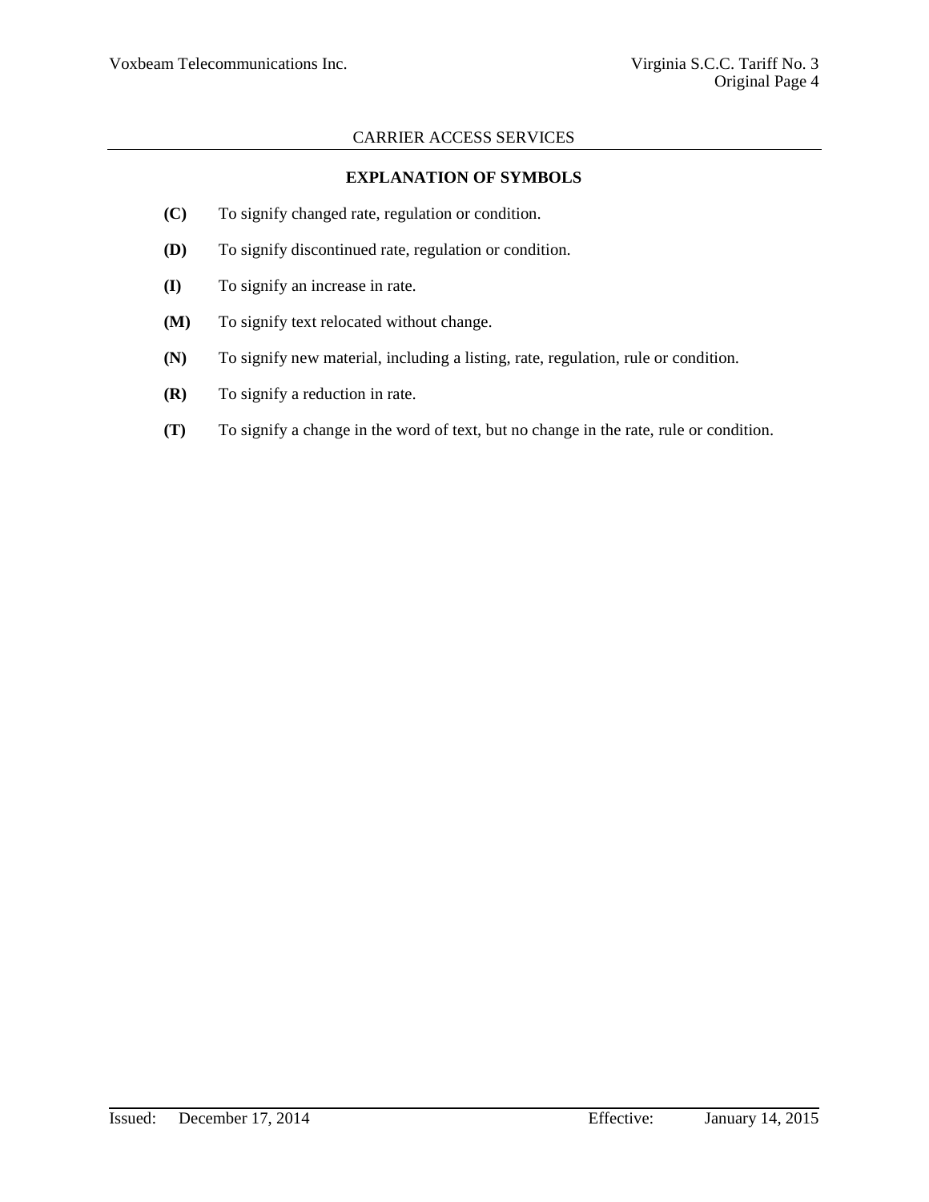CARRIER ACCESS SERVICES

## EXPLANATION OF SYMBOLS

**(C)** To signify changed rate, regulation or condition.

**(D)** To signify discontinued rate, regulation or condition.

**(I)** To signify an increase in rate.

**(M)** To signify text relocated without change.

**(N)** To signify new material, including a listing, rate, regulation, rule or condition.

**(R)** To signify a reduction in rate.

**(T)** To signify a change in the word of text, but no change in the rate, rule or condition.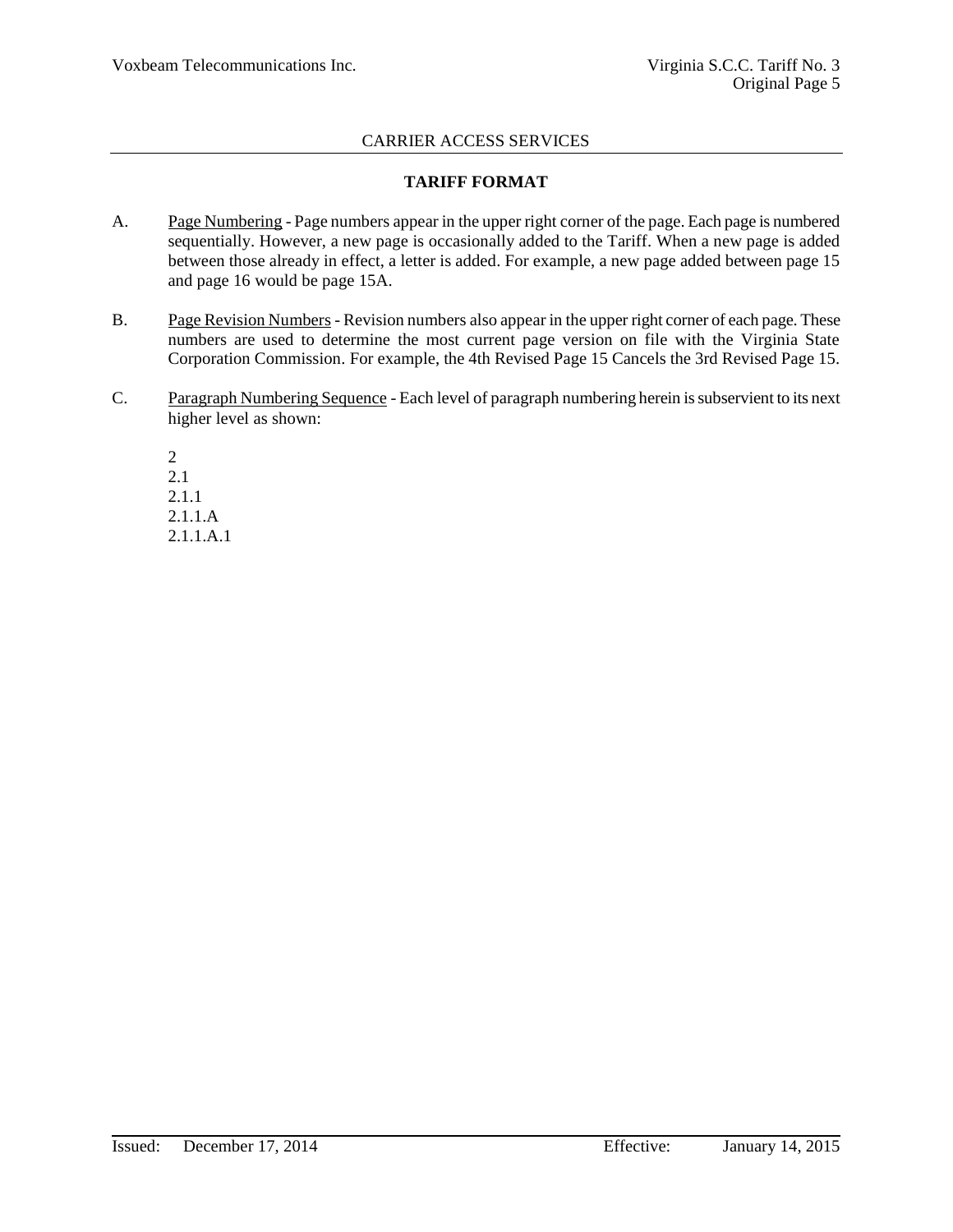# CARRIER ACCESS SERVICES

## TARIFF FORMAT

A. Page Numbering - Page numbers appear in the upper right corner of the page. Each page is numbered sequentially. However, a new page is occasionally added to the Tariff. When a new page is added between those already in effect, a letter is added. For example, a new page added between page 15 and page 16 would be page 15A.

B. Page Revision Numbers - Revision numbers also appear in the upper right corner of each page. These numbers are used to determine the most current page version on file with the Virginia State Corporation Commission. For example, the 4th Revised Page 15 Cancels the 3rd Revised Page 15.

C. Paragraph Numbering Sequence - Each level of paragraph numbering herein is subservient to its next higher level as shown:

2
2.1
2.1.1
2.1.1.A
2.1.1.A.1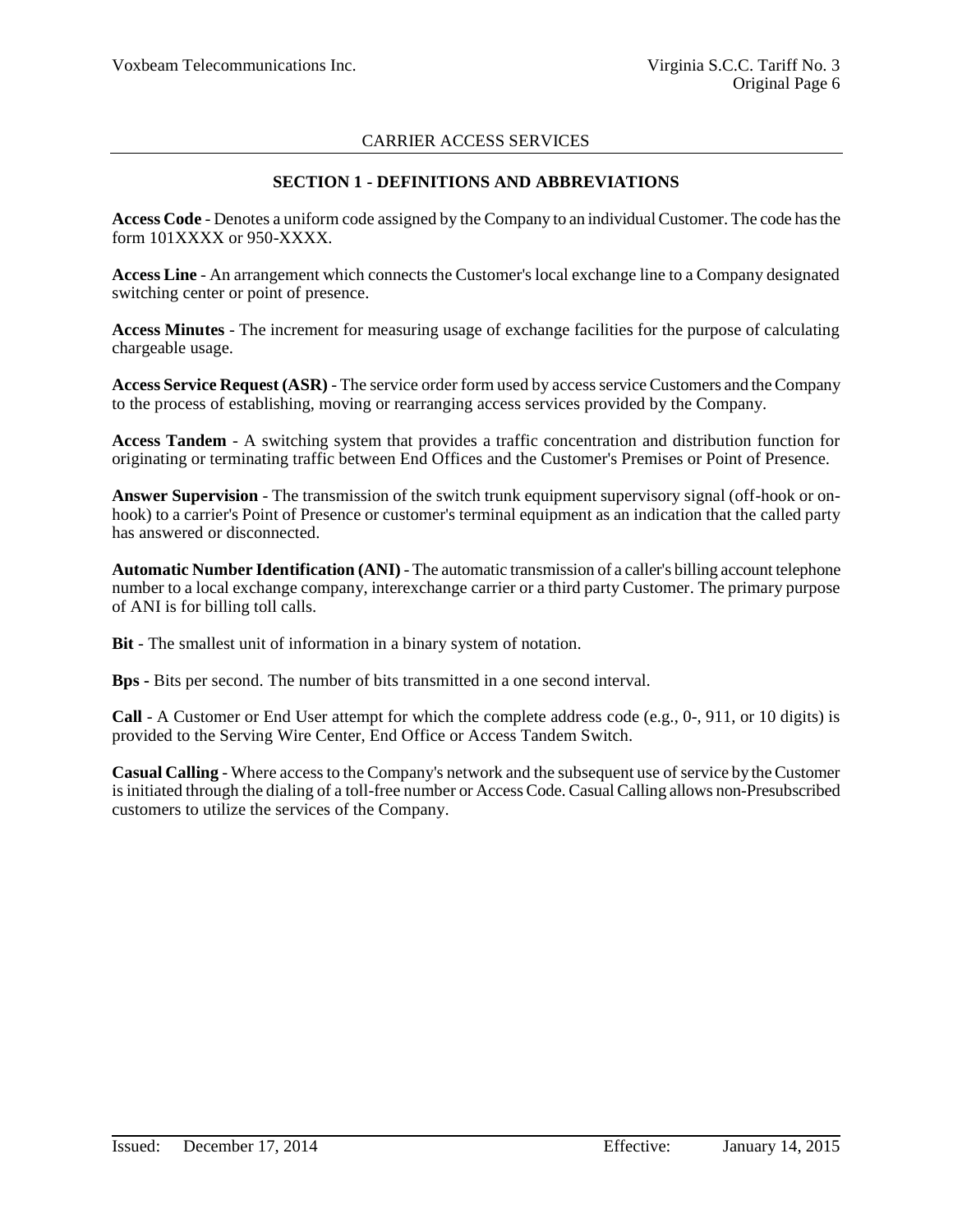CARRIER ACCESS SERVICES

## SECTION 1 - DEFINITIONS AND ABBREVIATIONS

**Access Code** - Denotes a uniform code assigned by the Company to an individual Customer. The code has the form 101XXXX or 950-XXXX.

**Access Line** - An arrangement which connects the Customer's local exchange line to a Company designated switching center or point of presence.

**Access Minutes** - The increment for measuring usage of exchange facilities for the purpose of calculating chargeable usage.

**Access Service Request (ASR)** - The service order form used by access service Customers and the Company to the process of establishing, moving or rearranging access services provided by the Company.

**Access Tandem** - A switching system that provides a traffic concentration and distribution function for originating or terminating traffic between End Offices and the Customer's Premises or Point of Presence.

**Answer Supervision** - The transmission of the switch trunk equipment supervisory signal (off-hook or on-hook) to a carrier's Point of Presence or customer's terminal equipment as an indication that the called party has answered or disconnected.

**Automatic Number Identification (ANI)** - The automatic transmission of a caller's billing account telephone number to a local exchange company, interexchange carrier or a third party Customer. The primary purpose of ANI is for billing toll calls.

**Bit** - The smallest unit of information in a binary system of notation.

**Bps -** Bits per second. The number of bits transmitted in a one second interval.

**Call** - A Customer or End User attempt for which the complete address code (e.g., 0-, 911, or 10 digits) is provided to the Serving Wire Center, End Office or Access Tandem Switch.

**Casual Calling** - Where access to the Company's network and the subsequent use of service by the Customer is initiated through the dialing of a toll-free number or Access Code. Casual Calling allows non-Presubscribed customers to utilize the services of the Company.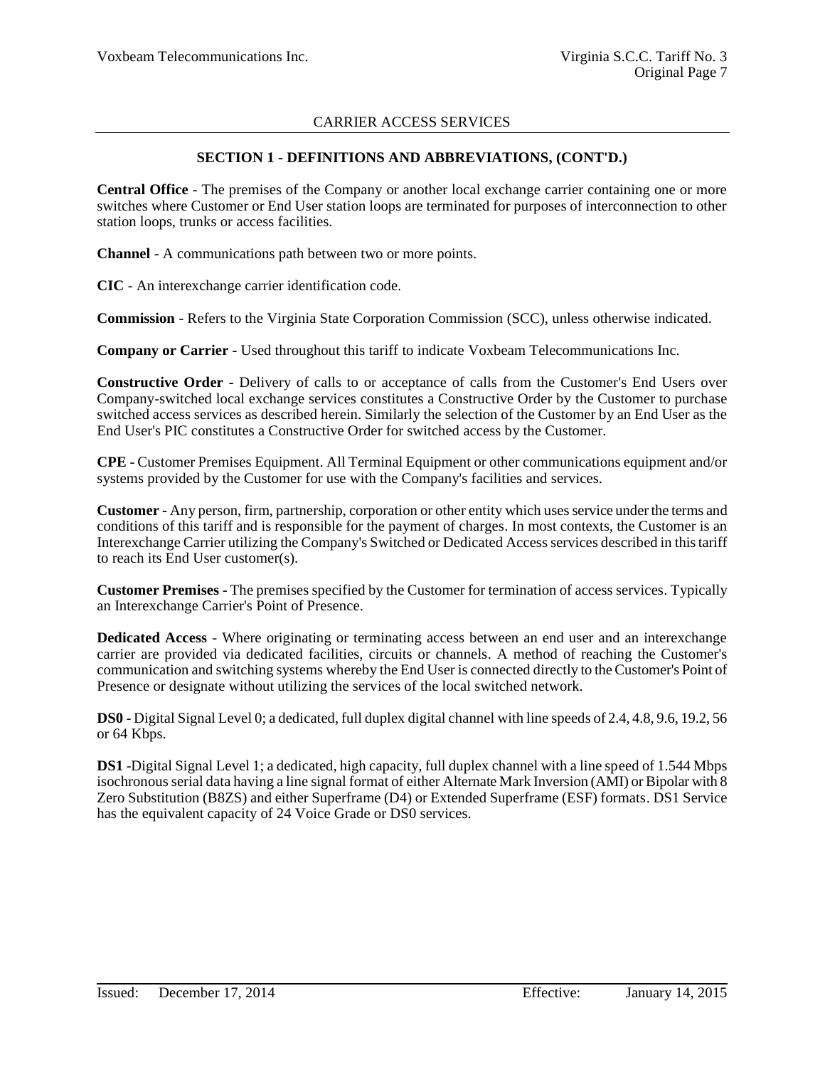CARRIER ACCESS SERVICES

## SECTION 1 - DEFINITIONS AND ABBREVIATIONS, (CONT'D.)

**Central Office** - The premises of the Company or another local exchange carrier containing one or more switches where Customer or End User station loops are terminated for purposes of interconnection to other station loops, trunks or access facilities.

**Channel** - A communications path between two or more points.

**CIC** - An interexchange carrier identification code.

**Commission** - Refers to the Virginia State Corporation Commission (SCC), unless otherwise indicated.

**Company or Carrier -** Used throughout this tariff to indicate Voxbeam Telecommunications Inc.

**Constructive Order -** Delivery of calls to or acceptance of calls from the Customer's End Users over Company-switched local exchange services constitutes a Constructive Order by the Customer to purchase switched access services as described herein. Similarly the selection of the Customer by an End User as the End User's PIC constitutes a Constructive Order for switched access by the Customer.

**CPE** - Customer Premises Equipment. All Terminal Equipment or other communications equipment and/or systems provided by the Customer for use with the Company's facilities and services.

**Customer -** Any person, firm, partnership, corporation or other entity which uses service under the terms and conditions of this tariff and is responsible for the payment of charges. In most contexts, the Customer is an Interexchange Carrier utilizing the Company's Switched or Dedicated Access services described in this tariff to reach its End User customer(s).

**Customer Premises** - The premises specified by the Customer for termination of access services. Typically an Interexchange Carrier's Point of Presence.

**Dedicated Access** - Where originating or terminating access between an end user and an interexchange carrier are provided via dedicated facilities, circuits or channels. A method of reaching the Customer's communication and switching systems whereby the End User is connected directly to the Customer's Point of Presence or designate without utilizing the services of the local switched network.

**DS0** - Digital Signal Level 0; a dedicated, full duplex digital channel with line speeds of 2.4, 4.8, 9.6, 19.2, 56 or 64 Kbps.

**DS1** -Digital Signal Level 1; a dedicated, high capacity, full duplex channel with a line speed of 1.544 Mbps isochronous serial data having a line signal format of either Alternate Mark Inversion (AMI) or Bipolar with 8 Zero Substitution (B8ZS) and either Superframe (D4) or Extended Superframe (ESF) formats. DS1 Service has the equivalent capacity of 24 Voice Grade or DS0 services.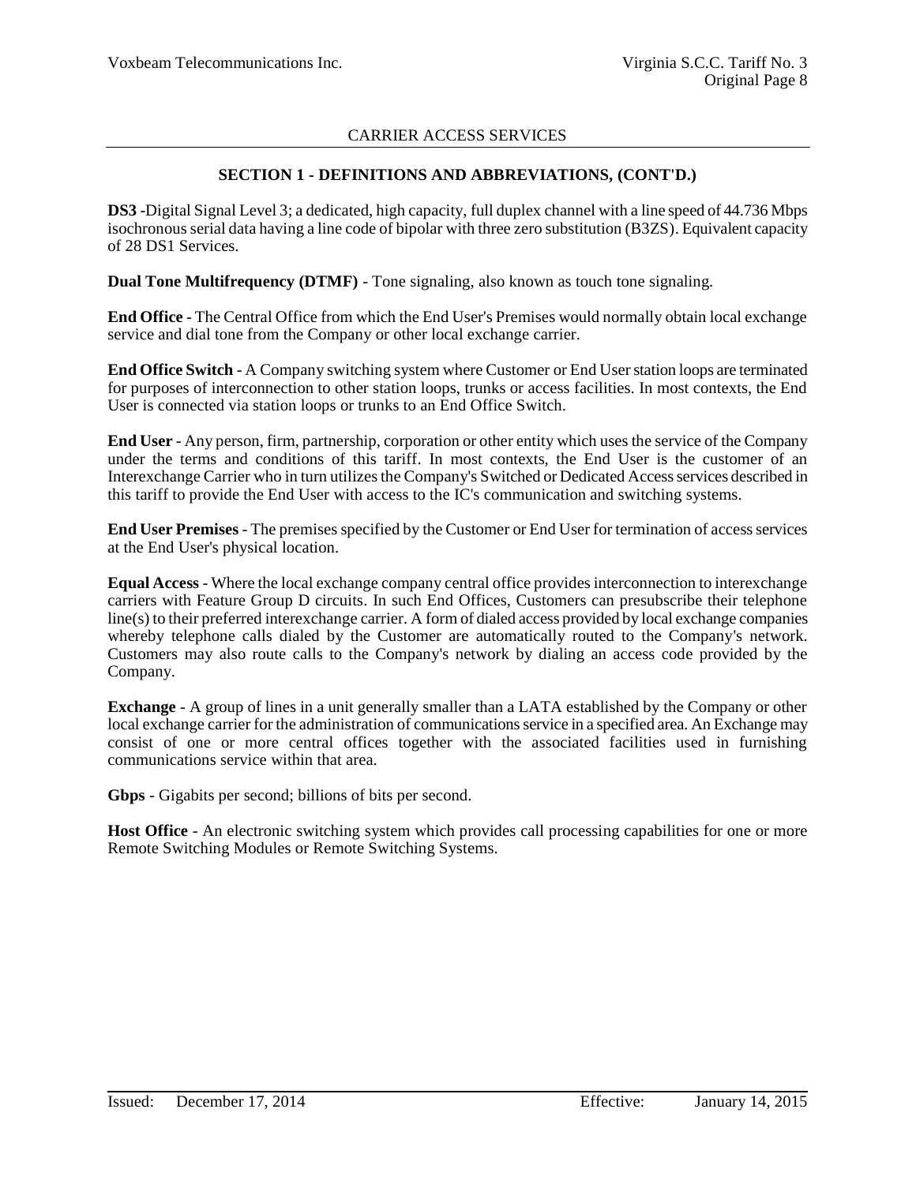CARRIER ACCESS SERVICES

## SECTION 1 - DEFINITIONS AND ABBREVIATIONS, (CONT'D.)

**DS3** -Digital Signal Level 3; a dedicated, high capacity, full duplex channel with a line speed of 44.736 Mbps isochronous serial data having a line code of bipolar with three zero substitution (B3ZS). Equivalent capacity of 28 DS1 Services.

**Dual Tone Multifrequency (DTMF)** - Tone signaling, also known as touch tone signaling.

**End Office** - The Central Office from which the End User's Premises would normally obtain local exchange service and dial tone from the Company or other local exchange carrier.

**End Office Switch** - A Company switching system where Customer or End User station loops are terminated for purposes of interconnection to other station loops, trunks or access facilities. In most contexts, the End User is connected via station loops or trunks to an End Office Switch.

**End User** - Any person, firm, partnership, corporation or other entity which uses the service of the Company under the terms and conditions of this tariff. In most contexts, the End User is the customer of an Interexchange Carrier who in turn utilizes the Company's Switched or Dedicated Access services described in this tariff to provide the End User with access to the IC's communication and switching systems.

**End User Premises** - The premises specified by the Customer or End User for termination of access services at the End User's physical location.

**Equal Access** - Where the local exchange company central office provides interconnection to interexchange carriers with Feature Group D circuits. In such End Offices, Customers can presubscribe their telephone line(s) to their preferred interexchange carrier. A form of dialed access provided by local exchange companies whereby telephone calls dialed by the Customer are automatically routed to the Company's network. Customers may also route calls to the Company's network by dialing an access code provided by the Company.

**Exchange** - A group of lines in a unit generally smaller than a LATA established by the Company or other local exchange carrier for the administration of communications service in a specified area. An Exchange may consist of one or more central offices together with the associated facilities used in furnishing communications service within that area.

**Gbps** - Gigabits per second; billions of bits per second.

**Host Office** - An electronic switching system which provides call processing capabilities for one or more Remote Switching Modules or Remote Switching Systems.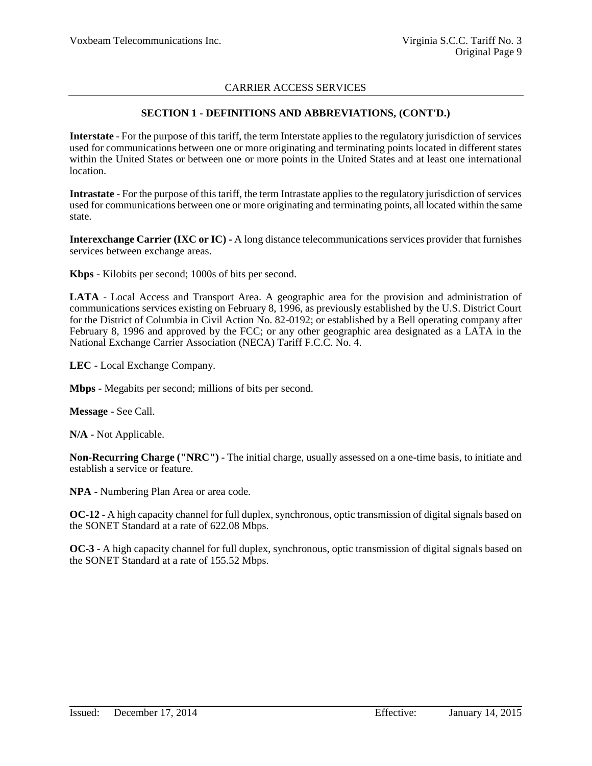## CARRIER ACCESS SERVICES

### SECTION 1 - DEFINITIONS AND ABBREVIATIONS, (CONT'D.)

**Interstate** - For the purpose of this tariff, the term Interstate applies to the regulatory jurisdiction of services used for communications between one or more originating and terminating points located in different states within the United States or between one or more points in the United States and at least one international location.

**Intrastate** - For the purpose of this tariff, the term Intrastate applies to the regulatory jurisdiction of services used for communications between one or more originating and terminating points, all located within the same state.

**Interexchange Carrier (IXC or IC)** - A long distance telecommunications services provider that furnishes services between exchange areas.

**Kbps** - Kilobits per second; 1000s of bits per second.

**LATA** - Local Access and Transport Area. A geographic area for the provision and administration of communications services existing on February 8, 1996, as previously established by the U.S. District Court for the District of Columbia in Civil Action No. 82-0192; or established by a Bell operating company after February 8, 1996 and approved by the FCC; or any other geographic area designated as a LATA in the National Exchange Carrier Association (NECA) Tariff F.C.C. No. 4.

**LEC** - Local Exchange Company.

**Mbps** - Megabits per second; millions of bits per second.

**Message** - See Call.

**N/A** - Not Applicable.

**Non-Recurring Charge ("NRC")** - The initial charge, usually assessed on a one-time basis, to initiate and establish a service or feature.

**NPA** - Numbering Plan Area or area code.

**OC-12** - A high capacity channel for full duplex, synchronous, optic transmission of digital signals based on the SONET Standard at a rate of 622.08 Mbps.

**OC-3** - A high capacity channel for full duplex, synchronous, optic transmission of digital signals based on the SONET Standard at a rate of 155.52 Mbps.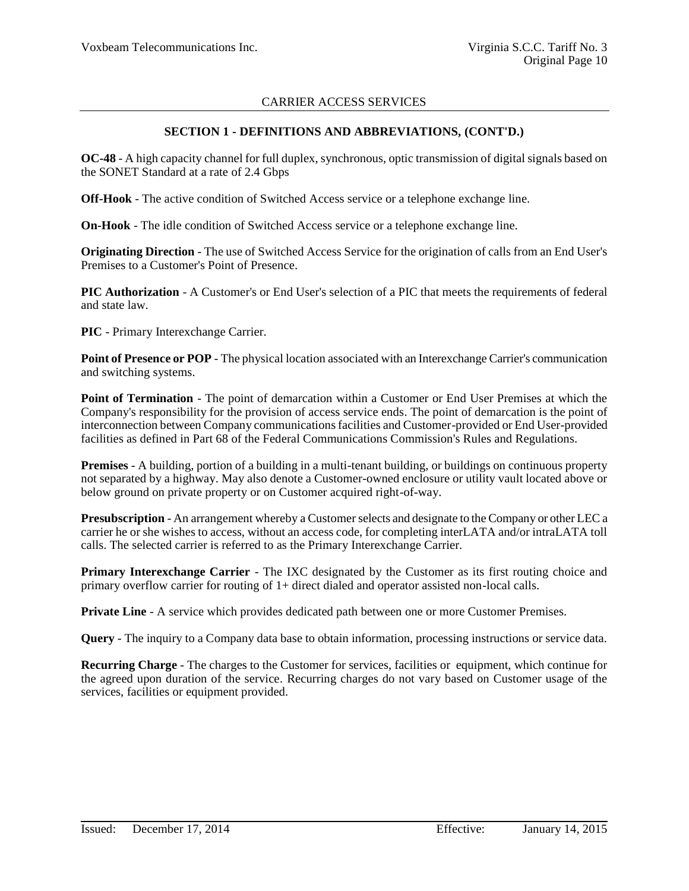## SECTION 1 - DEFINITIONS AND ABBREVIATIONS, (CONT'D.)

**OC-48** - A high capacity channel for full duplex, synchronous, optic transmission of digital signals based on the SONET Standard at a rate of 2.4 Gbps

**Off-Hook** - The active condition of Switched Access service or a telephone exchange line.

**On-Hook** - The idle condition of Switched Access service or a telephone exchange line.

**Originating Direction** - The use of Switched Access Service for the origination of calls from an End User's Premises to a Customer's Point of Presence.

**PIC Authorization** - A Customer's or End User's selection of a PIC that meets the requirements of federal and state law.

**PIC** - Primary Interexchange Carrier.

**Point of Presence or POP** - The physical location associated with an Interexchange Carrier's communication and switching systems.

**Point of Termination** - The point of demarcation within a Customer or End User Premises at which the Company's responsibility for the provision of access service ends. The point of demarcation is the point of interconnection between Company communications facilities and Customer-provided or End User-provided facilities as defined in Part 68 of the Federal Communications Commission's Rules and Regulations.

**Premises** - A building, portion of a building in a multi-tenant building, or buildings on continuous property not separated by a highway. May also denote a Customer-owned enclosure or utility vault located above or below ground on private property or on Customer acquired right-of-way.

**Presubscription** - An arrangement whereby a Customer selects and designate to the Company or other LEC a carrier he or she wishes to access, without an access code, for completing interLATA and/or intraLATA toll calls. The selected carrier is referred to as the Primary Interexchange Carrier.

**Primary Interexchange Carrier** - The IXC designated by the Customer as its first routing choice and primary overflow carrier for routing of 1+ direct dialed and operator assisted non-local calls.

**Private Line** - A service which provides dedicated path between one or more Customer Premises.

**Query** - The inquiry to a Company data base to obtain information, processing instructions or service data.

**Recurring Charge** - The charges to the Customer for services, facilities or equipment, which continue for the agreed upon duration of the service. Recurring charges do not vary based on Customer usage of the services, facilities or equipment provided.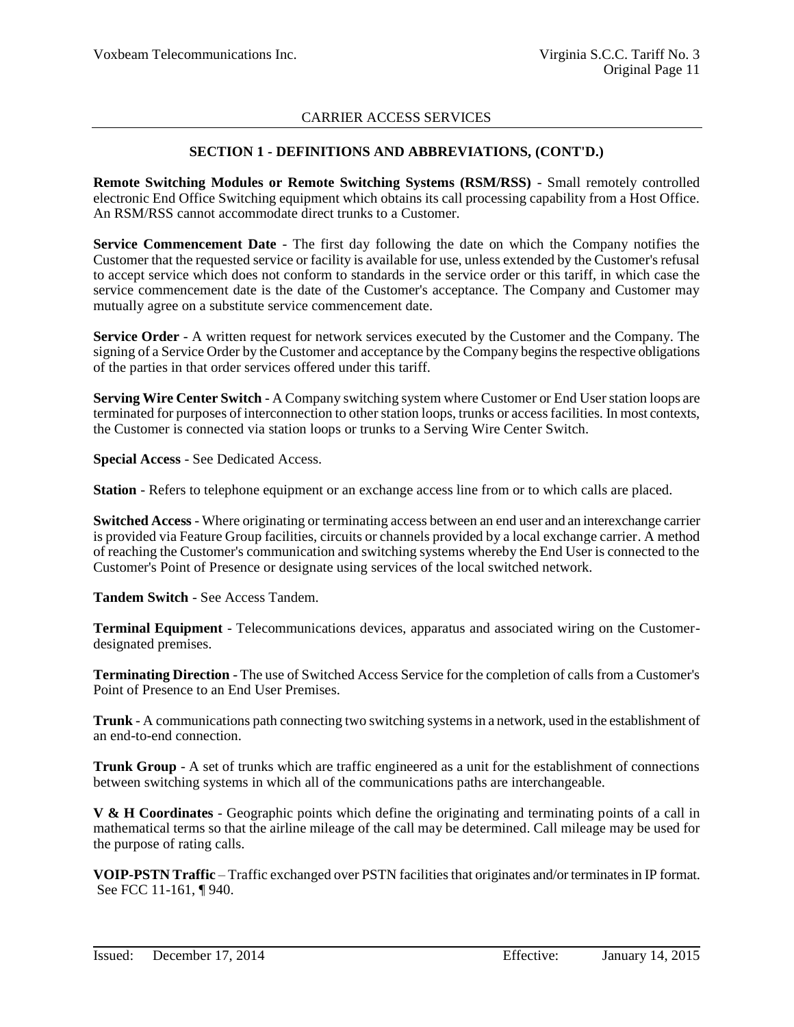## CARRIER ACCESS SERVICES

### SECTION 1 - DEFINITIONS AND ABBREVIATIONS, (CONT'D.)

**Remote Switching Modules or Remote Switching Systems (RSM/RSS)** - Small remotely controlled electronic End Office Switching equipment which obtains its call processing capability from a Host Office. An RSM/RSS cannot accommodate direct trunks to a Customer.

**Service Commencement Date** - The first day following the date on which the Company notifies the Customer that the requested service or facility is available for use, unless extended by the Customer's refusal to accept service which does not conform to standards in the service order or this tariff, in which case the service commencement date is the date of the Customer's acceptance. The Company and Customer may mutually agree on a substitute service commencement date.

**Service Order** - A written request for network services executed by the Customer and the Company. The signing of a Service Order by the Customer and acceptance by the Company begins the respective obligations of the parties in that order services offered under this tariff.

**Serving Wire Center Switch** - A Company switching system where Customer or End User station loops are terminated for purposes of interconnection to other station loops, trunks or access facilities. In most contexts, the Customer is connected via station loops or trunks to a Serving Wire Center Switch.

**Special Access** - See Dedicated Access.

**Station** - Refers to telephone equipment or an exchange access line from or to which calls are placed.

**Switched Access** - Where originating or terminating access between an end user and an interexchange carrier is provided via Feature Group facilities, circuits or channels provided by a local exchange carrier. A method of reaching the Customer's communication and switching systems whereby the End User is connected to the Customer's Point of Presence or designate using services of the local switched network.

**Tandem Switch** - See Access Tandem.

**Terminal Equipment** - Telecommunications devices, apparatus and associated wiring on the Customer-designated premises.

**Terminating Direction** - The use of Switched Access Service for the completion of calls from a Customer's Point of Presence to an End User Premises.

**Trunk** - A communications path connecting two switching systems in a network, used in the establishment of an end-to-end connection.

**Trunk Group** - A set of trunks which are traffic engineered as a unit for the establishment of connections between switching systems in which all of the communications paths are interchangeable.

**V & H Coordinates** - Geographic points which define the originating and terminating points of a call in mathematical terms so that the airline mileage of the call may be determined. Call mileage may be used for the purpose of rating calls.

**VOIP-PSTN Traffic** – Traffic exchanged over PSTN facilities that originates and/or terminates in IP format. See FCC 11-161, ¶ 940.

Issued: December 17, 2014 Effective: January 14, 2015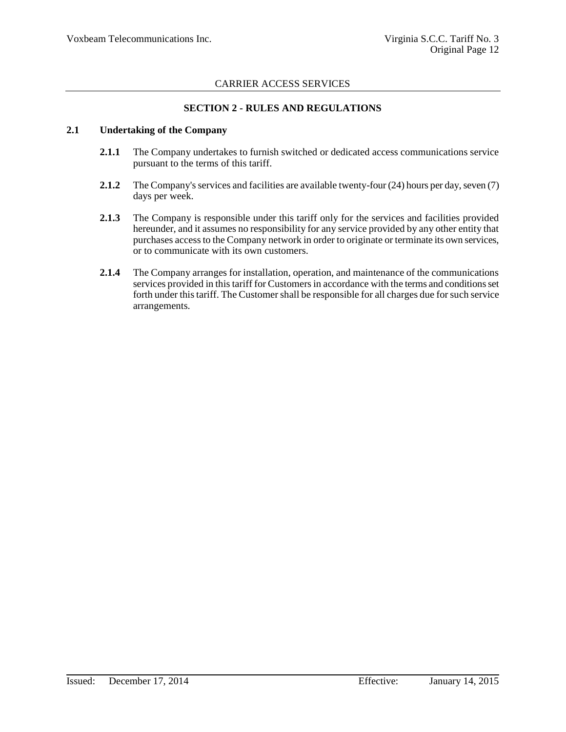CARRIER ACCESS SERVICES

## SECTION 2 - RULES AND REGULATIONS

### 2.1 Undertaking of the Company

**2.1.1** The Company undertakes to furnish switched or dedicated access communications service pursuant to the terms of this tariff.

**2.1.2** The Company's services and facilities are available twenty-four (24) hours per day, seven (7) days per week.

**2.1.3** The Company is responsible under this tariff only for the services and facilities provided hereunder, and it assumes no responsibility for any service provided by any other entity that purchases access to the Company network in order to originate or terminate its own services, or to communicate with its own customers.

**2.1.4** The Company arranges for installation, operation, and maintenance of the communications services provided in this tariff for Customers in accordance with the terms and conditions set forth under this tariff. The Customer shall be responsible for all charges due for such service arrangements.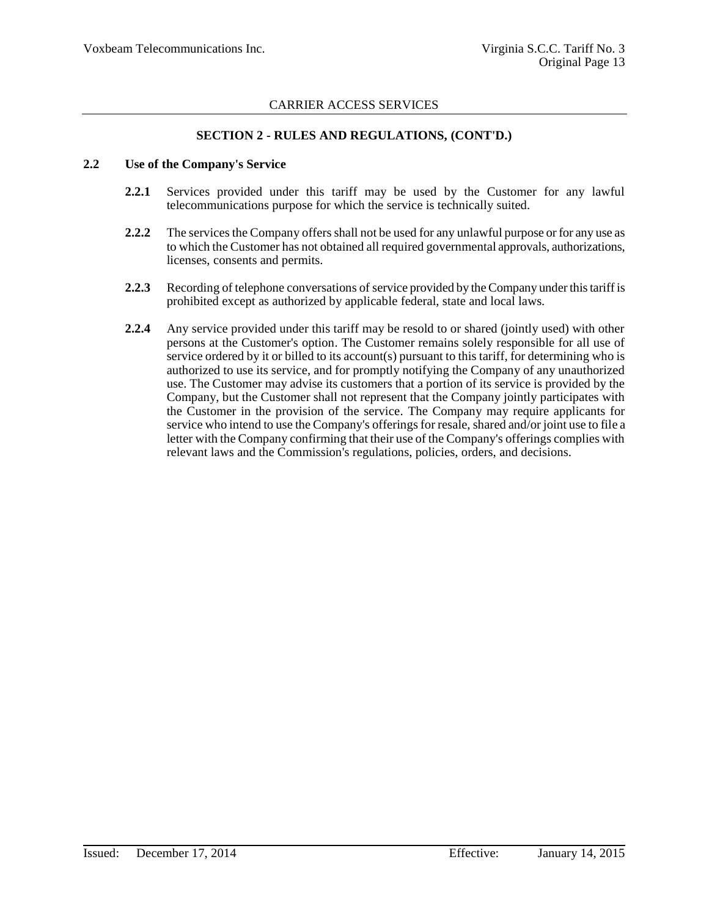## SECTION 2 - RULES AND REGULATIONS, (CONT'D.)

### 2.2 Use of the Company's Service

**2.2.1** Services provided under this tariff may be used by the Customer for any lawful telecommunications purpose for which the service is technically suited.

**2.2.2** The services the Company offers shall not be used for any unlawful purpose or for any use as to which the Customer has not obtained all required governmental approvals, authorizations, licenses, consents and permits.

**2.2.3** Recording of telephone conversations of service provided by the Company under this tariff is prohibited except as authorized by applicable federal, state and local laws.

**2.2.4** Any service provided under this tariff may be resold to or shared (jointly used) with other persons at the Customer's option. The Customer remains solely responsible for all use of service ordered by it or billed to its account(s) pursuant to this tariff, for determining who is authorized to use its service, and for promptly notifying the Company of any unauthorized use. The Customer may advise its customers that a portion of its service is provided by the Company, but the Customer shall not represent that the Company jointly participates with the Customer in the provision of the service. The Company may require applicants for service who intend to use the Company's offerings for resale, shared and/or joint use to file a letter with the Company confirming that their use of the Company's offerings complies with relevant laws and the Commission's regulations, policies, orders, and decisions.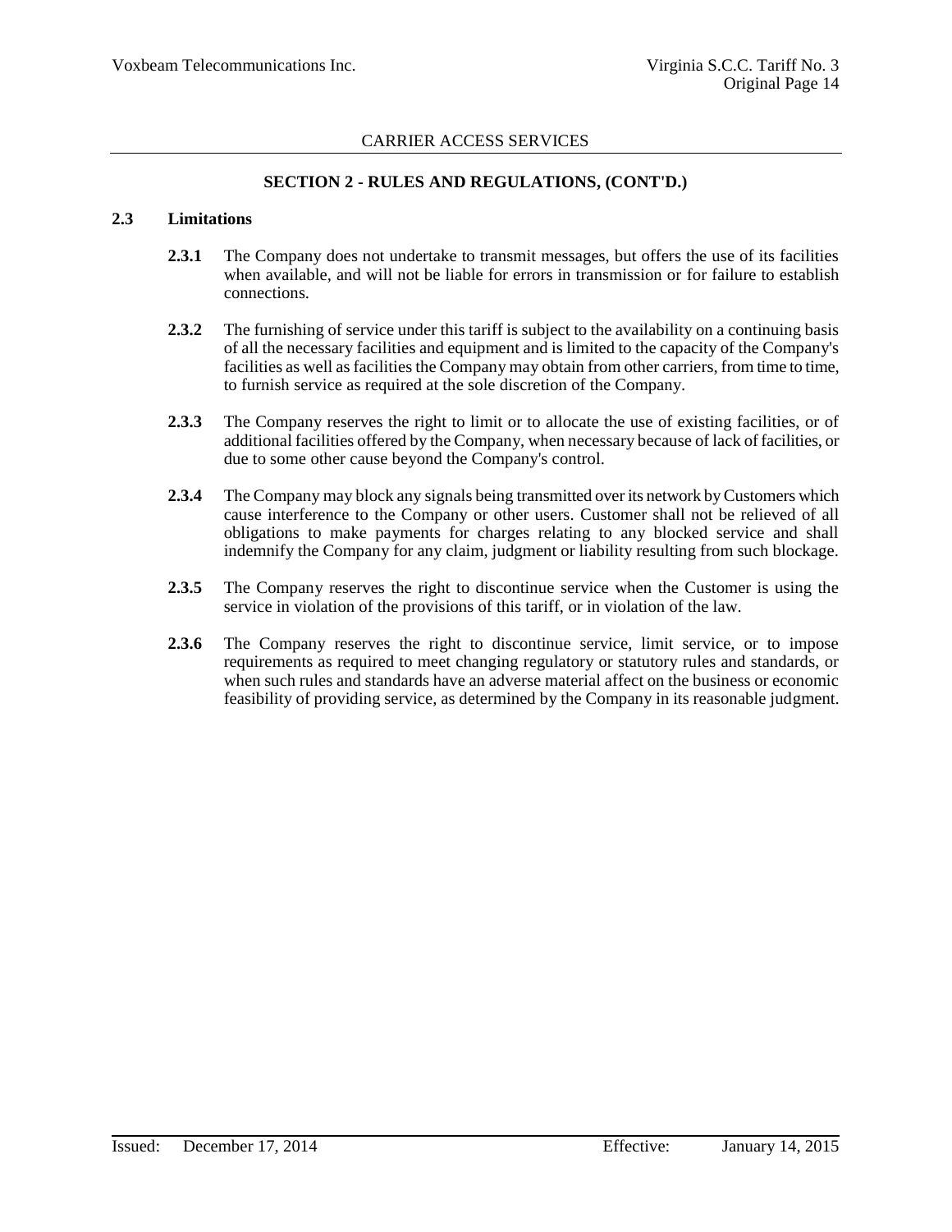## SECTION 2 - RULES AND REGULATIONS, (CONT'D.)

### 2.3 Limitations

**2.3.1** The Company does not undertake to transmit messages, but offers the use of its facilities when available, and will not be liable for errors in transmission or for failure to establish connections.

**2.3.2** The furnishing of service under this tariff is subject to the availability on a continuing basis of all the necessary facilities and equipment and is limited to the capacity of the Company's facilities as well as facilities the Company may obtain from other carriers, from time to time, to furnish service as required at the sole discretion of the Company.

**2.3.3** The Company reserves the right to limit or to allocate the use of existing facilities, or of additional facilities offered by the Company, when necessary because of lack of facilities, or due to some other cause beyond the Company's control.

**2.3.4** The Company may block any signals being transmitted over its network by Customers which cause interference to the Company or other users. Customer shall not be relieved of all obligations to make payments for charges relating to any blocked service and shall indemnify the Company for any claim, judgment or liability resulting from such blockage.

**2.3.5** The Company reserves the right to discontinue service when the Customer is using the service in violation of the provisions of this tariff, or in violation of the law.

**2.3.6** The Company reserves the right to discontinue service, limit service, or to impose requirements as required to meet changing regulatory or statutory rules and standards, or when such rules and standards have an adverse material affect on the business or economic feasibility of providing service, as determined by the Company in its reasonable judgment.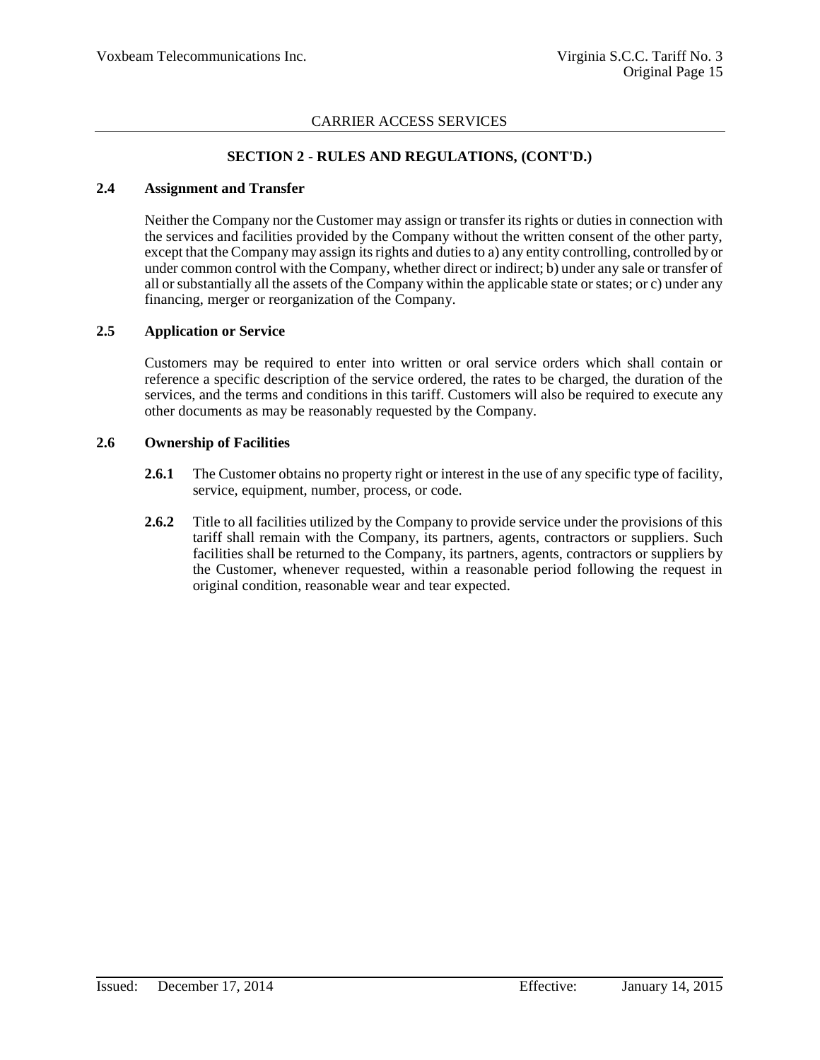CARRIER ACCESS SERVICES

## SECTION 2 - RULES AND REGULATIONS, (CONT'D.)

### 2.4 Assignment and Transfer

Neither the Company nor the Customer may assign or transfer its rights or duties in connection with the services and facilities provided by the Company without the written consent of the other party, except that the Company may assign its rights and duties to a) any entity controlling, controlled by or under common control with the Company, whether direct or indirect; b) under any sale or transfer of all or substantially all the assets of the Company within the applicable state or states; or c) under any financing, merger or reorganization of the Company.

### 2.5 Application or Service

Customers may be required to enter into written or oral service orders which shall contain or reference a specific description of the service ordered, the rates to be charged, the duration of the services, and the terms and conditions in this tariff. Customers will also be required to execute any other documents as may be reasonably requested by the Company.

### 2.6 Ownership of Facilities

**2.6.1** The Customer obtains no property right or interest in the use of any specific type of facility, service, equipment, number, process, or code.

**2.6.2** Title to all facilities utilized by the Company to provide service under the provisions of this tariff shall remain with the Company, its partners, agents, contractors or suppliers. Such facilities shall be returned to the Company, its partners, agents, contractors or suppliers by the Customer, whenever requested, within a reasonable period following the request in original condition, reasonable wear and tear expected.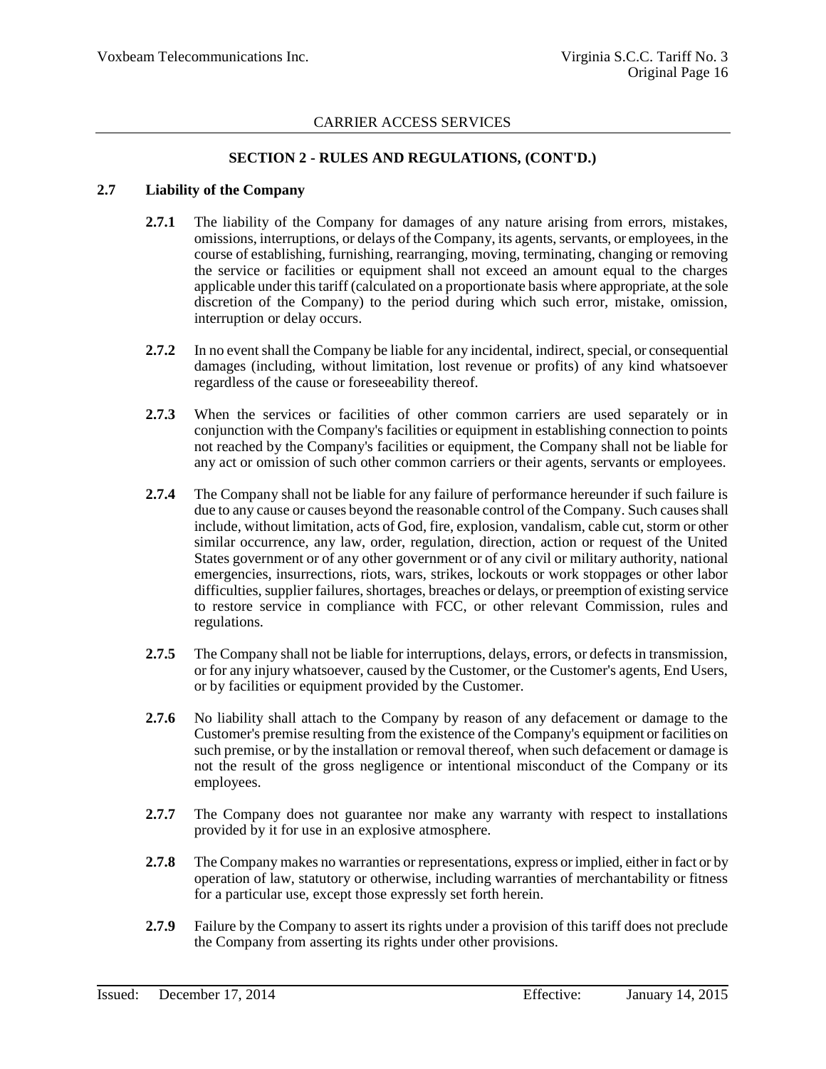## SECTION 2 - RULES AND REGULATIONS, (CONT'D.)

### 2.7 Liability of the Company

**2.7.1** The liability of the Company for damages of any nature arising from errors, mistakes, omissions, interruptions, or delays of the Company, its agents, servants, or employees, in the course of establishing, furnishing, rearranging, moving, terminating, changing or removing the service or facilities or equipment shall not exceed an amount equal to the charges applicable under this tariff (calculated on a proportionate basis where appropriate, at the sole discretion of the Company) to the period during which such error, mistake, omission, interruption or delay occurs.

**2.7.2** In no event shall the Company be liable for any incidental, indirect, special, or consequential damages (including, without limitation, lost revenue or profits) of any kind whatsoever regardless of the cause or foreseeability thereof.

**2.7.3** When the services or facilities of other common carriers are used separately or in conjunction with the Company's facilities or equipment in establishing connection to points not reached by the Company's facilities or equipment, the Company shall not be liable for any act or omission of such other common carriers or their agents, servants or employees.

**2.7.4** The Company shall not be liable for any failure of performance hereunder if such failure is due to any cause or causes beyond the reasonable control of the Company. Such causes shall include, without limitation, acts of God, fire, explosion, vandalism, cable cut, storm or other similar occurrence, any law, order, regulation, direction, action or request of the United States government or of any other government or of any civil or military authority, national emergencies, insurrections, riots, wars, strikes, lockouts or work stoppages or other labor difficulties, supplier failures, shortages, breaches or delays, or preemption of existing service to restore service in compliance with FCC, or other relevant Commission, rules and regulations.

**2.7.5** The Company shall not be liable for interruptions, delays, errors, or defects in transmission, or for any injury whatsoever, caused by the Customer, or the Customer's agents, End Users, or by facilities or equipment provided by the Customer.

**2.7.6** No liability shall attach to the Company by reason of any defacement or damage to the Customer's premise resulting from the existence of the Company's equipment or facilities on such premise, or by the installation or removal thereof, when such defacement or damage is not the result of the gross negligence or intentional misconduct of the Company or its employees.

**2.7.7** The Company does not guarantee nor make any warranty with respect to installations provided by it for use in an explosive atmosphere.

**2.7.8** The Company makes no warranties or representations, express or implied, either in fact or by operation of law, statutory or otherwise, including warranties of merchantability or fitness for a particular use, except those expressly set forth herein.

**2.7.9** Failure by the Company to assert its rights under a provision of this tariff does not preclude the Company from asserting its rights under other provisions.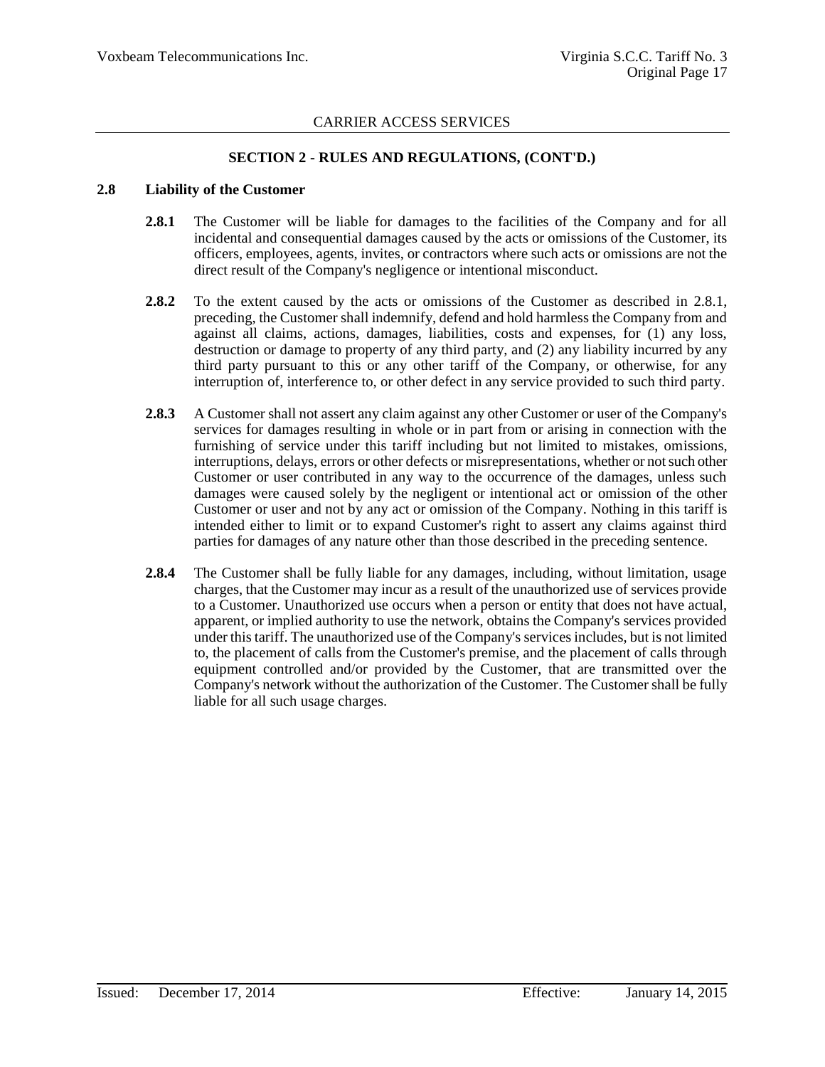## SECTION 2 - RULES AND REGULATIONS, (CONT'D.)

### 2.8 Liability of the Customer

**2.8.1** The Customer will be liable for damages to the facilities of the Company and for all incidental and consequential damages caused by the acts or omissions of the Customer, its officers, employees, agents, invites, or contractors where such acts or omissions are not the direct result of the Company's negligence or intentional misconduct.

**2.8.2** To the extent caused by the acts or omissions of the Customer as described in 2.8.1, preceding, the Customer shall indemnify, defend and hold harmless the Company from and against all claims, actions, damages, liabilities, costs and expenses, for (1) any loss, destruction or damage to property of any third party, and (2) any liability incurred by any third party pursuant to this or any other tariff of the Company, or otherwise, for any interruption of, interference to, or other defect in any service provided to such third party.

**2.8.3** A Customer shall not assert any claim against any other Customer or user of the Company's services for damages resulting in whole or in part from or arising in connection with the furnishing of service under this tariff including but not limited to mistakes, omissions, interruptions, delays, errors or other defects or misrepresentations, whether or not such other Customer or user contributed in any way to the occurrence of the damages, unless such damages were caused solely by the negligent or intentional act or omission of the other Customer or user and not by any act or omission of the Company. Nothing in this tariff is intended either to limit or to expand Customer's right to assert any claims against third parties for damages of any nature other than those described in the preceding sentence.

**2.8.4** The Customer shall be fully liable for any damages, including, without limitation, usage charges, that the Customer may incur as a result of the unauthorized use of services provide to a Customer. Unauthorized use occurs when a person or entity that does not have actual, apparent, or implied authority to use the network, obtains the Company's services provided under this tariff. The unauthorized use of the Company's services includes, but is not limited to, the placement of calls from the Customer's premise, and the placement of calls through equipment controlled and/or provided by the Customer, that are transmitted over the Company's network without the authorization of the Customer. The Customer shall be fully liable for all such usage charges.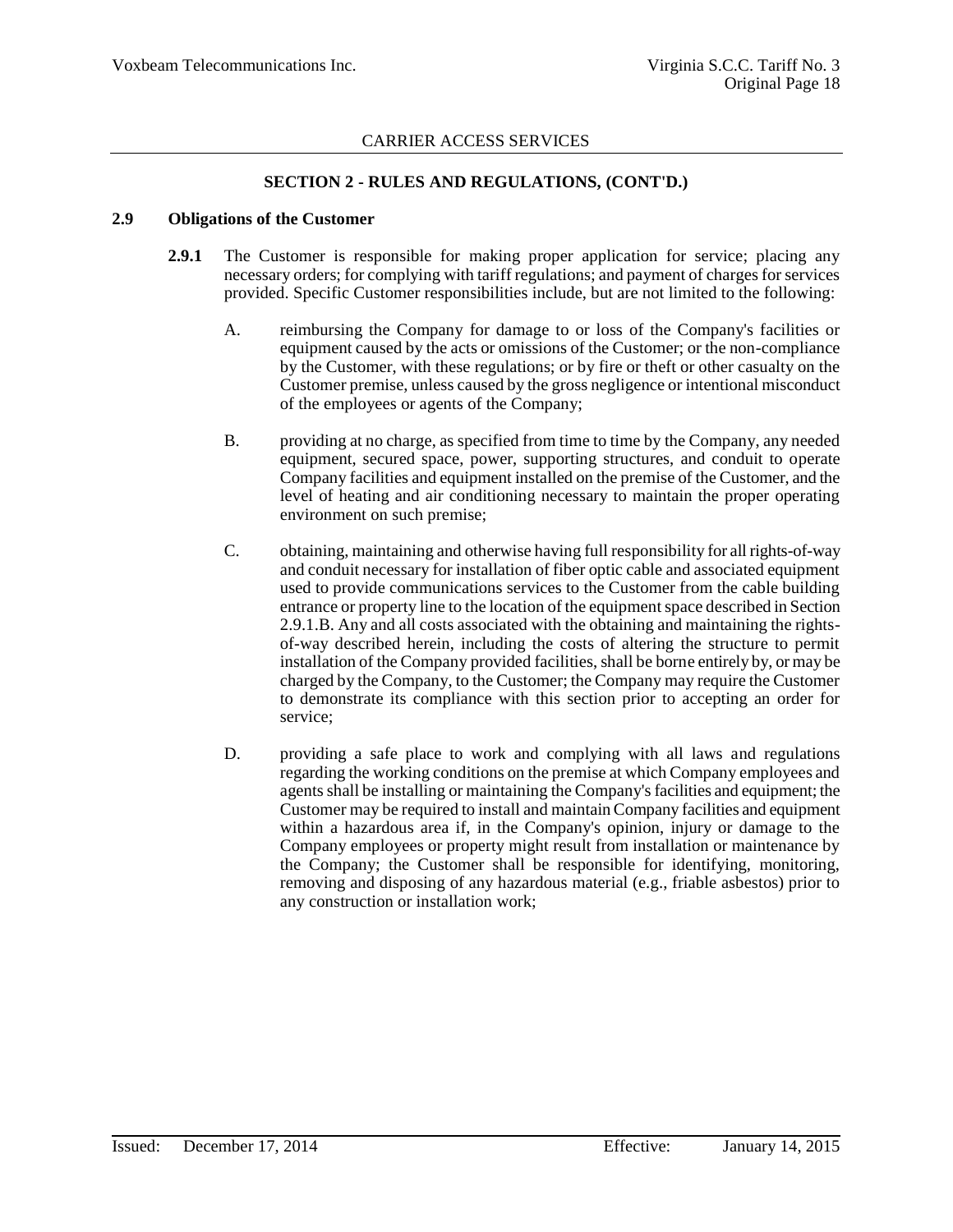## SECTION 2 - RULES AND REGULATIONS, (CONT'D.)

### 2.9 Obligations of the Customer

**2.9.1** The Customer is responsible for making proper application for service; placing any necessary orders; for complying with tariff regulations; and payment of charges for services provided. Specific Customer responsibilities include, but are not limited to the following:

A. reimbursing the Company for damage to or loss of the Company's facilities or equipment caused by the acts or omissions of the Customer; or the non-compliance by the Customer, with these regulations; or by fire or theft or other casualty on the Customer premise, unless caused by the gross negligence or intentional misconduct of the employees or agents of the Company;

B. providing at no charge, as specified from time to time by the Company, any needed equipment, secured space, power, supporting structures, and conduit to operate Company facilities and equipment installed on the premise of the Customer, and the level of heating and air conditioning necessary to maintain the proper operating environment on such premise;

C. obtaining, maintaining and otherwise having full responsibility for all rights-of-way and conduit necessary for installation of fiber optic cable and associated equipment used to provide communications services to the Customer from the cable building entrance or property line to the location of the equipment space described in Section 2.9.1.B. Any and all costs associated with the obtaining and maintaining the rights-of-way described herein, including the costs of altering the structure to permit installation of the Company provided facilities, shall be borne entirely by, or may be charged by the Company, to the Customer; the Company may require the Customer to demonstrate its compliance with this section prior to accepting an order for service;

D. providing a safe place to work and complying with all laws and regulations regarding the working conditions on the premise at which Company employees and agents shall be installing or maintaining the Company's facilities and equipment; the Customer may be required to install and maintain Company facilities and equipment within a hazardous area if, in the Company's opinion, injury or damage to the Company employees or property might result from installation or maintenance by the Company; the Customer shall be responsible for identifying, monitoring, removing and disposing of any hazardous material (e.g., friable asbestos) prior to any construction or installation work;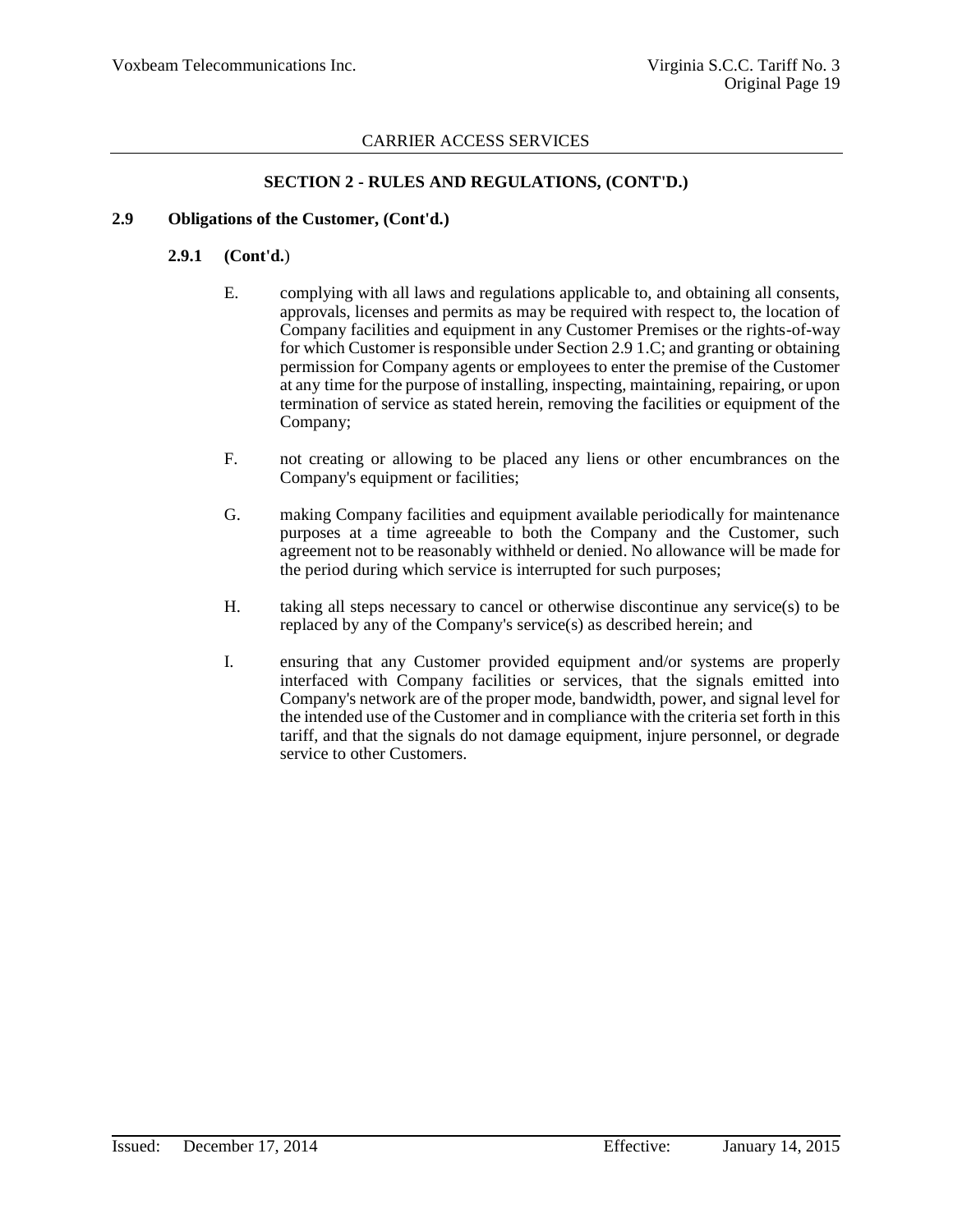CARRIER ACCESS SERVICES

## SECTION 2 - RULES AND REGULATIONS, (CONT'D.)

### 2.9 Obligations of the Customer, (Cont'd.)

#### 2.9.1 (Cont'd.)

E. complying with all laws and regulations applicable to, and obtaining all consents, approvals, licenses and permits as may be required with respect to, the location of Company facilities and equipment in any Customer Premises or the rights-of-way for which Customer is responsible under Section 2.9 1.C; and granting or obtaining permission for Company agents or employees to enter the premise of the Customer at any time for the purpose of installing, inspecting, maintaining, repairing, or upon termination of service as stated herein, removing the facilities or equipment of the Company;

F. not creating or allowing to be placed any liens or other encumbrances on the Company's equipment or facilities;

G. making Company facilities and equipment available periodically for maintenance purposes at a time agreeable to both the Company and the Customer, such agreement not to be reasonably withheld or denied. No allowance will be made for the period during which service is interrupted for such purposes;

H. taking all steps necessary to cancel or otherwise discontinue any service(s) to be replaced by any of the Company's service(s) as described herein; and

I. ensuring that any Customer provided equipment and/or systems are properly interfaced with Company facilities or services, that the signals emitted into Company's network are of the proper mode, bandwidth, power, and signal level for the intended use of the Customer and in compliance with the criteria set forth in this tariff, and that the signals do not damage equipment, injure personnel, or degrade service to other Customers.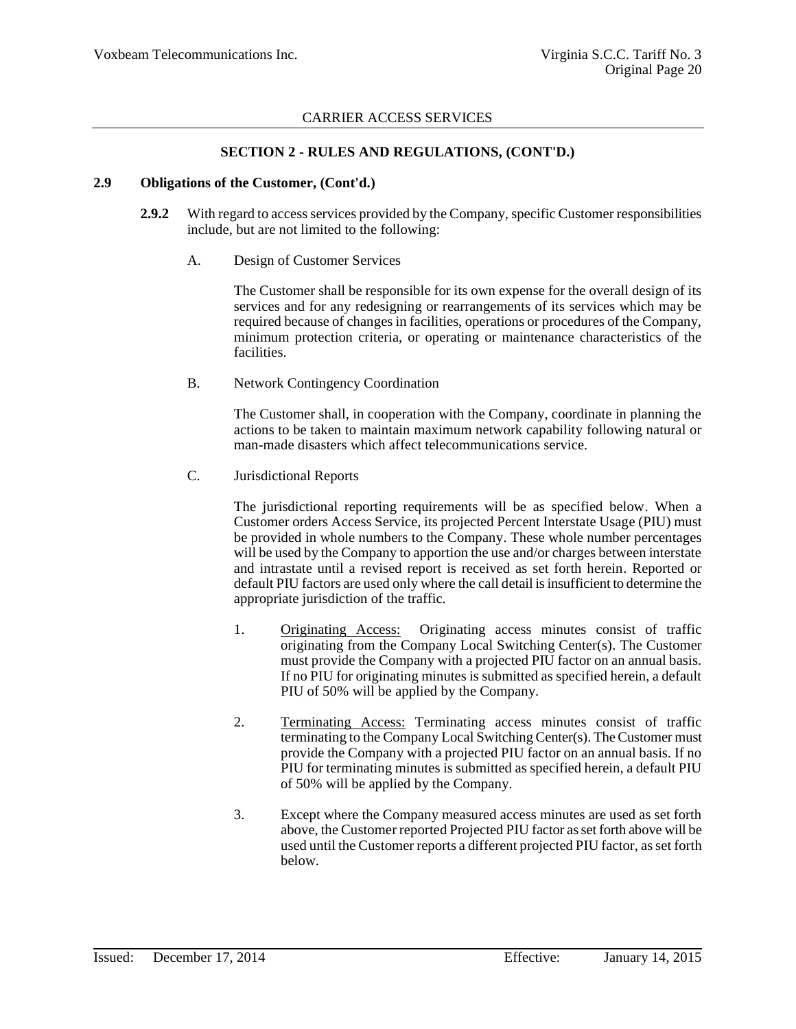CARRIER ACCESS SERVICES

## SECTION 2 - RULES AND REGULATIONS, (CONT'D.)

### 2.9 Obligations of the Customer, (Cont'd.)

**2.9.2** With regard to access services provided by the Company, specific Customer responsibilities include, but are not limited to the following:

A. Design of Customer Services

The Customer shall be responsible for its own expense for the overall design of its services and for any redesigning or rearrangements of its services which may be required because of changes in facilities, operations or procedures of the Company, minimum protection criteria, or operating or maintenance characteristics of the facilities.

B. Network Contingency Coordination

The Customer shall, in cooperation with the Company, coordinate in planning the actions to be taken to maintain maximum network capability following natural or man-made disasters which affect telecommunications service.

C. Jurisdictional Reports

The jurisdictional reporting requirements will be as specified below. When a Customer orders Access Service, its projected Percent Interstate Usage (PIU) must be provided in whole numbers to the Company. These whole number percentages will be used by the Company to apportion the use and/or charges between interstate and intrastate until a revised report is received as set forth herein. Reported or default PIU factors are used only where the call detail is insufficient to determine the appropriate jurisdiction of the traffic.

1. Originating Access: Originating access minutes consist of traffic originating from the Company Local Switching Center(s). The Customer must provide the Company with a projected PIU factor on an annual basis. If no PIU for originating minutes is submitted as specified herein, a default PIU of 50% will be applied by the Company.

2. Terminating Access: Terminating access minutes consist of traffic terminating to the Company Local Switching Center(s). The Customer must provide the Company with a projected PIU factor on an annual basis. If no PIU for terminating minutes is submitted as specified herein, a default PIU of 50% will be applied by the Company.

3. Except where the Company measured access minutes are used as set forth above, the Customer reported Projected PIU factor as set forth above will be used until the Customer reports a different projected PIU factor, as set forth below.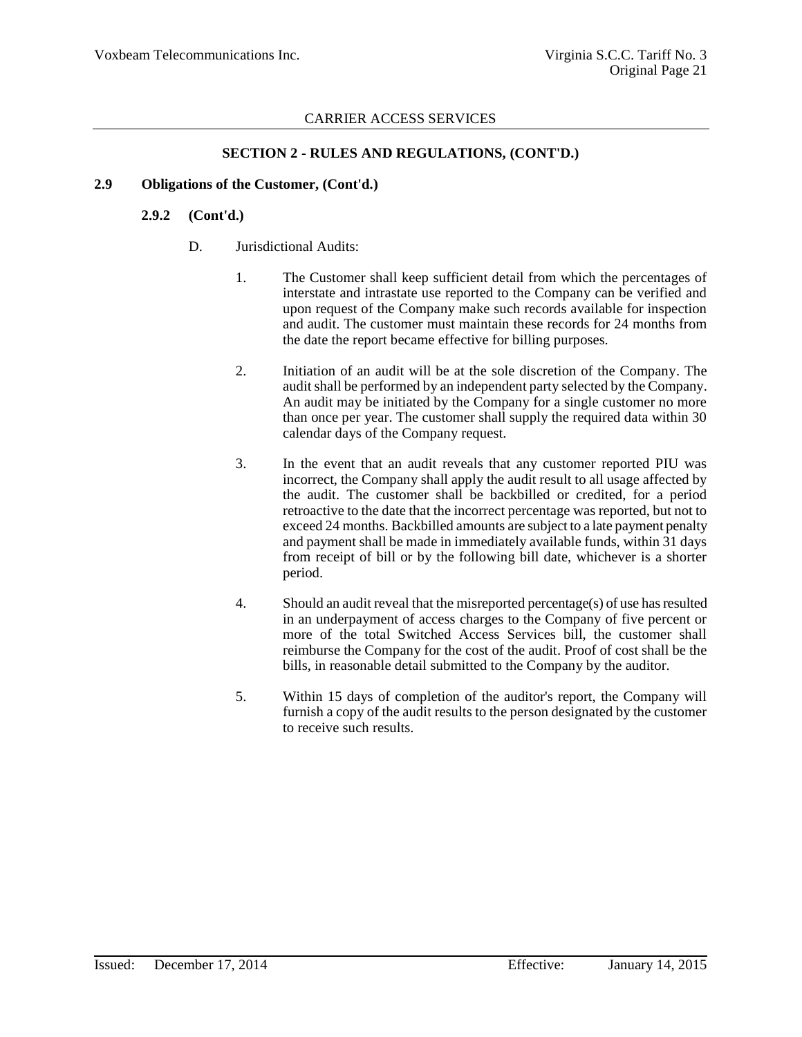## SECTION 2 - RULES AND REGULATIONS, (CONT'D.)

### 2.9 Obligations of the Customer, (Cont'd.)

#### 2.9.2 (Cont'd.)

D. Jurisdictional Audits:

1. The Customer shall keep sufficient detail from which the percentages of interstate and intrastate use reported to the Company can be verified and upon request of the Company make such records available for inspection and audit. The customer must maintain these records for 24 months from the date the report became effective for billing purposes.

2. Initiation of an audit will be at the sole discretion of the Company. The audit shall be performed by an independent party selected by the Company. An audit may be initiated by the Company for a single customer no more than once per year. The customer shall supply the required data within 30 calendar days of the Company request.

3. In the event that an audit reveals that any customer reported PIU was incorrect, the Company shall apply the audit result to all usage affected by the audit. The customer shall be backbilled or credited, for a period retroactive to the date that the incorrect percentage was reported, but not to exceed 24 months. Backbilled amounts are subject to a late payment penalty and payment shall be made in immediately available funds, within 31 days from receipt of bill or by the following bill date, whichever is a shorter period.

4. Should an audit reveal that the misreported percentage(s) of use has resulted in an underpayment of access charges to the Company of five percent or more of the total Switched Access Services bill, the customer shall reimburse the Company for the cost of the audit. Proof of cost shall be the bills, in reasonable detail submitted to the Company by the auditor.

5. Within 15 days of completion of the auditor's report, the Company will furnish a copy of the audit results to the person designated by the customer to receive such results.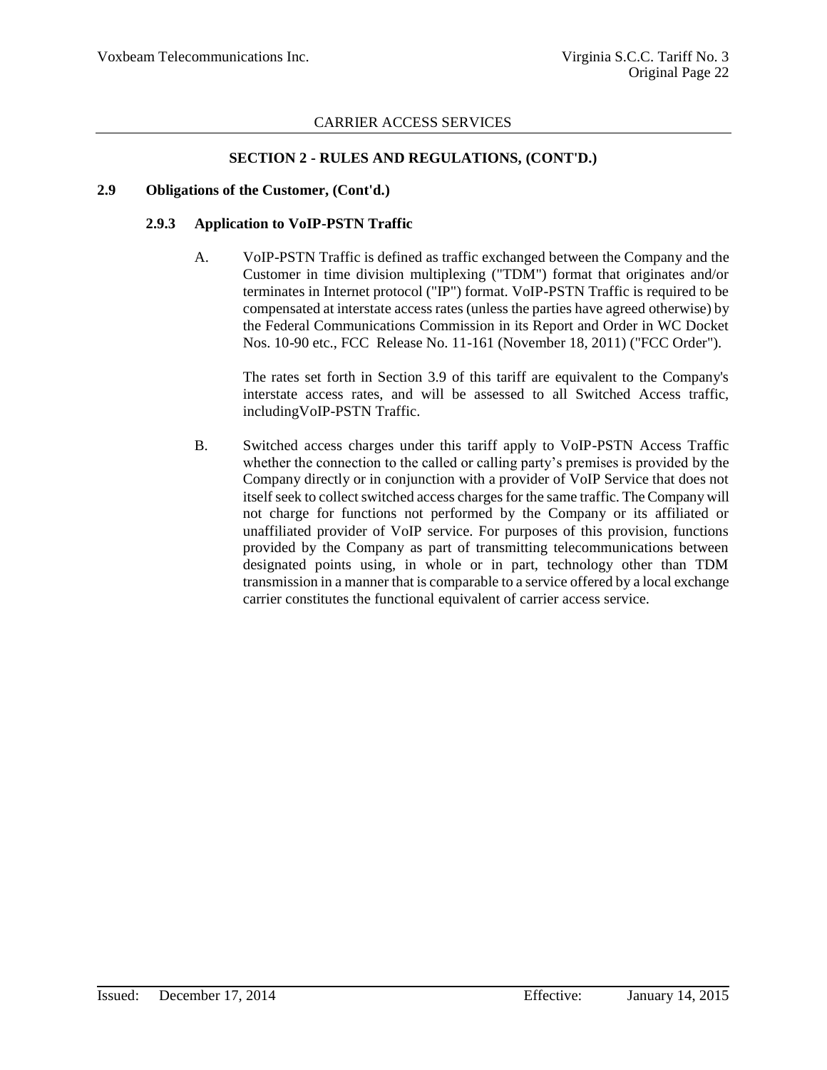CARRIER ACCESS SERVICES

## SECTION 2 - RULES AND REGULATIONS, (CONT'D.)

### 2.9 Obligations of the Customer, (Cont'd.)

#### 2.9.3 Application to VoIP-PSTN Traffic

A. VoIP-PSTN Traffic is defined as traffic exchanged between the Company and the Customer in time division multiplexing ("TDM") format that originates and/or terminates in Internet protocol ("IP") format. VoIP-PSTN Traffic is required to be compensated at interstate access rates (unless the parties have agreed otherwise) by the Federal Communications Commission in its Report and Order in WC Docket Nos. 10-90 etc., FCC Release No. 11-161 (November 18, 2011) ("FCC Order").

The rates set forth in Section 3.9 of this tariff are equivalent to the Company's interstate access rates, and will be assessed to all Switched Access traffic, includingVoIP-PSTN Traffic.

B. Switched access charges under this tariff apply to VoIP-PSTN Access Traffic whether the connection to the called or calling party's premises is provided by the Company directly or in conjunction with a provider of VoIP Service that does not itself seek to collect switched access charges for the same traffic. The Company will not charge for functions not performed by the Company or its affiliated or unaffiliated provider of VoIP service. For purposes of this provision, functions provided by the Company as part of transmitting telecommunications between designated points using, in whole or in part, technology other than TDM transmission in a manner that is comparable to a service offered by a local exchange carrier constitutes the functional equivalent of carrier access service.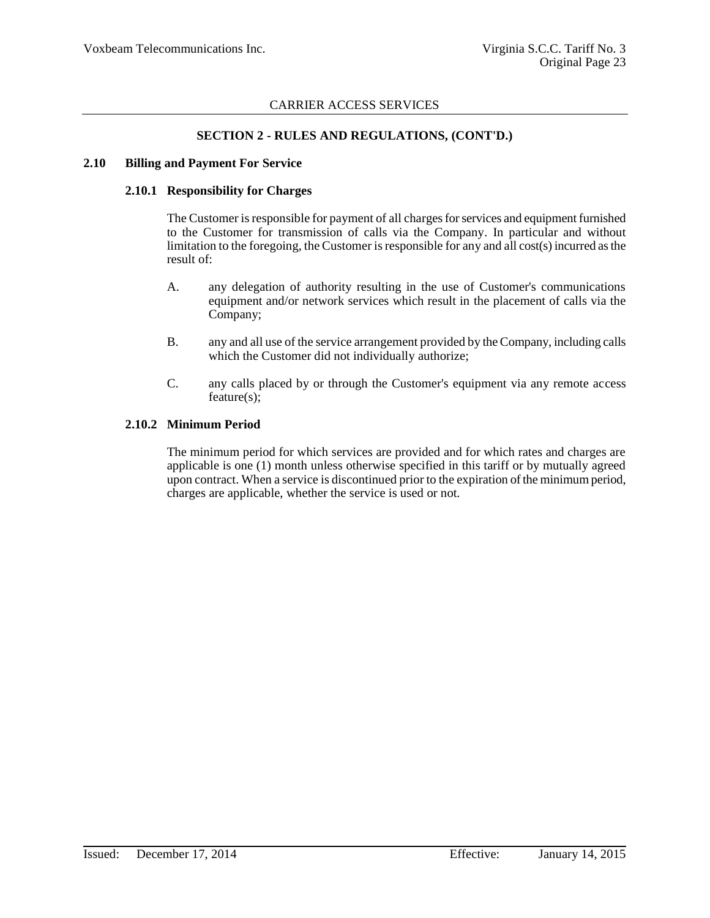CARRIER ACCESS SERVICES

## SECTION 2 - RULES AND REGULATIONS, (CONT'D.)

### 2.10 Billing and Payment For Service

#### 2.10.1 Responsibility for Charges

The Customer is responsible for payment of all charges for services and equipment furnished to the Customer for transmission of calls via the Company. In particular and without limitation to the foregoing, the Customer is responsible for any and all cost(s) incurred as the result of:

A. any delegation of authority resulting in the use of Customer's communications equipment and/or network services which result in the placement of calls via the Company;

B. any and all use of the service arrangement provided by the Company, including calls which the Customer did not individually authorize;

C. any calls placed by or through the Customer's equipment via any remote access feature(s);

#### 2.10.2 Minimum Period

The minimum period for which services are provided and for which rates and charges are applicable is one (1) month unless otherwise specified in this tariff or by mutually agreed upon contract. When a service is discontinued prior to the expiration of the minimum period, charges are applicable, whether the service is used or not.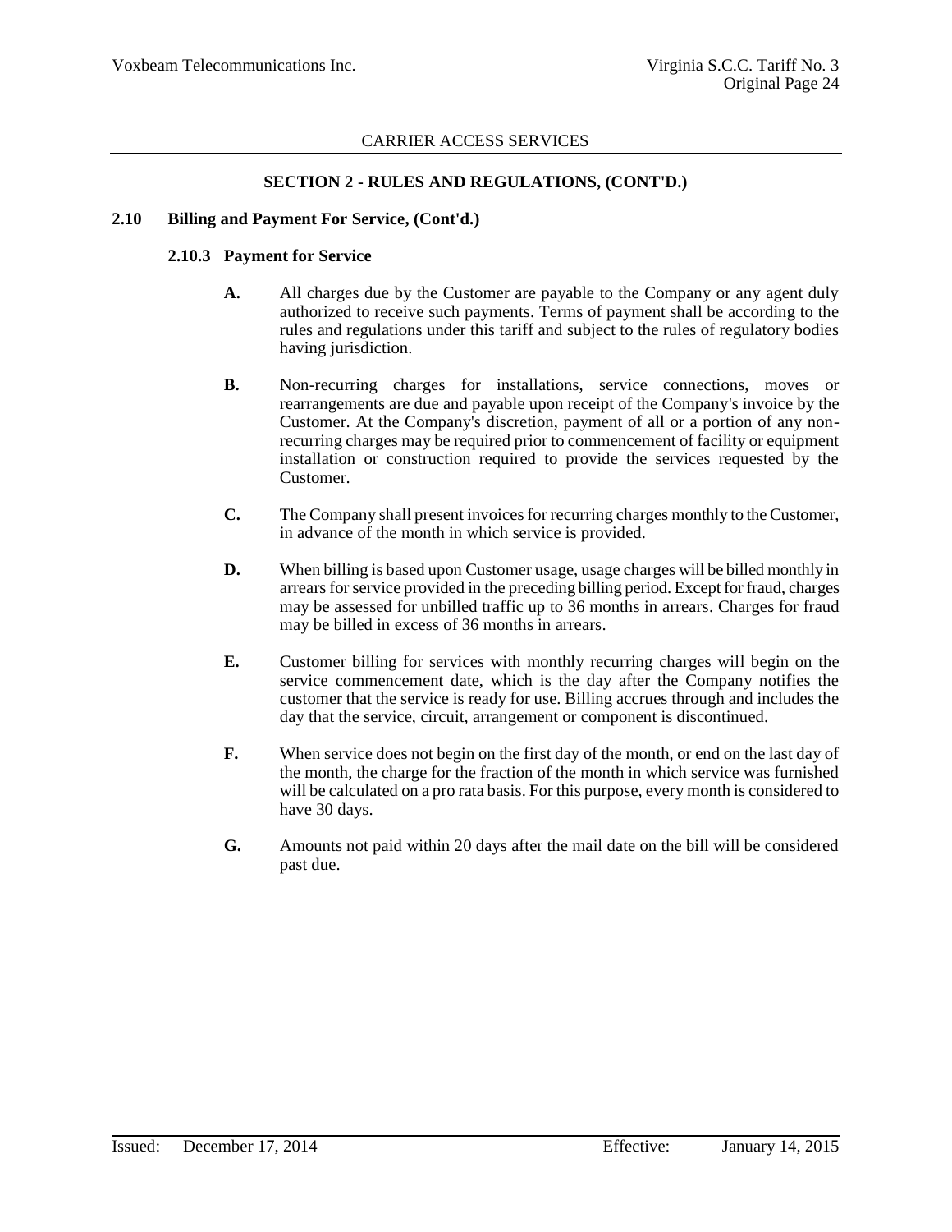## CARRIER ACCESS SERVICES

### SECTION 2 - RULES AND REGULATIONS, (CONT'D.)

**2.10 Billing and Payment For Service, (Cont'd.)**

**2.10.3 Payment for Service**

**A.** All charges due by the Customer are payable to the Company or any agent duly authorized to receive such payments. Terms of payment shall be according to the rules and regulations under this tariff and subject to the rules of regulatory bodies having jurisdiction.

**B.** Non-recurring charges for installations, service connections, moves or rearrangements are due and payable upon receipt of the Company's invoice by the Customer. At the Company's discretion, payment of all or a portion of any non-recurring charges may be required prior to commencement of facility or equipment installation or construction required to provide the services requested by the Customer.

**C.** The Company shall present invoices for recurring charges monthly to the Customer, in advance of the month in which service is provided.

**D.** When billing is based upon Customer usage, usage charges will be billed monthly in arrears for service provided in the preceding billing period. Except for fraud, charges may be assessed for unbilled traffic up to 36 months in arrears. Charges for fraud may be billed in excess of 36 months in arrears.

**E.** Customer billing for services with monthly recurring charges will begin on the service commencement date, which is the day after the Company notifies the customer that the service is ready for use. Billing accrues through and includes the day that the service, circuit, arrangement or component is discontinued.

**F.** When service does not begin on the first day of the month, or end on the last day of the month, the charge for the fraction of the month in which service was furnished will be calculated on a pro rata basis. For this purpose, every month is considered to have 30 days.

**G.** Amounts not paid within 20 days after the mail date on the bill will be considered past due.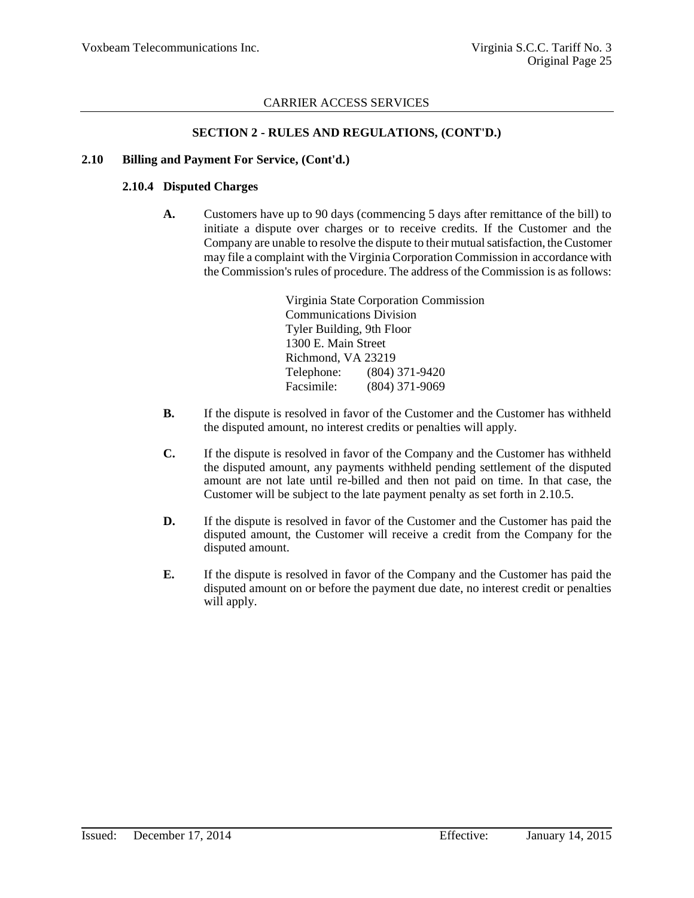## SECTION 2 - RULES AND REGULATIONS, (CONT'D.)

### 2.10 Billing and Payment For Service, (Cont'd.)

#### 2.10.4 Disputed Charges

**A.** Customers have up to 90 days (commencing 5 days after remittance of the bill) to initiate a dispute over charges or to receive credits. If the Customer and the Company are unable to resolve the dispute to their mutual satisfaction, the Customer may file a complaint with the Virginia Corporation Commission in accordance with the Commission's rules of procedure. The address of the Commission is as follows:

Virginia State Corporation Commission
Communications Division
Tyler Building, 9th Floor
1300 E. Main Street
Richmond, VA 23219
Telephone: (804) 371-9420
Facsimile: (804) 371-9069

**B.** If the dispute is resolved in favor of the Customer and the Customer has withheld the disputed amount, no interest credits or penalties will apply.

**C.** If the dispute is resolved in favor of the Company and the Customer has withheld the disputed amount, any payments withheld pending settlement of the disputed amount are not late until re-billed and then not paid on time. In that case, the Customer will be subject to the late payment penalty as set forth in 2.10.5.

**D.** If the dispute is resolved in favor of the Customer and the Customer has paid the disputed amount, the Customer will receive a credit from the Company for the disputed amount.

**E.** If the dispute is resolved in favor of the Company and the Customer has paid the disputed amount on or before the payment due date, no interest credit or penalties will apply.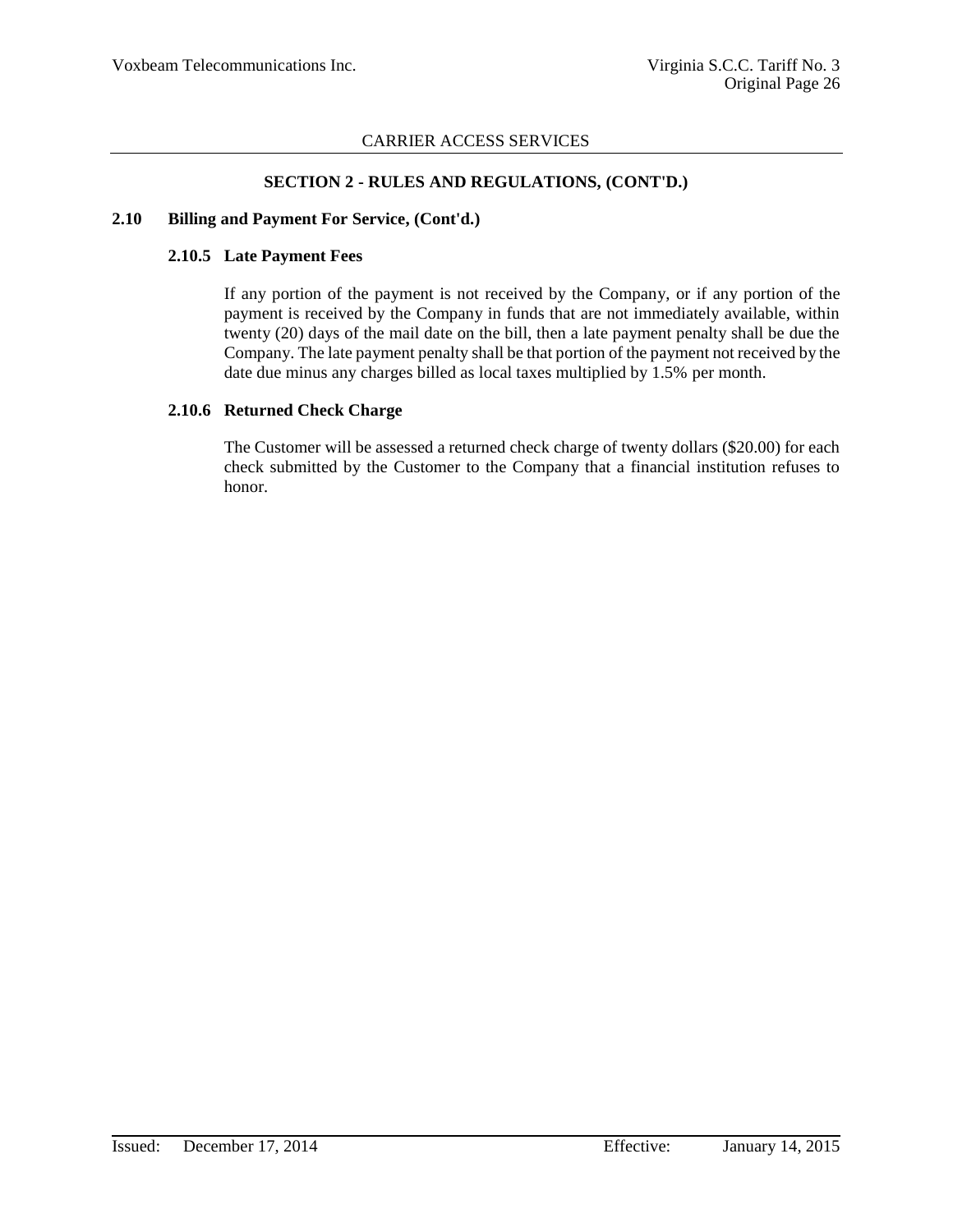## SECTION 2 - RULES AND REGULATIONS, (CONT'D.)

### 2.10 Billing and Payment For Service, (Cont'd.)

#### 2.10.5 Late Payment Fees

If any portion of the payment is not received by the Company, or if any portion of the payment is received by the Company in funds that are not immediately available, within twenty (20) days of the mail date on the bill, then a late payment penalty shall be due the Company. The late payment penalty shall be that portion of the payment not received by the date due minus any charges billed as local taxes multiplied by 1.5% per month.

#### 2.10.6 Returned Check Charge

The Customer will be assessed a returned check charge of twenty dollars ($20.00) for each check submitted by the Customer to the Company that a financial institution refuses to honor.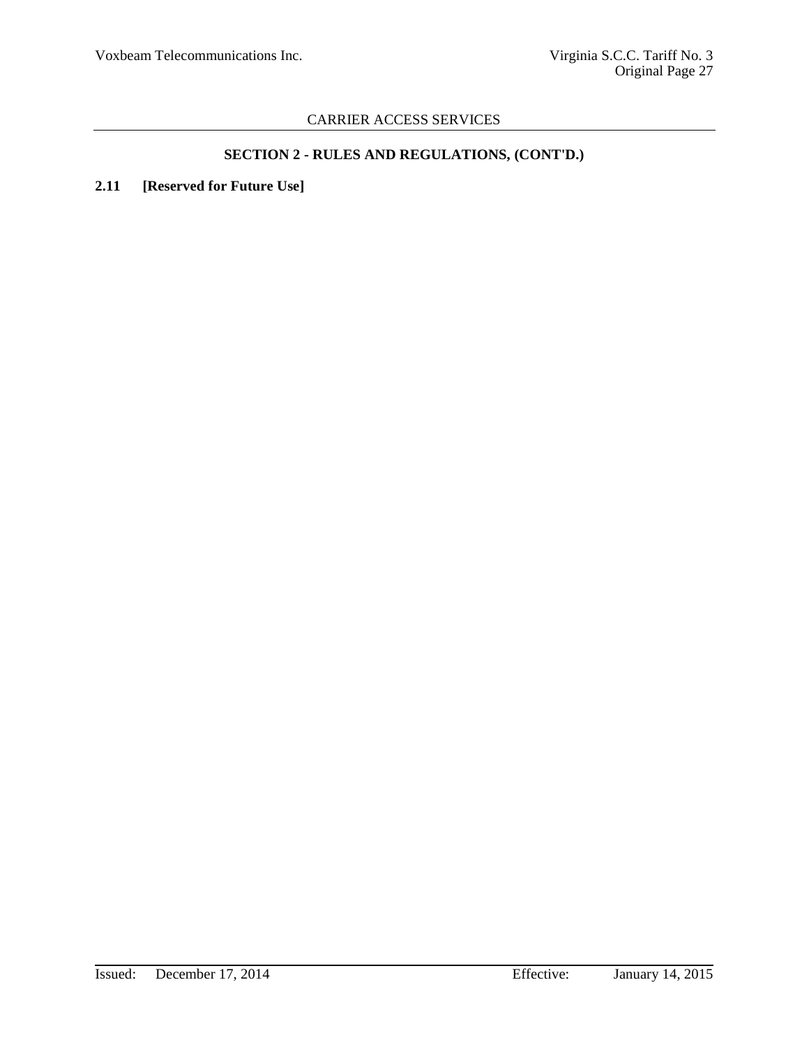## SECTION 2 - RULES AND REGULATIONS, (CONT'D.)

**2.11 [Reserved for Future Use]**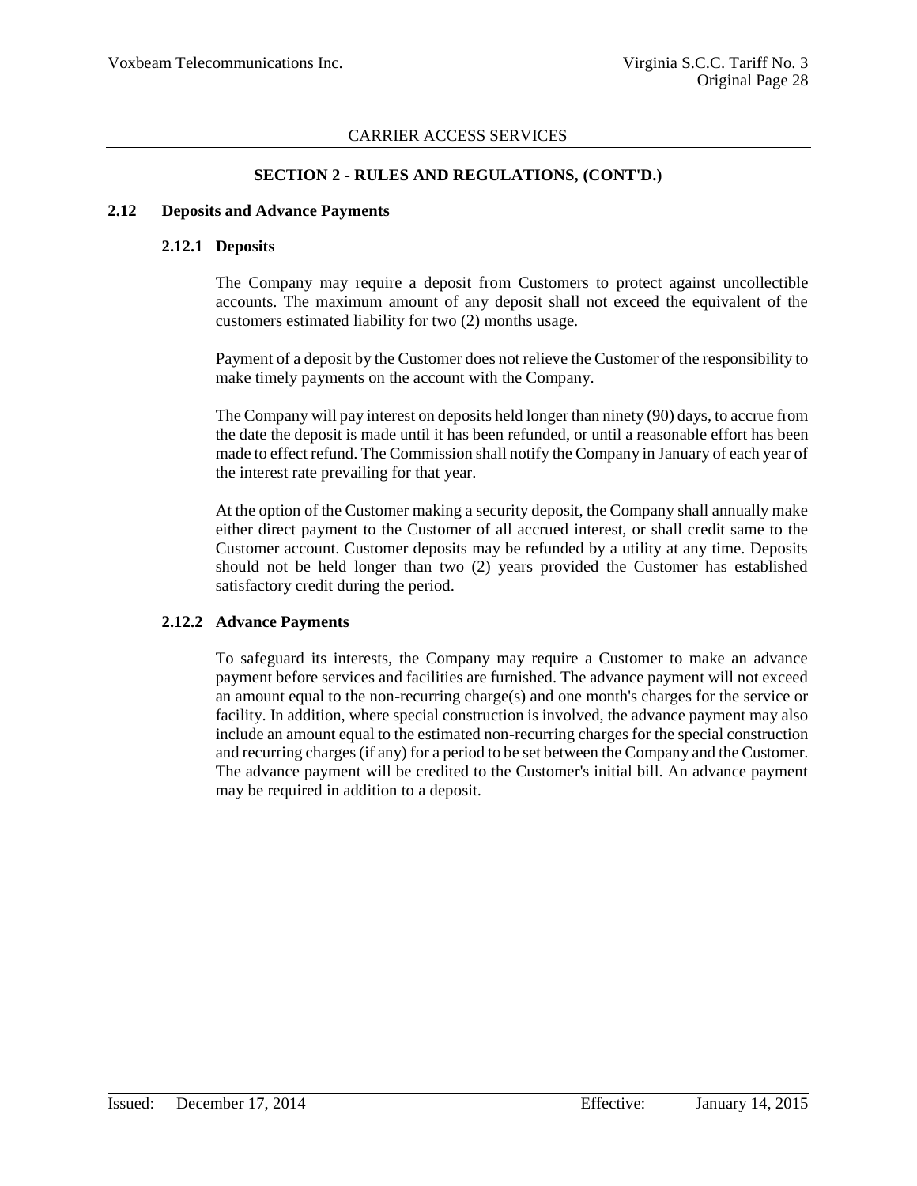CARRIER ACCESS SERVICES

## SECTION 2 - RULES AND REGULATIONS, (CONT'D.)

### 2.12 Deposits and Advance Payments

#### 2.12.1 Deposits

The Company may require a deposit from Customers to protect against uncollectible accounts. The maximum amount of any deposit shall not exceed the equivalent of the customers estimated liability for two (2) months usage.

Payment of a deposit by the Customer does not relieve the Customer of the responsibility to make timely payments on the account with the Company.

The Company will pay interest on deposits held longer than ninety (90) days, to accrue from the date the deposit is made until it has been refunded, or until a reasonable effort has been made to effect refund. The Commission shall notify the Company in January of each year of the interest rate prevailing for that year.

At the option of the Customer making a security deposit, the Company shall annually make either direct payment to the Customer of all accrued interest, or shall credit same to the Customer account. Customer deposits may be refunded by a utility at any time. Deposits should not be held longer than two (2) years provided the Customer has established satisfactory credit during the period.

#### 2.12.2 Advance Payments

To safeguard its interests, the Company may require a Customer to make an advance payment before services and facilities are furnished. The advance payment will not exceed an amount equal to the non-recurring charge(s) and one month's charges for the service or facility. In addition, where special construction is involved, the advance payment may also include an amount equal to the estimated non-recurring charges for the special construction and recurring charges (if any) for a period to be set between the Company and the Customer. The advance payment will be credited to the Customer's initial bill. An advance payment may be required in addition to a deposit.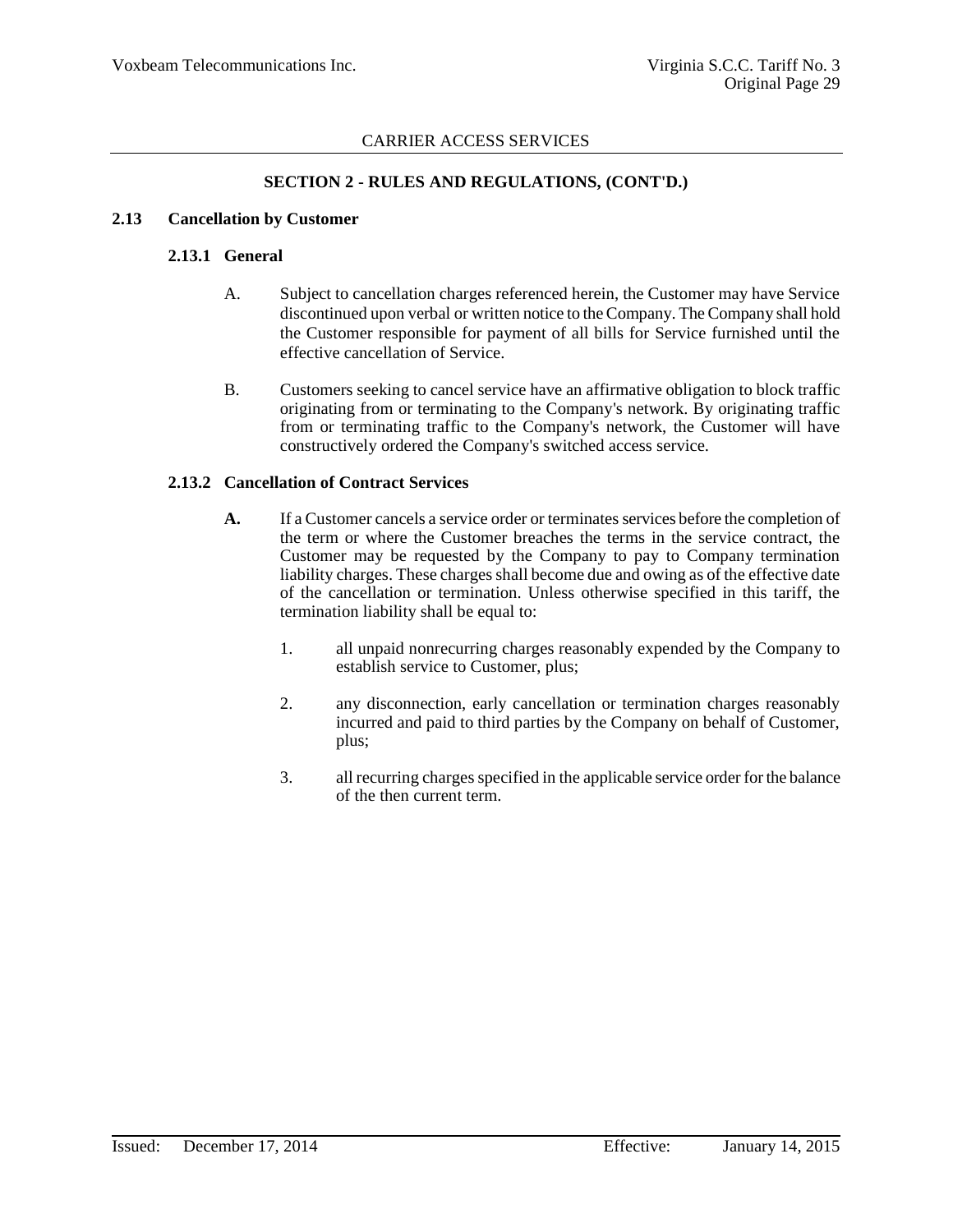CARRIER ACCESS SERVICES

**SECTION 2 - RULES AND REGULATIONS, (CONT'D.)**

## 2.13 Cancellation by Customer

### 2.13.1 General

A. Subject to cancellation charges referenced herein, the Customer may have Service discontinued upon verbal or written notice to the Company. The Company shall hold the Customer responsible for payment of all bills for Service furnished until the effective cancellation of Service.

B. Customers seeking to cancel service have an affirmative obligation to block traffic originating from or terminating to the Company's network. By originating traffic from or terminating traffic to the Company's network, the Customer will have constructively ordered the Company's switched access service.

### 2.13.2 Cancellation of Contract Services

**A.** If a Customer cancels a service order or terminates services before the completion of the term or where the Customer breaches the terms in the service contract, the Customer may be requested by the Company to pay to Company termination liability charges. These charges shall become due and owing as of the effective date of the cancellation or termination. Unless otherwise specified in this tariff, the termination liability shall be equal to:

1. all unpaid nonrecurring charges reasonably expended by the Company to establish service to Customer, plus;

2. any disconnection, early cancellation or termination charges reasonably incurred and paid to third parties by the Company on behalf of Customer, plus;

3. all recurring charges specified in the applicable service order for the balance of the then current term.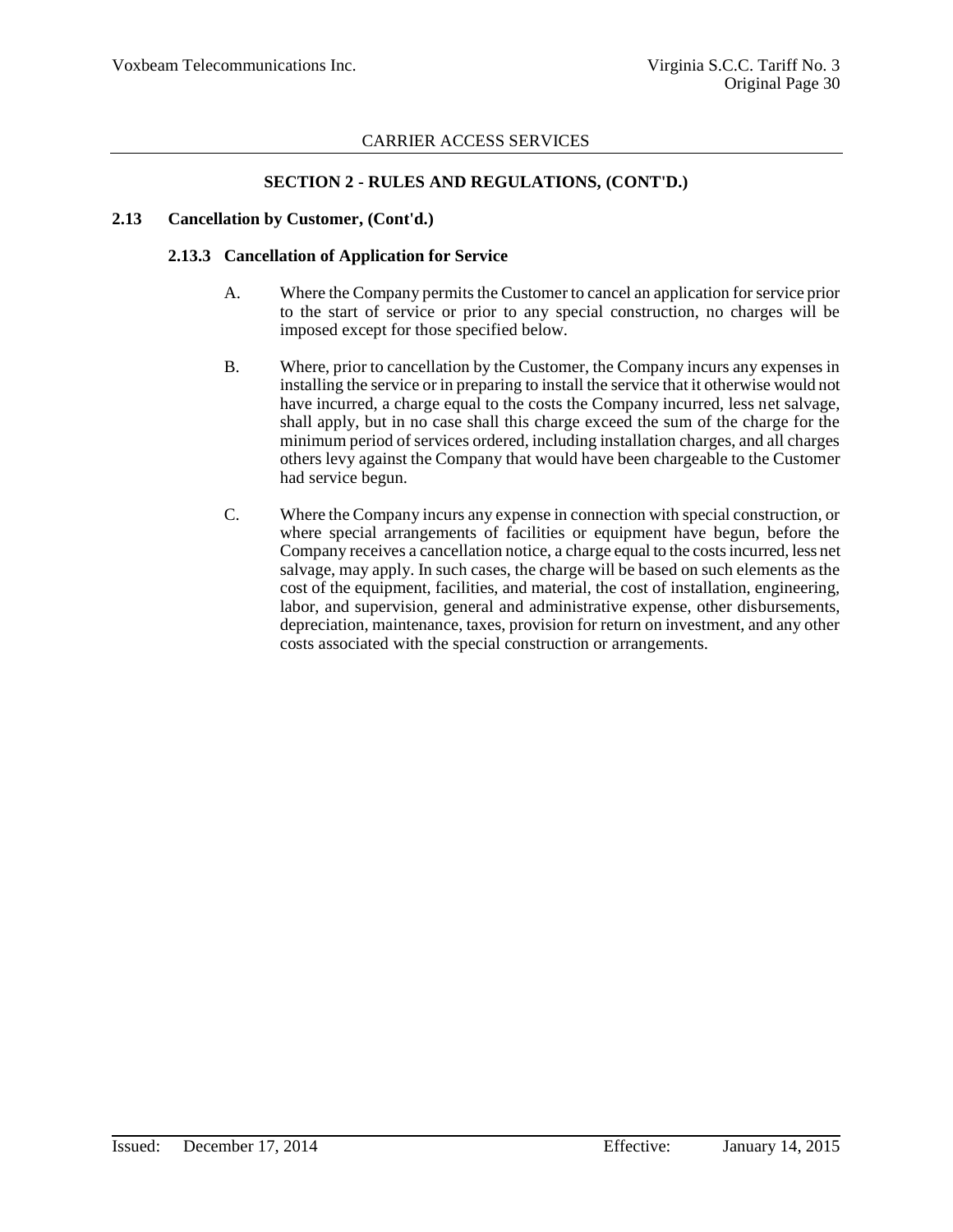## SECTION 2 - RULES AND REGULATIONS, (CONT'D.)

### 2.13 Cancellation by Customer, (Cont'd.)

#### 2.13.3 Cancellation of Application for Service

A. Where the Company permits the Customer to cancel an application for service prior to the start of service or prior to any special construction, no charges will be imposed except for those specified below.

B. Where, prior to cancellation by the Customer, the Company incurs any expenses in installing the service or in preparing to install the service that it otherwise would not have incurred, a charge equal to the costs the Company incurred, less net salvage, shall apply, but in no case shall this charge exceed the sum of the charge for the minimum period of services ordered, including installation charges, and all charges others levy against the Company that would have been chargeable to the Customer had service begun.

C. Where the Company incurs any expense in connection with special construction, or where special arrangements of facilities or equipment have begun, before the Company receives a cancellation notice, a charge equal to the costs incurred, less net salvage, may apply. In such cases, the charge will be based on such elements as the cost of the equipment, facilities, and material, the cost of installation, engineering, labor, and supervision, general and administrative expense, other disbursements, depreciation, maintenance, taxes, provision for return on investment, and any other costs associated with the special construction or arrangements.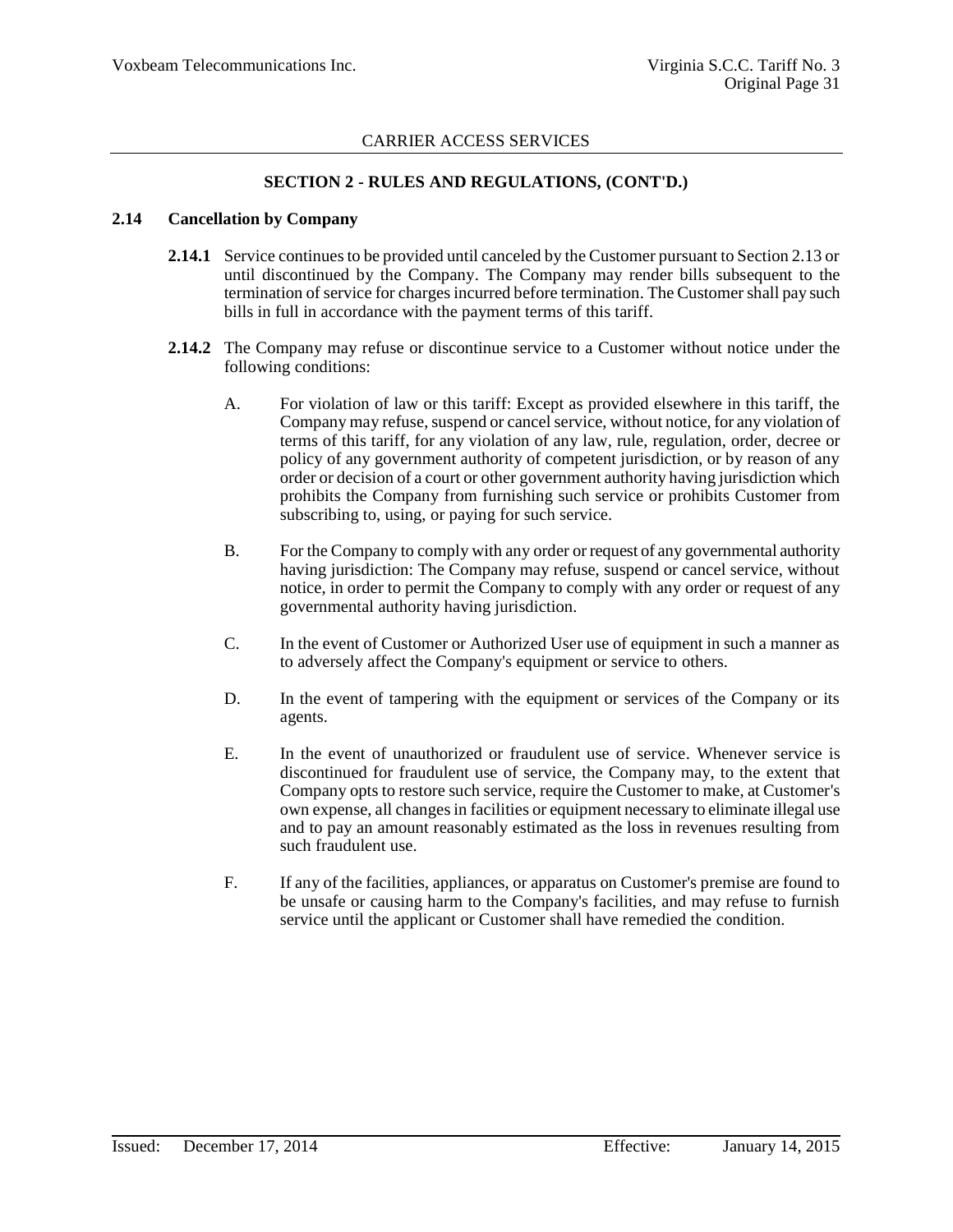## SECTION 2 - RULES AND REGULATIONS, (CONT'D.)

### 2.14 Cancellation by Company

**2.14.1** Service continues to be provided until canceled by the Customer pursuant to Section 2.13 or until discontinued by the Company. The Company may render bills subsequent to the termination of service for charges incurred before termination. The Customer shall pay such bills in full in accordance with the payment terms of this tariff.

**2.14.2** The Company may refuse or discontinue service to a Customer without notice under the following conditions:

A. For violation of law or this tariff: Except as provided elsewhere in this tariff, the Company may refuse, suspend or cancel service, without notice, for any violation of terms of this tariff, for any violation of any law, rule, regulation, order, decree or policy of any government authority of competent jurisdiction, or by reason of any order or decision of a court or other government authority having jurisdiction which prohibits the Company from furnishing such service or prohibits Customer from subscribing to, using, or paying for such service.

B. For the Company to comply with any order or request of any governmental authority having jurisdiction: The Company may refuse, suspend or cancel service, without notice, in order to permit the Company to comply with any order or request of any governmental authority having jurisdiction.

C. In the event of Customer or Authorized User use of equipment in such a manner as to adversely affect the Company's equipment or service to others.

D. In the event of tampering with the equipment or services of the Company or its agents.

E. In the event of unauthorized or fraudulent use of service. Whenever service is discontinued for fraudulent use of service, the Company may, to the extent that Company opts to restore such service, require the Customer to make, at Customer's own expense, all changes in facilities or equipment necessary to eliminate illegal use and to pay an amount reasonably estimated as the loss in revenues resulting from such fraudulent use.

F. If any of the facilities, appliances, or apparatus on Customer's premise are found to be unsafe or causing harm to the Company's facilities, and may refuse to furnish service until the applicant or Customer shall have remedied the condition.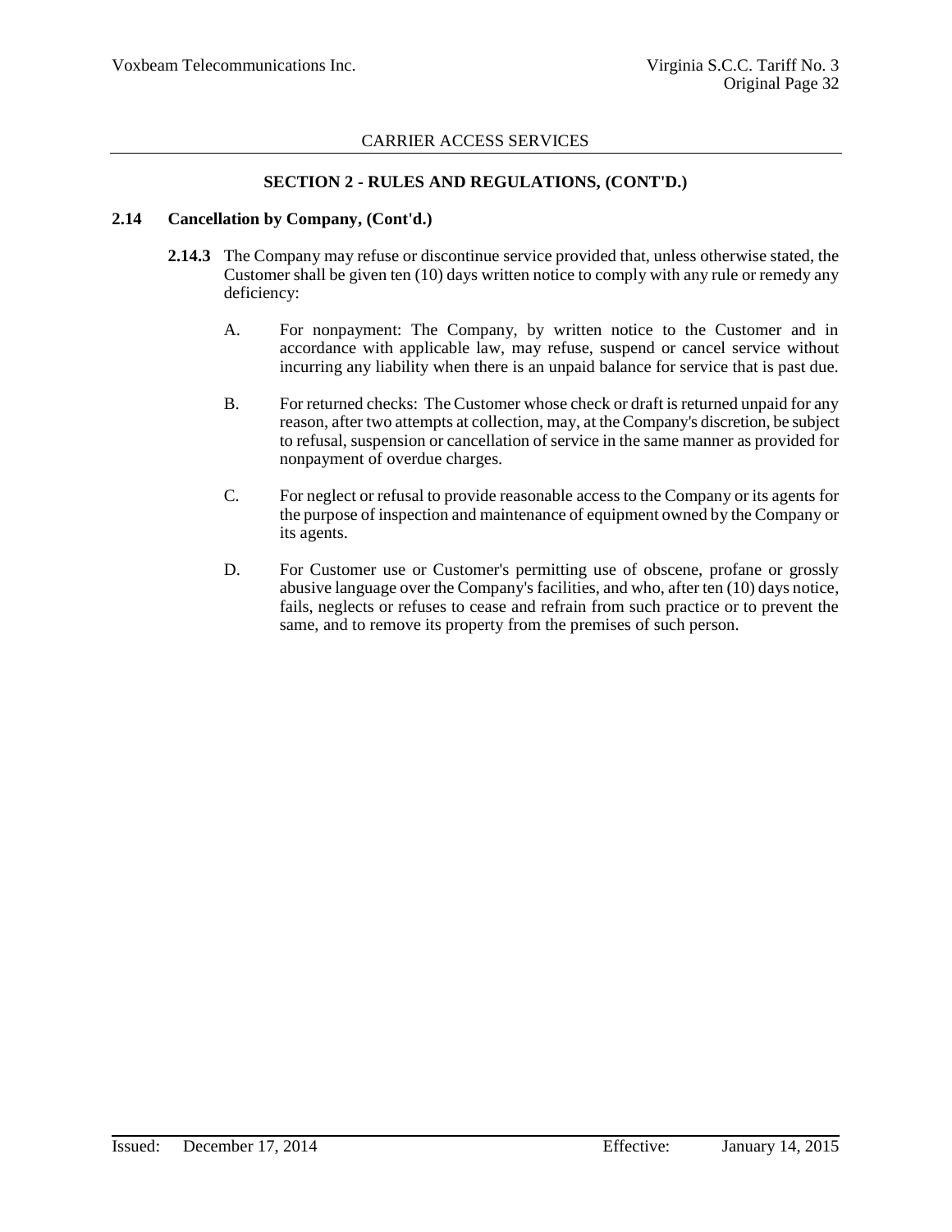CARRIER ACCESS SERVICES

## SECTION 2 - RULES AND REGULATIONS, (CONT'D.)

### 2.14 Cancellation by Company, (Cont'd.)

**2.14.3** The Company may refuse or discontinue service provided that, unless otherwise stated, the Customer shall be given ten (10) days written notice to comply with any rule or remedy any deficiency:

A. For nonpayment: The Company, by written notice to the Customer and in accordance with applicable law, may refuse, suspend or cancel service without incurring any liability when there is an unpaid balance for service that is past due.

B. For returned checks: The Customer whose check or draft is returned unpaid for any reason, after two attempts at collection, may, at the Company's discretion, be subject to refusal, suspension or cancellation of service in the same manner as provided for nonpayment of overdue charges.

C. For neglect or refusal to provide reasonable access to the Company or its agents for the purpose of inspection and maintenance of equipment owned by the Company or its agents.

D. For Customer use or Customer's permitting use of obscene, profane or grossly abusive language over the Company's facilities, and who, after ten (10) days notice, fails, neglects or refuses to cease and refrain from such practice or to prevent the same, and to remove its property from the premises of such person.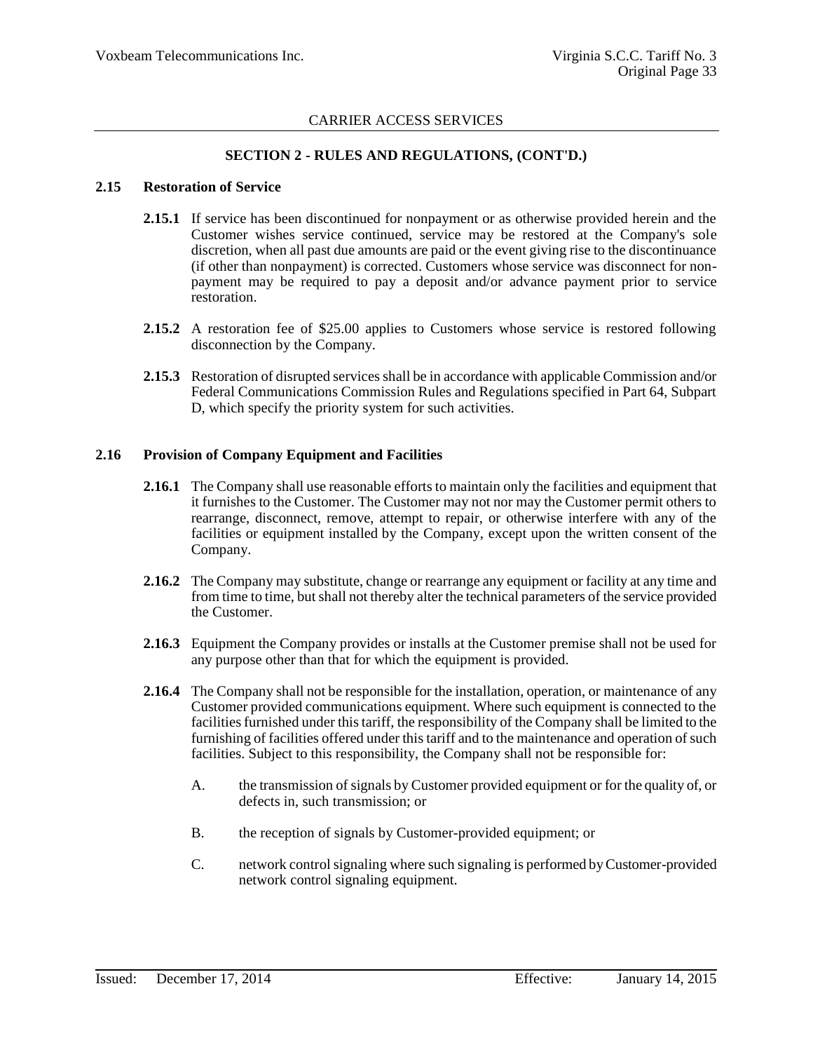## SECTION 2 - RULES AND REGULATIONS, (CONT'D.)

### 2.15 Restoration of Service

**2.15.1** If service has been discontinued for nonpayment or as otherwise provided herein and the Customer wishes service continued, service may be restored at the Company's sole discretion, when all past due amounts are paid or the event giving rise to the discontinuance (if other than nonpayment) is corrected. Customers whose service was disconnect for non-payment may be required to pay a deposit and/or advance payment prior to service restoration.

**2.15.2** A restoration fee of $25.00 applies to Customers whose service is restored following disconnection by the Company.

**2.15.3** Restoration of disrupted services shall be in accordance with applicable Commission and/or Federal Communications Commission Rules and Regulations specified in Part 64, Subpart D, which specify the priority system for such activities.

### 2.16 Provision of Company Equipment and Facilities

**2.16.1** The Company shall use reasonable efforts to maintain only the facilities and equipment that it furnishes to the Customer. The Customer may not nor may the Customer permit others to rearrange, disconnect, remove, attempt to repair, or otherwise interfere with any of the facilities or equipment installed by the Company, except upon the written consent of the Company.

**2.16.2** The Company may substitute, change or rearrange any equipment or facility at any time and from time to time, but shall not thereby alter the technical parameters of the service provided the Customer.

**2.16.3** Equipment the Company provides or installs at the Customer premise shall not be used for any purpose other than that for which the equipment is provided.

**2.16.4** The Company shall not be responsible for the installation, operation, or maintenance of any Customer provided communications equipment. Where such equipment is connected to the facilities furnished under this tariff, the responsibility of the Company shall be limited to the furnishing of facilities offered under this tariff and to the maintenance and operation of such facilities. Subject to this responsibility, the Company shall not be responsible for:

A. the transmission of signals by Customer provided equipment or for the quality of, or defects in, such transmission; or

B. the reception of signals by Customer-provided equipment; or

C. network control signaling where such signaling is performed by Customer-provided network control signaling equipment.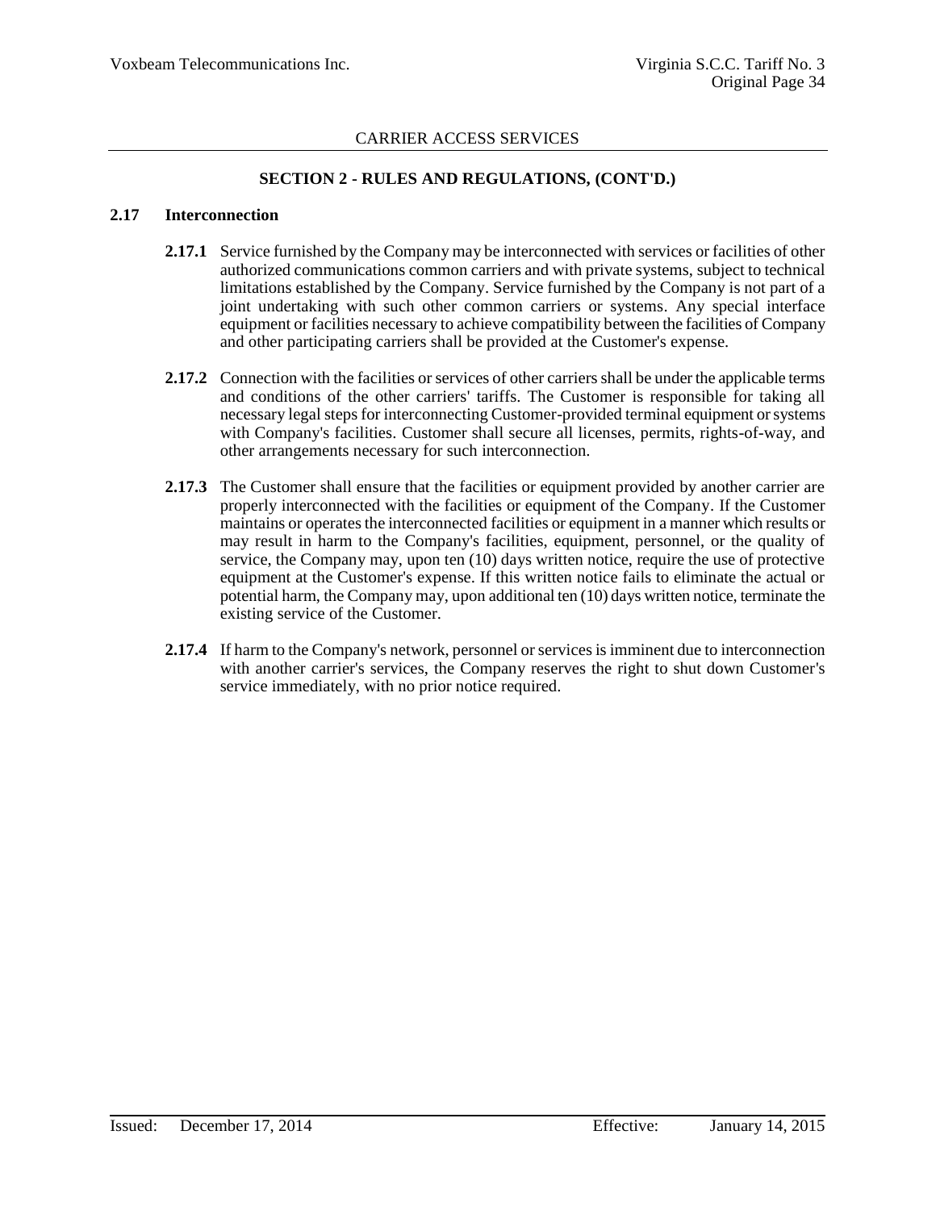## SECTION 2 - RULES AND REGULATIONS, (CONT'D.)

### 2.17 Interconnection

**2.17.1** Service furnished by the Company may be interconnected with services or facilities of other authorized communications common carriers and with private systems, subject to technical limitations established by the Company. Service furnished by the Company is not part of a joint undertaking with such other common carriers or systems. Any special interface equipment or facilities necessary to achieve compatibility between the facilities of Company and other participating carriers shall be provided at the Customer's expense.

**2.17.2** Connection with the facilities or services of other carriers shall be under the applicable terms and conditions of the other carriers' tariffs. The Customer is responsible for taking all necessary legal steps for interconnecting Customer-provided terminal equipment or systems with Company's facilities. Customer shall secure all licenses, permits, rights-of-way, and other arrangements necessary for such interconnection.

**2.17.3** The Customer shall ensure that the facilities or equipment provided by another carrier are properly interconnected with the facilities or equipment of the Company. If the Customer maintains or operates the interconnected facilities or equipment in a manner which results or may result in harm to the Company's facilities, equipment, personnel, or the quality of service, the Company may, upon ten (10) days written notice, require the use of protective equipment at the Customer's expense. If this written notice fails to eliminate the actual or potential harm, the Company may, upon additional ten (10) days written notice, terminate the existing service of the Customer.

**2.17.4** If harm to the Company's network, personnel or services is imminent due to interconnection with another carrier's services, the Company reserves the right to shut down Customer's service immediately, with no prior notice required.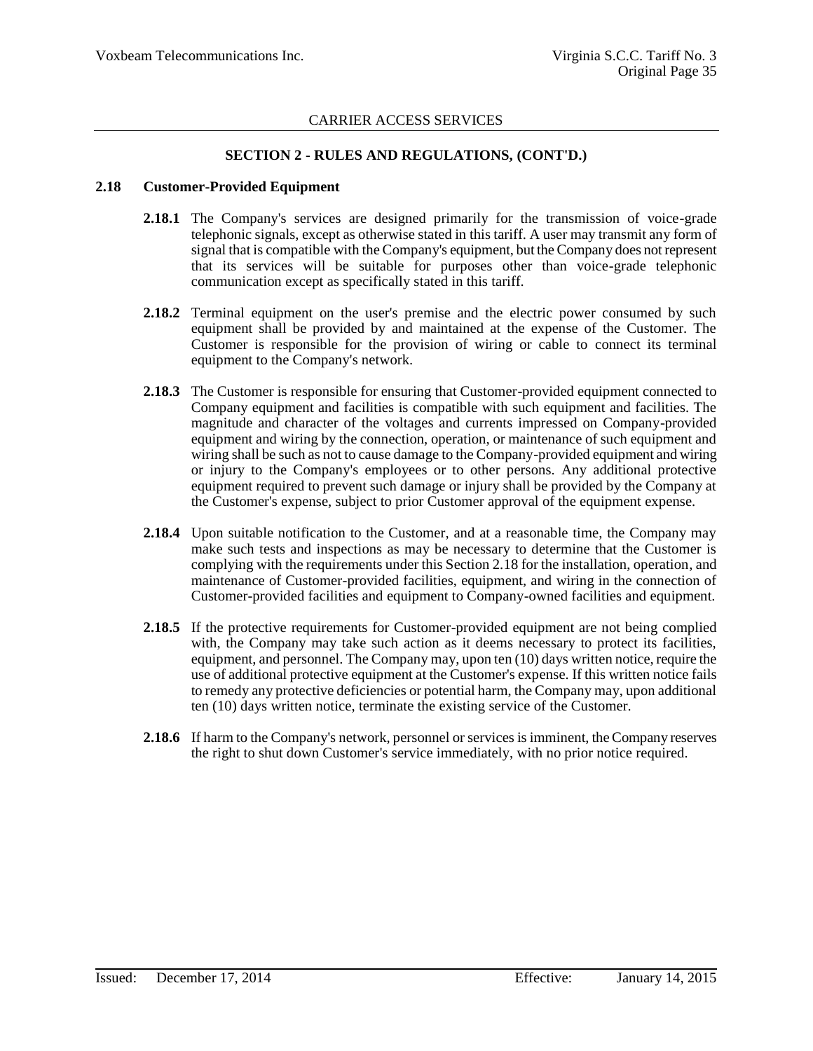CARRIER ACCESS SERVICES

## SECTION 2 - RULES AND REGULATIONS, (CONT'D.)

### 2.18 Customer-Provided Equipment

**2.18.1** The Company's services are designed primarily for the transmission of voice-grade telephonic signals, except as otherwise stated in this tariff. A user may transmit any form of signal that is compatible with the Company's equipment, but the Company does not represent that its services will be suitable for purposes other than voice-grade telephonic communication except as specifically stated in this tariff.

**2.18.2** Terminal equipment on the user's premise and the electric power consumed by such equipment shall be provided by and maintained at the expense of the Customer. The Customer is responsible for the provision of wiring or cable to connect its terminal equipment to the Company's network.

**2.18.3** The Customer is responsible for ensuring that Customer-provided equipment connected to Company equipment and facilities is compatible with such equipment and facilities. The magnitude and character of the voltages and currents impressed on Company-provided equipment and wiring by the connection, operation, or maintenance of such equipment and wiring shall be such as not to cause damage to the Company-provided equipment and wiring or injury to the Company's employees or to other persons. Any additional protective equipment required to prevent such damage or injury shall be provided by the Company at the Customer's expense, subject to prior Customer approval of the equipment expense.

**2.18.4** Upon suitable notification to the Customer, and at a reasonable time, the Company may make such tests and inspections as may be necessary to determine that the Customer is complying with the requirements under this Section 2.18 for the installation, operation, and maintenance of Customer-provided facilities, equipment, and wiring in the connection of Customer-provided facilities and equipment to Company-owned facilities and equipment.

**2.18.5** If the protective requirements for Customer-provided equipment are not being complied with, the Company may take such action as it deems necessary to protect its facilities, equipment, and personnel. The Company may, upon ten (10) days written notice, require the use of additional protective equipment at the Customer's expense. If this written notice fails to remedy any protective deficiencies or potential harm, the Company may, upon additional ten (10) days written notice, terminate the existing service of the Customer.

**2.18.6** If harm to the Company's network, personnel or services is imminent, the Company reserves the right to shut down Customer's service immediately, with no prior notice required.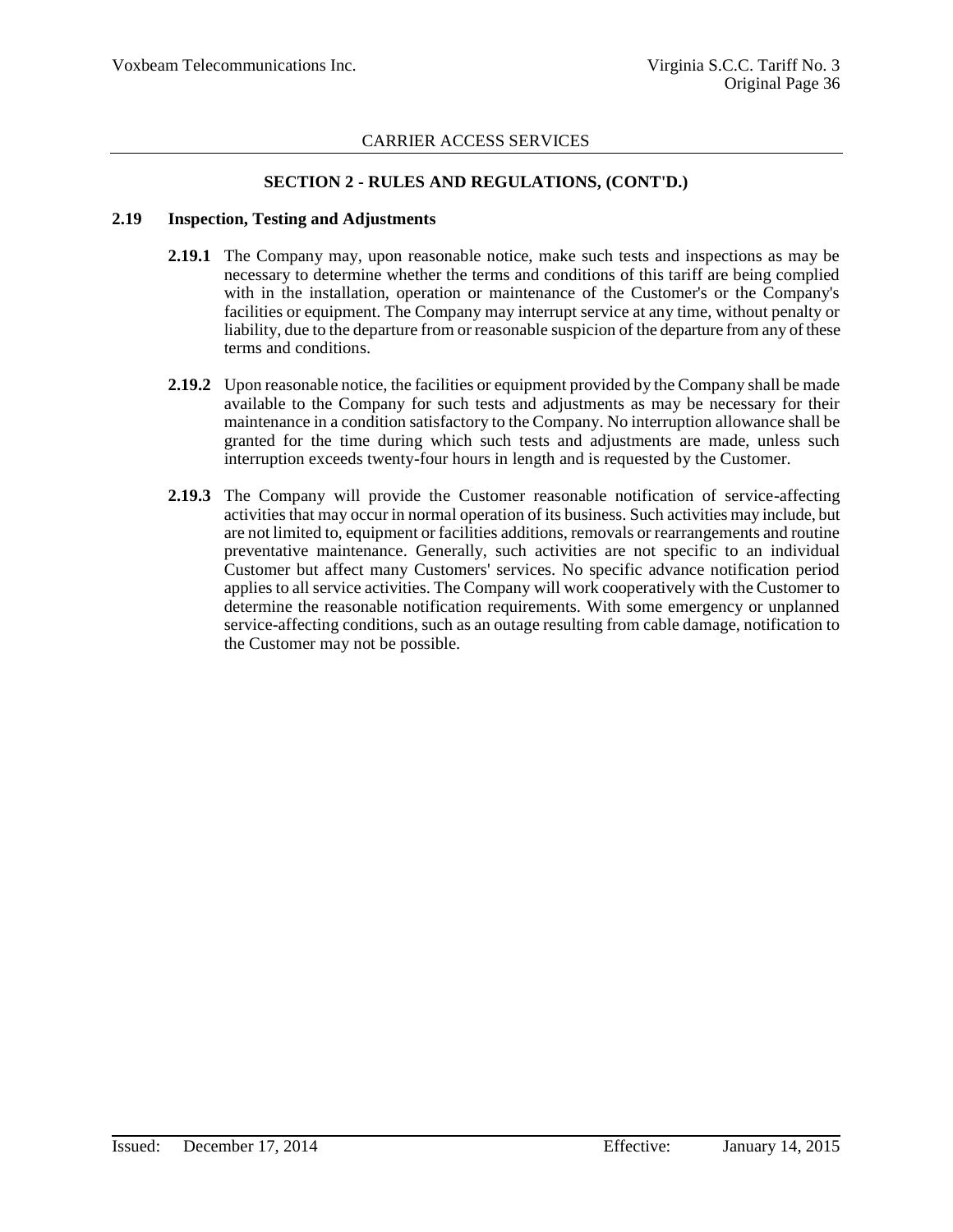## SECTION 2 - RULES AND REGULATIONS, (CONT'D.)

### 2.19 Inspection, Testing and Adjustments

**2.19.1** The Company may, upon reasonable notice, make such tests and inspections as may be necessary to determine whether the terms and conditions of this tariff are being complied with in the installation, operation or maintenance of the Customer's or the Company's facilities or equipment. The Company may interrupt service at any time, without penalty or liability, due to the departure from or reasonable suspicion of the departure from any of these terms and conditions.

**2.19.2** Upon reasonable notice, the facilities or equipment provided by the Company shall be made available to the Company for such tests and adjustments as may be necessary for their maintenance in a condition satisfactory to the Company. No interruption allowance shall be granted for the time during which such tests and adjustments are made, unless such interruption exceeds twenty-four hours in length and is requested by the Customer.

**2.19.3** The Company will provide the Customer reasonable notification of service-affecting activities that may occur in normal operation of its business. Such activities may include, but are not limited to, equipment or facilities additions, removals or rearrangements and routine preventative maintenance. Generally, such activities are not specific to an individual Customer but affect many Customers' services. No specific advance notification period applies to all service activities. The Company will work cooperatively with the Customer to determine the reasonable notification requirements. With some emergency or unplanned service-affecting conditions, such as an outage resulting from cable damage, notification to the Customer may not be possible.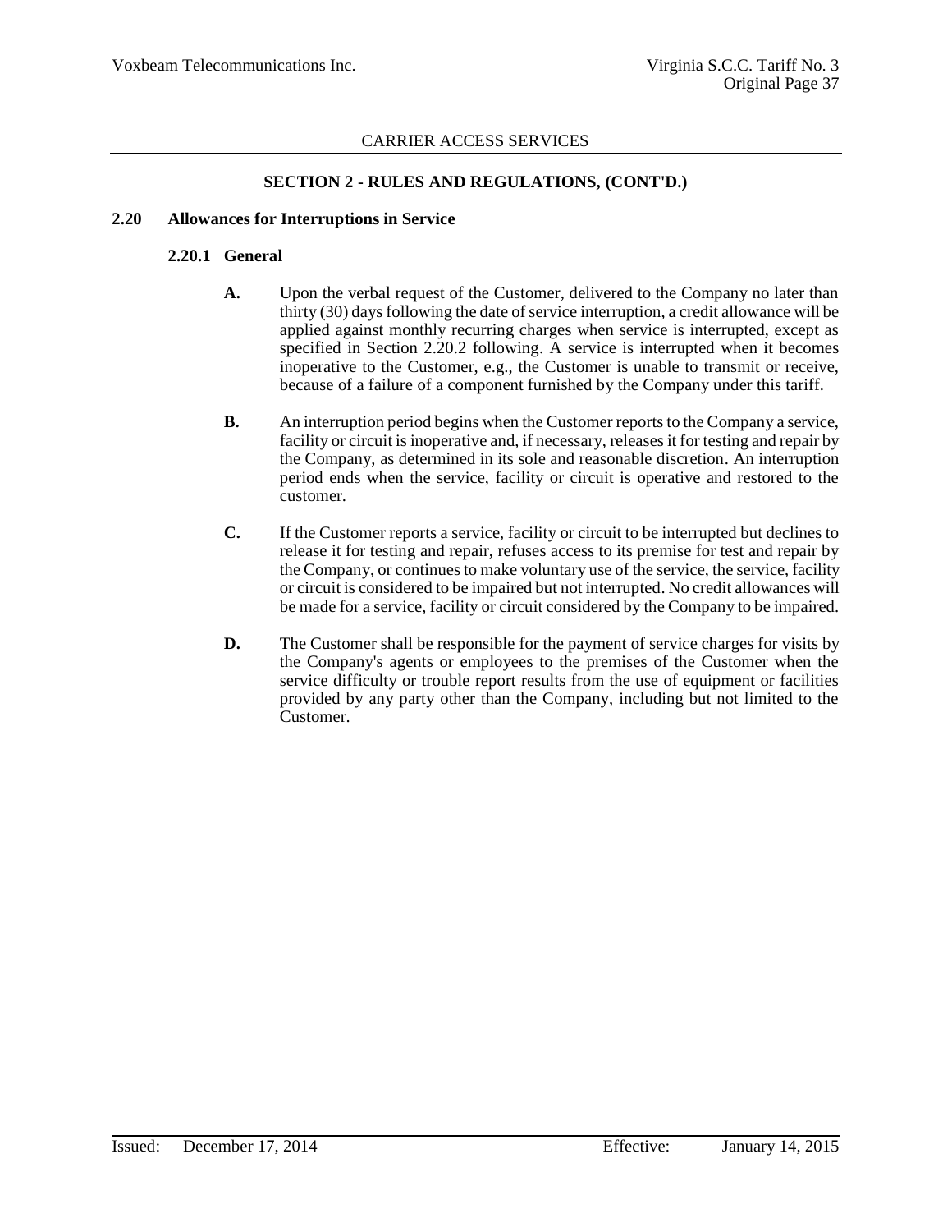CARRIER ACCESS SERVICES

## SECTION 2 - RULES AND REGULATIONS, (CONT'D.)

### 2.20 Allowances for Interruptions in Service

#### 2.20.1 General

**A.** Upon the verbal request of the Customer, delivered to the Company no later than thirty (30) days following the date of service interruption, a credit allowance will be applied against monthly recurring charges when service is interrupted, except as specified in Section 2.20.2 following. A service is interrupted when it becomes inoperative to the Customer, e.g., the Customer is unable to transmit or receive, because of a failure of a component furnished by the Company under this tariff.

**B.** An interruption period begins when the Customer reports to the Company a service, facility or circuit is inoperative and, if necessary, releases it for testing and repair by the Company, as determined in its sole and reasonable discretion. An interruption period ends when the service, facility or circuit is operative and restored to the customer.

**C.** If the Customer reports a service, facility or circuit to be interrupted but declines to release it for testing and repair, refuses access to its premise for test and repair by the Company, or continues to make voluntary use of the service, the service, facility or circuit is considered to be impaired but not interrupted. No credit allowances will be made for a service, facility or circuit considered by the Company to be impaired.

**D.** The Customer shall be responsible for the payment of service charges for visits by the Company's agents or employees to the premises of the Customer when the service difficulty or trouble report results from the use of equipment or facilities provided by any party other than the Company, including but not limited to the Customer.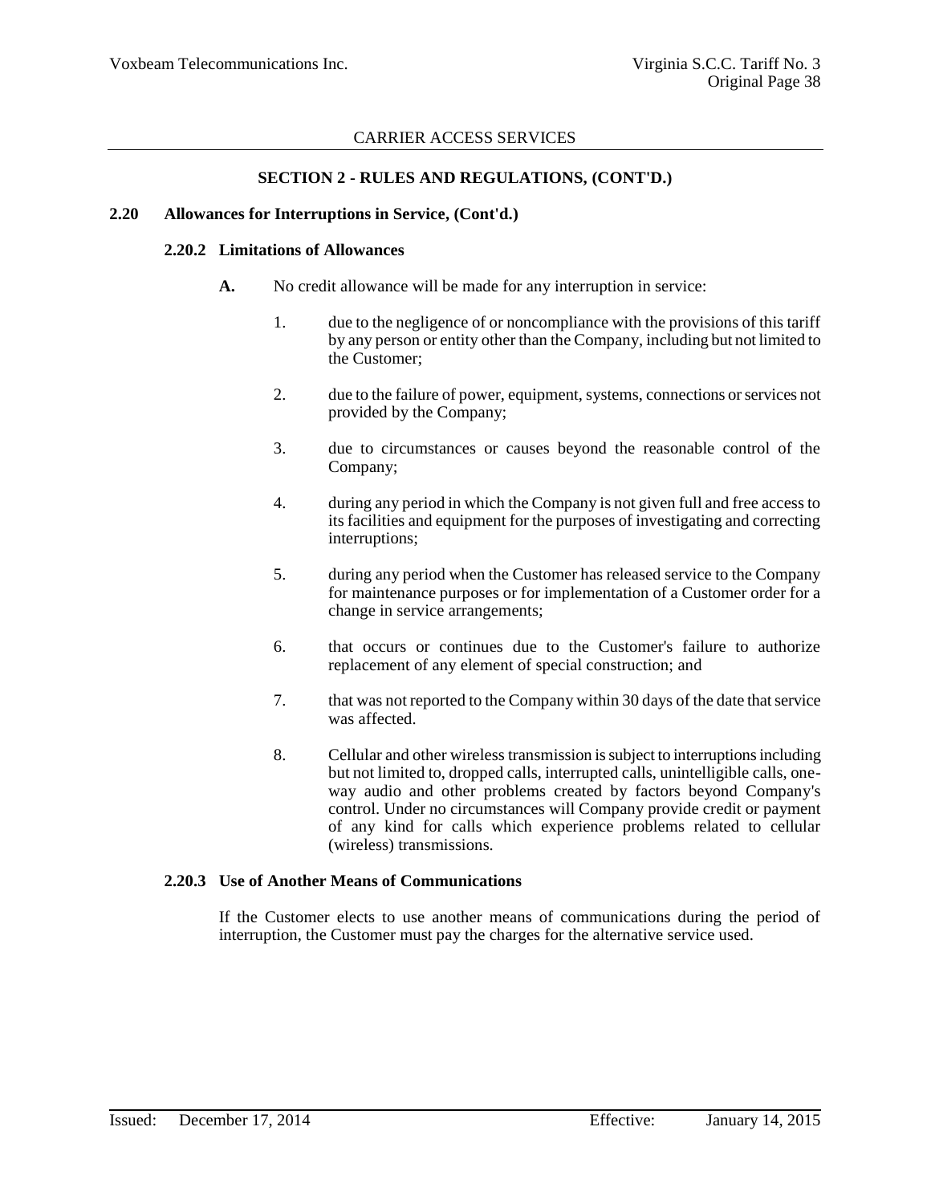CARRIER ACCESS SERVICES

## SECTION 2 - RULES AND REGULATIONS, (CONT'D.)

### 2.20 Allowances for Interruptions in Service, (Cont'd.)

#### 2.20.2 Limitations of Allowances

**A.** No credit allowance will be made for any interruption in service:

1. due to the negligence of or noncompliance with the provisions of this tariff by any person or entity other than the Company, including but not limited to the Customer;

2. due to the failure of power, equipment, systems, connections or services not provided by the Company;

3. due to circumstances or causes beyond the reasonable control of the Company;

4. during any period in which the Company is not given full and free access to its facilities and equipment for the purposes of investigating and correcting interruptions;

5. during any period when the Customer has released service to the Company for maintenance purposes or for implementation of a Customer order for a change in service arrangements;

6. that occurs or continues due to the Customer's failure to authorize replacement of any element of special construction; and

7. that was not reported to the Company within 30 days of the date that service was affected.

8. Cellular and other wireless transmission is subject to interruptions including but not limited to, dropped calls, interrupted calls, unintelligible calls, one-way audio and other problems created by factors beyond Company's control. Under no circumstances will Company provide credit or payment of any kind for calls which experience problems related to cellular (wireless) transmissions.

#### 2.20.3 Use of Another Means of Communications

If the Customer elects to use another means of communications during the period of interruption, the Customer must pay the charges for the alternative service used.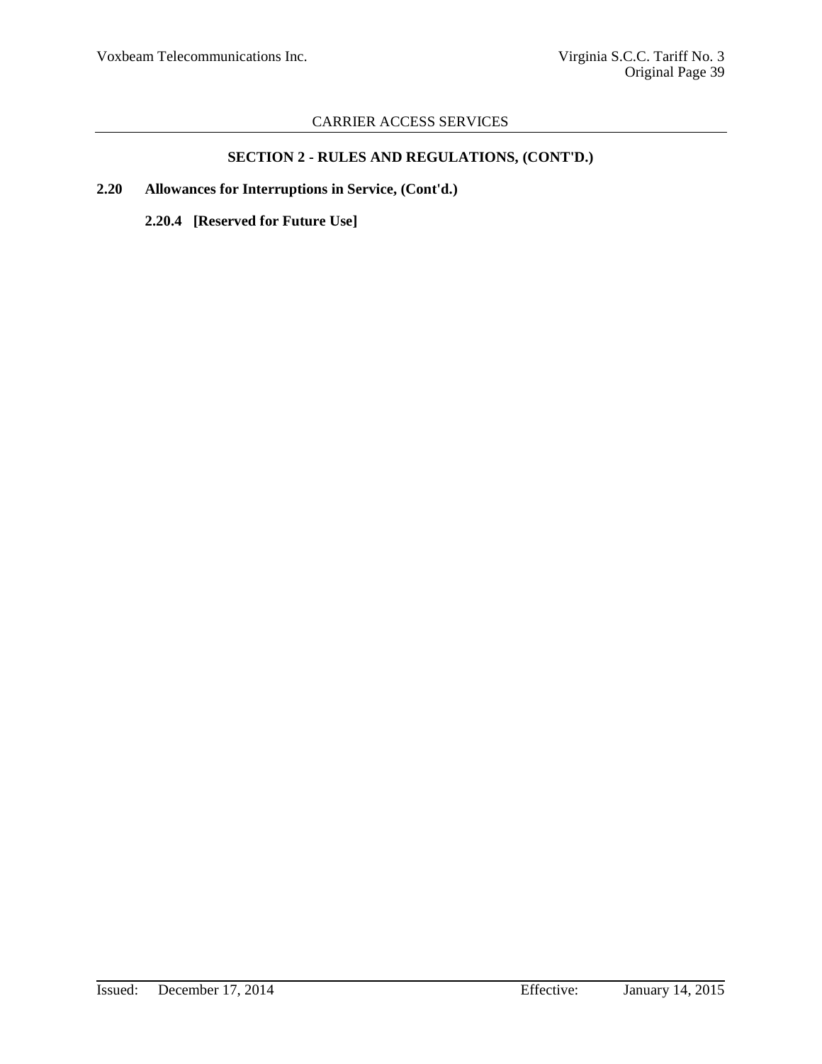CARRIER ACCESS SERVICES

## SECTION 2 - RULES AND REGULATIONS, (CONT'D.)

**2.20 Allowances for Interruptions in Service, (Cont'd.)**

**2.20.4 [Reserved for Future Use]**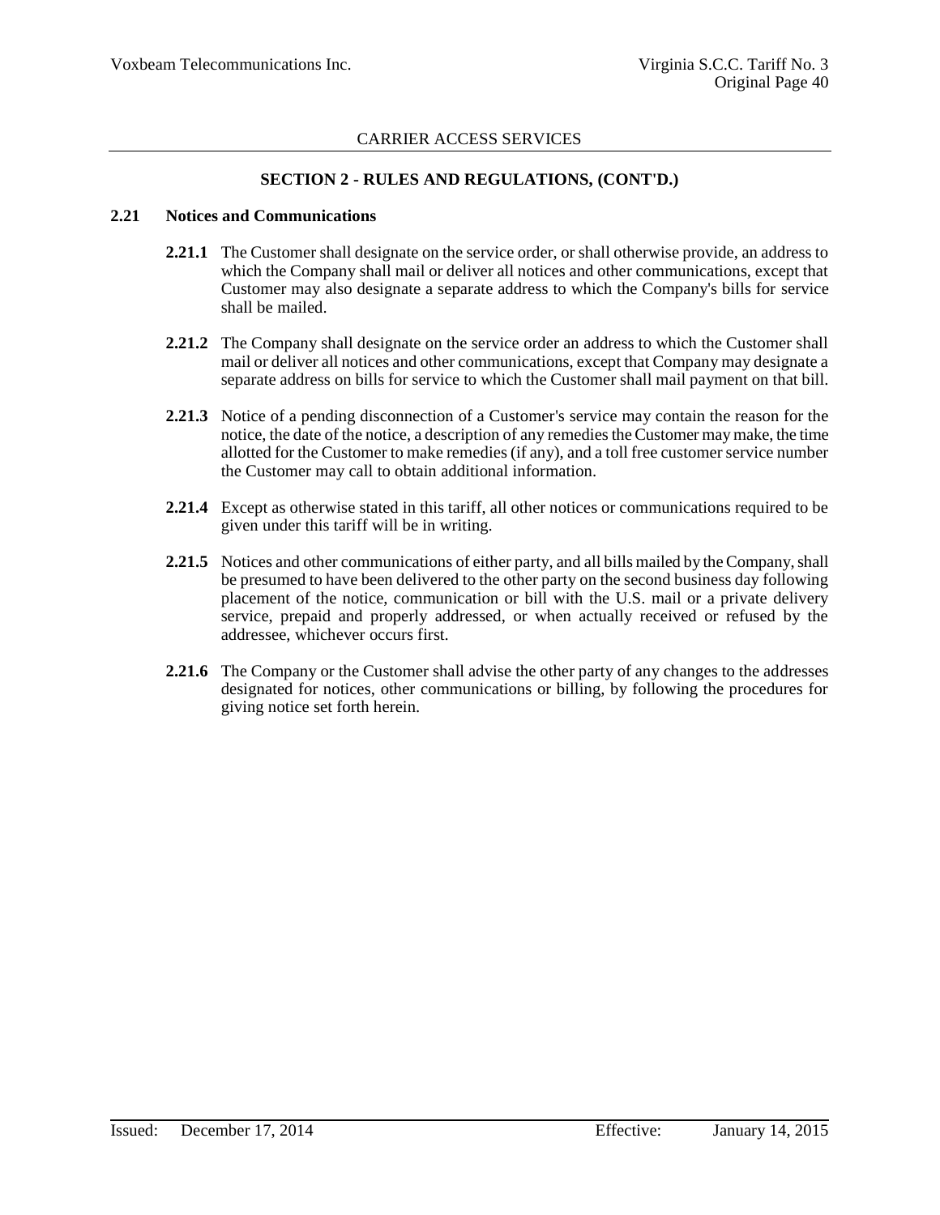## SECTION 2 - RULES AND REGULATIONS, (CONT'D.)

### 2.21 Notices and Communications

**2.21.1** The Customer shall designate on the service order, or shall otherwise provide, an address to which the Company shall mail or deliver all notices and other communications, except that Customer may also designate a separate address to which the Company's bills for service shall be mailed.

**2.21.2** The Company shall designate on the service order an address to which the Customer shall mail or deliver all notices and other communications, except that Company may designate a separate address on bills for service to which the Customer shall mail payment on that bill.

**2.21.3** Notice of a pending disconnection of a Customer's service may contain the reason for the notice, the date of the notice, a description of any remedies the Customer may make, the time allotted for the Customer to make remedies (if any), and a toll free customer service number the Customer may call to obtain additional information.

**2.21.4** Except as otherwise stated in this tariff, all other notices or communications required to be given under this tariff will be in writing.

**2.21.5** Notices and other communications of either party, and all bills mailed by the Company, shall be presumed to have been delivered to the other party on the second business day following placement of the notice, communication or bill with the U.S. mail or a private delivery service, prepaid and properly addressed, or when actually received or refused by the addressee, whichever occurs first.

**2.21.6** The Company or the Customer shall advise the other party of any changes to the addresses designated for notices, other communications or billing, by following the procedures for giving notice set forth herein.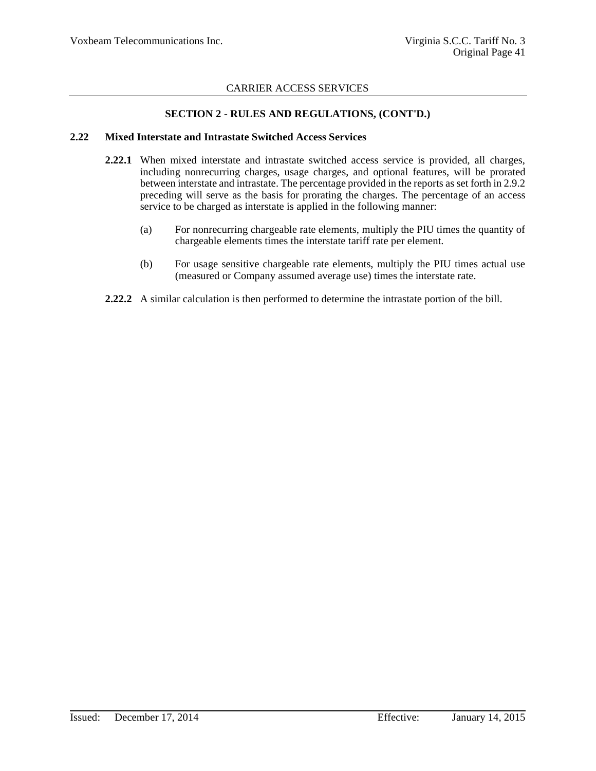CARRIER ACCESS SERVICES

## SECTION 2 - RULES AND REGULATIONS, (CONT'D.)

### 2.22 Mixed Interstate and Intrastate Switched Access Services

**2.22.1** When mixed interstate and intrastate switched access service is provided, all charges, including nonrecurring charges, usage charges, and optional features, will be prorated between interstate and intrastate. The percentage provided in the reports as set forth in 2.9.2 preceding will serve as the basis for prorating the charges. The percentage of an access service to be charged as interstate is applied in the following manner:

(a) For nonrecurring chargeable rate elements, multiply the PIU times the quantity of chargeable elements times the interstate tariff rate per element.

(b) For usage sensitive chargeable rate elements, multiply the PIU times actual use (measured or Company assumed average use) times the interstate rate.

**2.22.2** A similar calculation is then performed to determine the intrastate portion of the bill.

Issued: December 17, 2014 Effective: January 14, 2015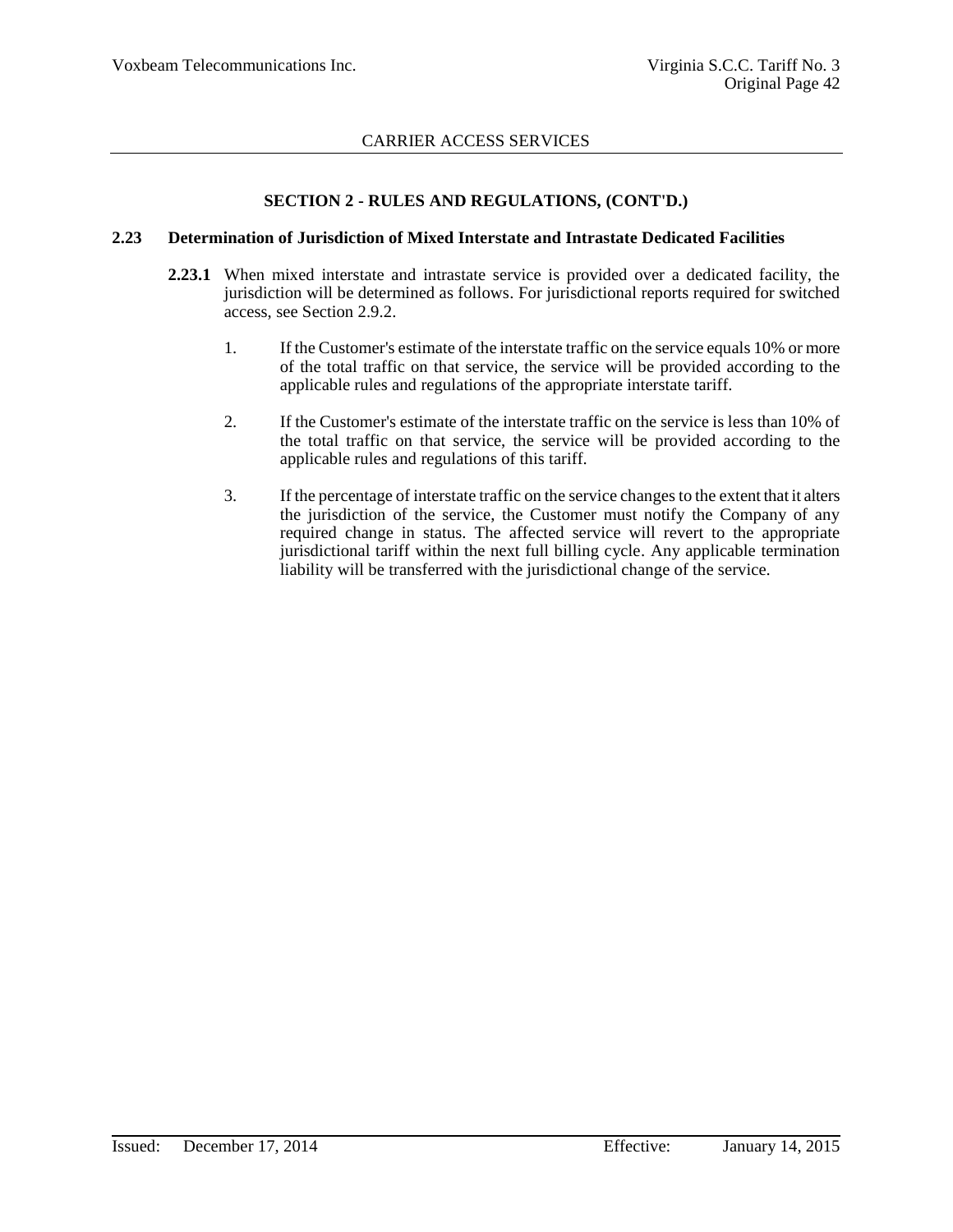## SECTION 2 - RULES AND REGULATIONS, (CONT'D.)

### 2.23 Determination of Jurisdiction of Mixed Interstate and Intrastate Dedicated Facilities

**2.23.1** When mixed interstate and intrastate service is provided over a dedicated facility, the jurisdiction will be determined as follows. For jurisdictional reports required for switched access, see Section 2.9.2.

1. If the Customer's estimate of the interstate traffic on the service equals 10% or more of the total traffic on that service, the service will be provided according to the applicable rules and regulations of the appropriate interstate tariff.

2. If the Customer's estimate of the interstate traffic on the service is less than 10% of the total traffic on that service, the service will be provided according to the applicable rules and regulations of this tariff.

3. If the percentage of interstate traffic on the service changes to the extent that it alters the jurisdiction of the service, the Customer must notify the Company of any required change in status. The affected service will revert to the appropriate jurisdictional tariff within the next full billing cycle. Any applicable termination liability will be transferred with the jurisdictional change of the service.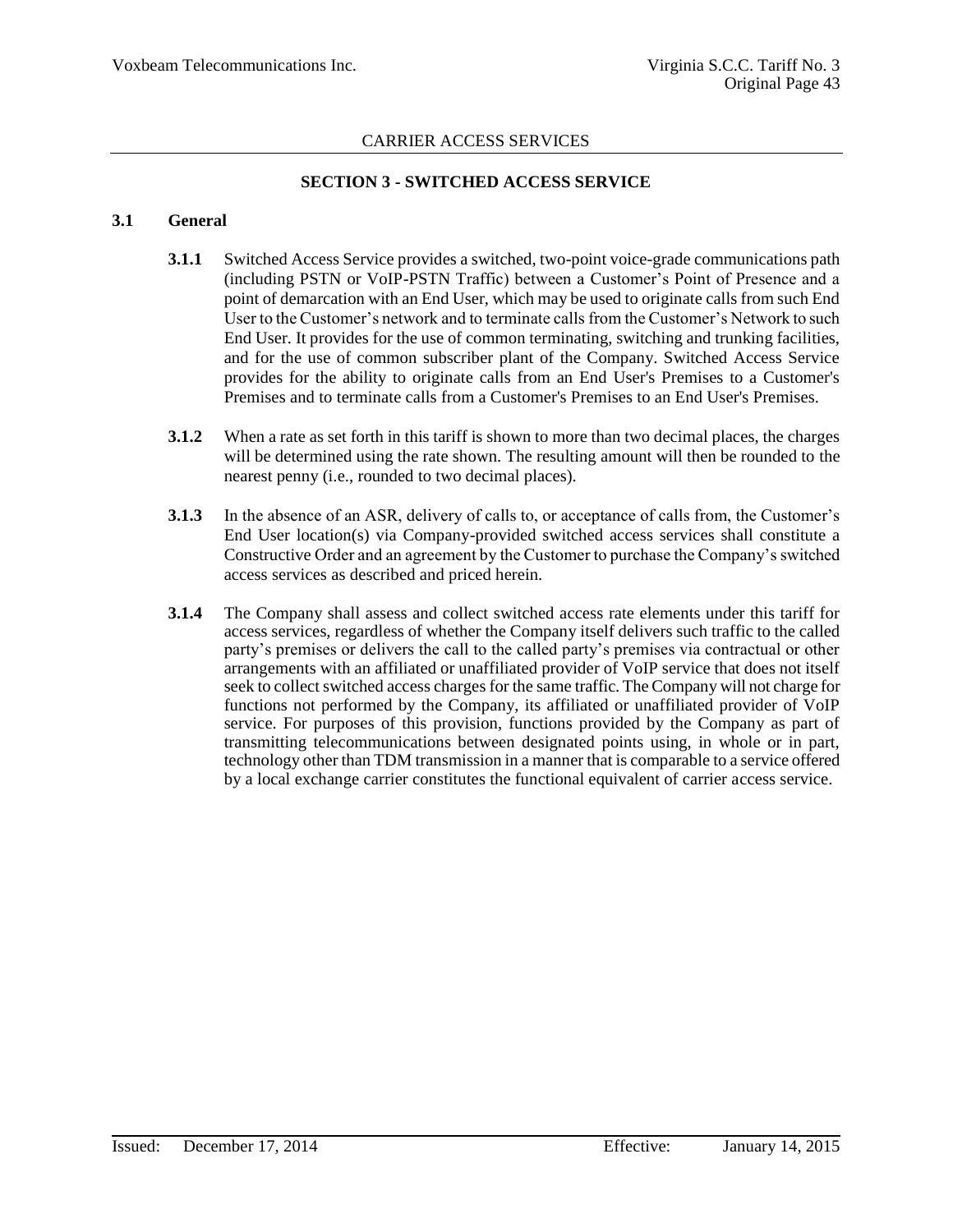CARRIER ACCESS SERVICES

## SECTION 3 - SWITCHED ACCESS SERVICE

### 3.1 General

**3.1.1** Switched Access Service provides a switched, two-point voice-grade communications path (including PSTN or VoIP-PSTN Traffic) between a Customer's Point of Presence and a point of demarcation with an End User, which may be used to originate calls from such End User to the Customer's network and to terminate calls from the Customer's Network to such End User. It provides for the use of common terminating, switching and trunking facilities, and for the use of common subscriber plant of the Company. Switched Access Service provides for the ability to originate calls from an End User's Premises to a Customer's Premises and to terminate calls from a Customer's Premises to an End User's Premises.

**3.1.2** When a rate as set forth in this tariff is shown to more than two decimal places, the charges will be determined using the rate shown. The resulting amount will then be rounded to the nearest penny (i.e., rounded to two decimal places).

**3.1.3** In the absence of an ASR, delivery of calls to, or acceptance of calls from, the Customer's End User location(s) via Company-provided switched access services shall constitute a Constructive Order and an agreement by the Customer to purchase the Company's switched access services as described and priced herein.

**3.1.4** The Company shall assess and collect switched access rate elements under this tariff for access services, regardless of whether the Company itself delivers such traffic to the called party's premises or delivers the call to the called party's premises via contractual or other arrangements with an affiliated or unaffiliated provider of VoIP service that does not itself seek to collect switched access charges for the same traffic. The Company will not charge for functions not performed by the Company, its affiliated or unaffiliated provider of VoIP service. For purposes of this provision, functions provided by the Company as part of transmitting telecommunications between designated points using, in whole or in part, technology other than TDM transmission in a manner that is comparable to a service offered by a local exchange carrier constitutes the functional equivalent of carrier access service.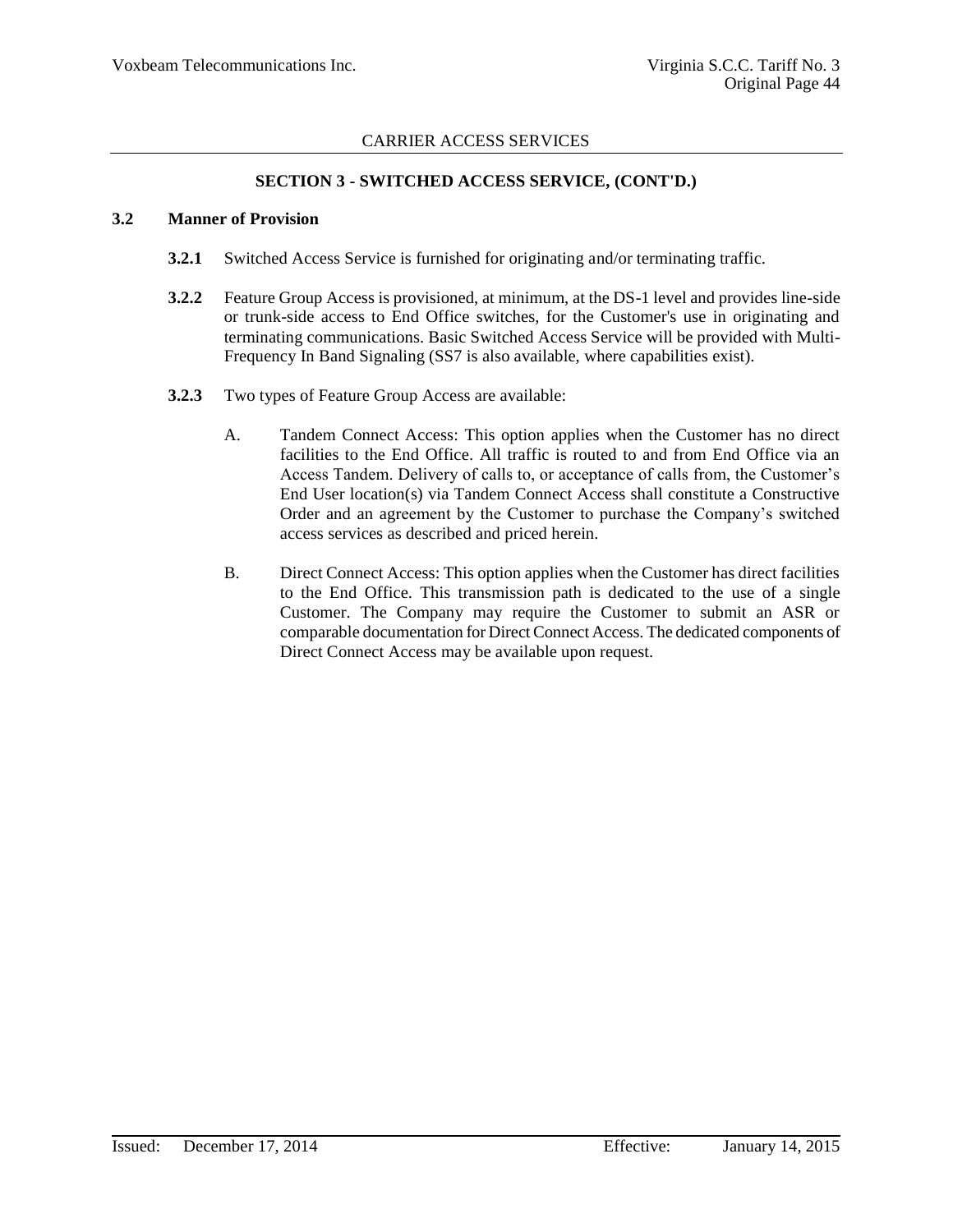## SECTION 3 - SWITCHED ACCESS SERVICE, (CONT'D.)

### 3.2 Manner of Provision

**3.2.1** Switched Access Service is furnished for originating and/or terminating traffic.

**3.2.2** Feature Group Access is provisioned, at minimum, at the DS-1 level and provides line-side or trunk-side access to End Office switches, for the Customer's use in originating and terminating communications. Basic Switched Access Service will be provided with Multi-Frequency In Band Signaling (SS7 is also available, where capabilities exist).

**3.2.3** Two types of Feature Group Access are available:

A. Tandem Connect Access: This option applies when the Customer has no direct facilities to the End Office. All traffic is routed to and from End Office via an Access Tandem. Delivery of calls to, or acceptance of calls from, the Customer's End User location(s) via Tandem Connect Access shall constitute a Constructive Order and an agreement by the Customer to purchase the Company's switched access services as described and priced herein.

B. Direct Connect Access: This option applies when the Customer has direct facilities to the End Office. This transmission path is dedicated to the use of a single Customer. The Company may require the Customer to submit an ASR or comparable documentation for Direct Connect Access. The dedicated components of Direct Connect Access may be available upon request.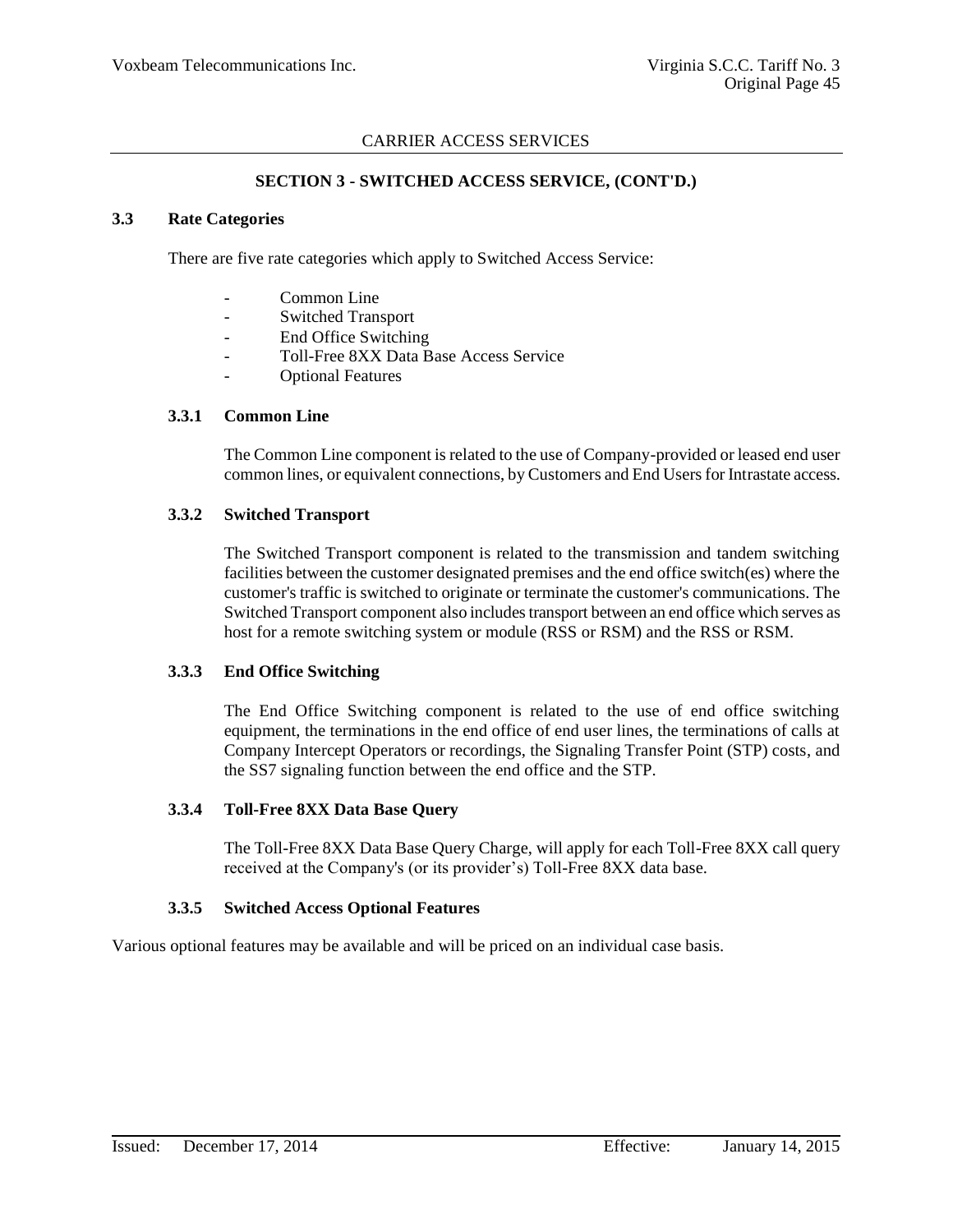CARRIER ACCESS SERVICES

## SECTION 3 - SWITCHED ACCESS SERVICE, (CONT'D.)

### 3.3 Rate Categories

There are five rate categories which apply to Switched Access Service:

- Common Line
- Switched Transport
- End Office Switching
- Toll-Free 8XX Data Base Access Service
- Optional Features

#### 3.3.1 Common Line

The Common Line component is related to the use of Company-provided or leased end user common lines, or equivalent connections, by Customers and End Users for Intrastate access.

#### 3.3.2 Switched Transport

The Switched Transport component is related to the transmission and tandem switching facilities between the customer designated premises and the end office switch(es) where the customer's traffic is switched to originate or terminate the customer's communications. The Switched Transport component also includes transport between an end office which serves as host for a remote switching system or module (RSS or RSM) and the RSS or RSM.

#### 3.3.3 End Office Switching

The End Office Switching component is related to the use of end office switching equipment, the terminations in the end office of end user lines, the terminations of calls at Company Intercept Operators or recordings, the Signaling Transfer Point (STP) costs, and the SS7 signaling function between the end office and the STP.

#### 3.3.4 Toll-Free 8XX Data Base Query

The Toll-Free 8XX Data Base Query Charge, will apply for each Toll-Free 8XX call query received at the Company's (or its provider's) Toll-Free 8XX data base.

#### 3.3.5 Switched Access Optional Features

Various optional features may be available and will be priced on an individual case basis.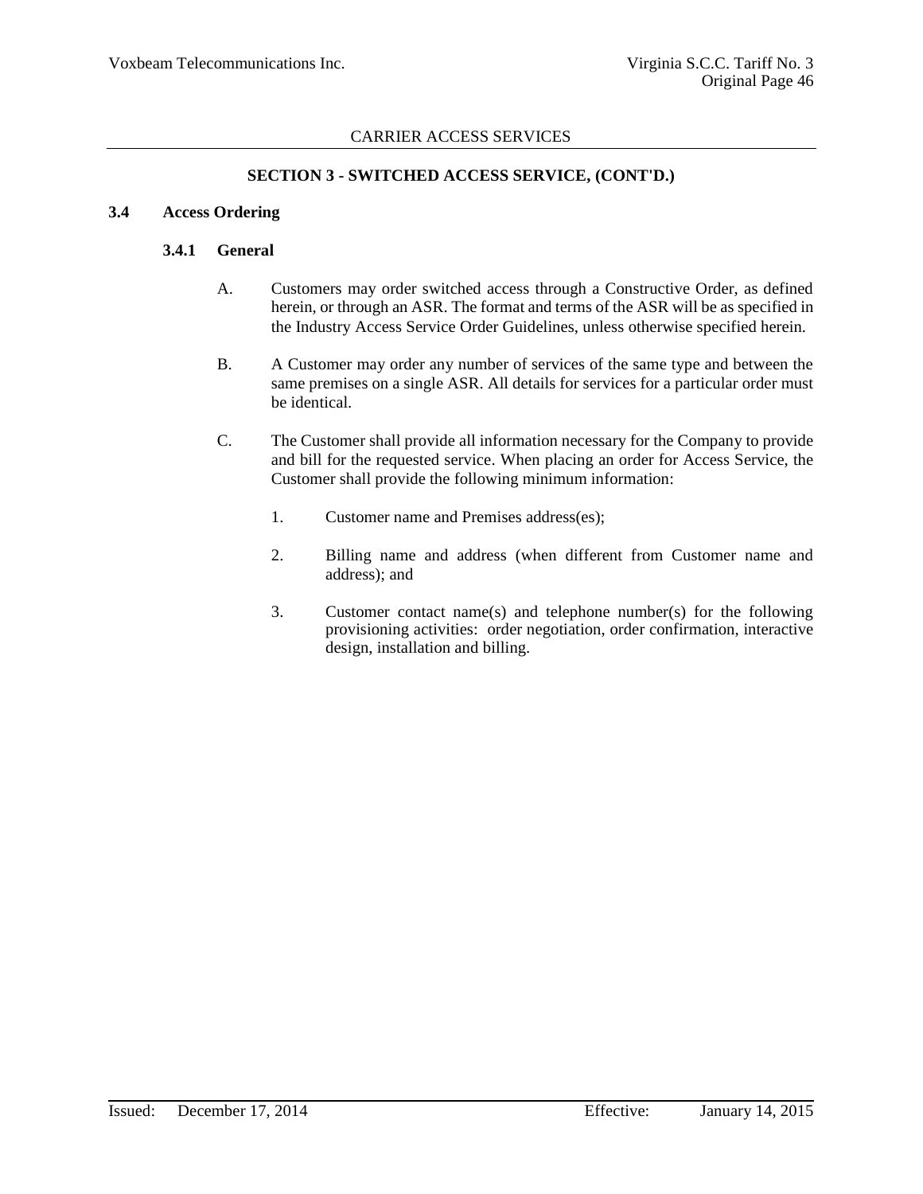CARRIER ACCESS SERVICES

**SECTION 3 - SWITCHED ACCESS SERVICE, (CONT'D.)**

**3.4 Access Ordering**

**3.4.1 General**

A. Customers may order switched access through a Constructive Order, as defined herein, or through an ASR. The format and terms of the ASR will be as specified in the Industry Access Service Order Guidelines, unless otherwise specified herein.

B. A Customer may order any number of services of the same type and between the same premises on a single ASR. All details for services for a particular order must be identical.

C. The Customer shall provide all information necessary for the Company to provide and bill for the requested service. When placing an order for Access Service, the Customer shall provide the following minimum information:

1. Customer name and Premises address(es);

2. Billing name and address (when different from Customer name and address); and

3. Customer contact name(s) and telephone number(s) for the following provisioning activities: order negotiation, order confirmation, interactive design, installation and billing.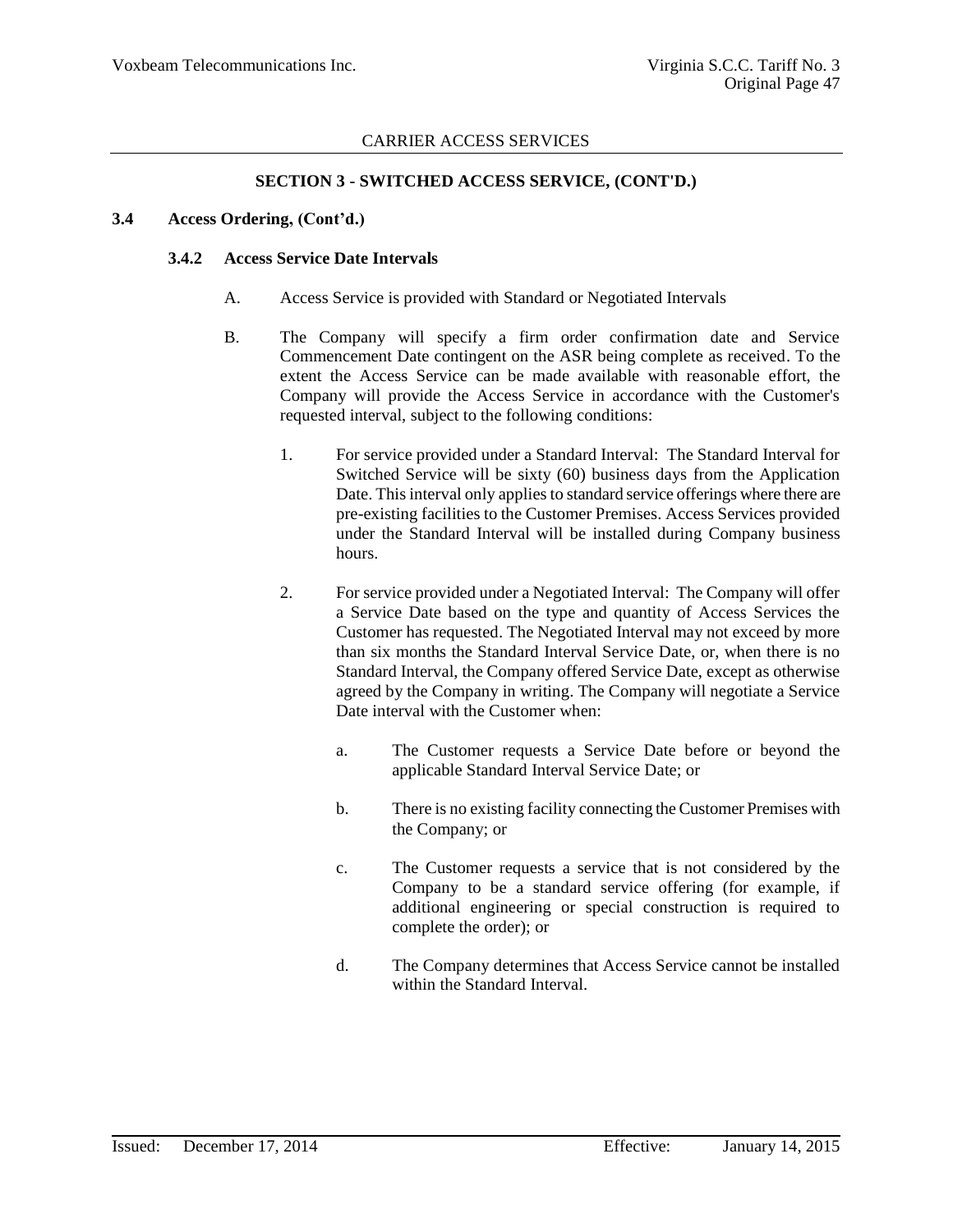## CARRIER ACCESS SERVICES

### SECTION 3 - SWITCHED ACCESS SERVICE, (CONT'D.)

**3.4 Access Ordering, (Cont'd.)**

**3.4.2 Access Service Date Intervals**

A. Access Service is provided with Standard or Negotiated Intervals

B. The Company will specify a firm order confirmation date and Service Commencement Date contingent on the ASR being complete as received. To the extent the Access Service can be made available with reasonable effort, the Company will provide the Access Service in accordance with the Customer's requested interval, subject to the following conditions:

1. For service provided under a Standard Interval: The Standard Interval for Switched Service will be sixty (60) business days from the Application Date. This interval only applies to standard service offerings where there are pre-existing facilities to the Customer Premises. Access Services provided under the Standard Interval will be installed during Company business hours.

2. For service provided under a Negotiated Interval: The Company will offer a Service Date based on the type and quantity of Access Services the Customer has requested. The Negotiated Interval may not exceed by more than six months the Standard Interval Service Date, or, when there is no Standard Interval, the Company offered Service Date, except as otherwise agreed by the Company in writing. The Company will negotiate a Service Date interval with the Customer when:

   a. The Customer requests a Service Date before or beyond the applicable Standard Interval Service Date; or

   b. There is no existing facility connecting the Customer Premises with the Company; or

   c. The Customer requests a service that is not considered by the Company to be a standard service offering (for example, if additional engineering or special construction is required to complete the order); or

   d. The Company determines that Access Service cannot be installed within the Standard Interval.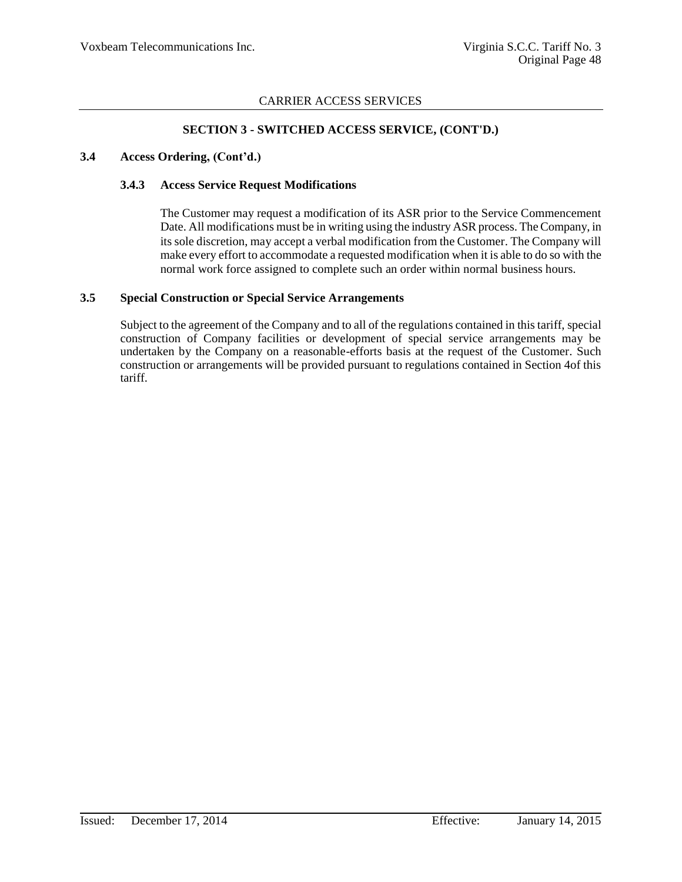## SECTION 3 - SWITCHED ACCESS SERVICE, (CONT'D.)

### 3.4 Access Ordering, (Cont'd.)

#### 3.4.3 Access Service Request Modifications

The Customer may request a modification of its ASR prior to the Service Commencement Date. All modifications must be in writing using the industry ASR process. The Company, in its sole discretion, may accept a verbal modification from the Customer. The Company will make every effort to accommodate a requested modification when it is able to do so with the normal work force assigned to complete such an order within normal business hours.

### 3.5 Special Construction or Special Service Arrangements

Subject to the agreement of the Company and to all of the regulations contained in this tariff, special construction of Company facilities or development of special service arrangements may be undertaken by the Company on a reasonable-efforts basis at the request of the Customer. Such construction or arrangements will be provided pursuant to regulations contained in Section 4of this tariff.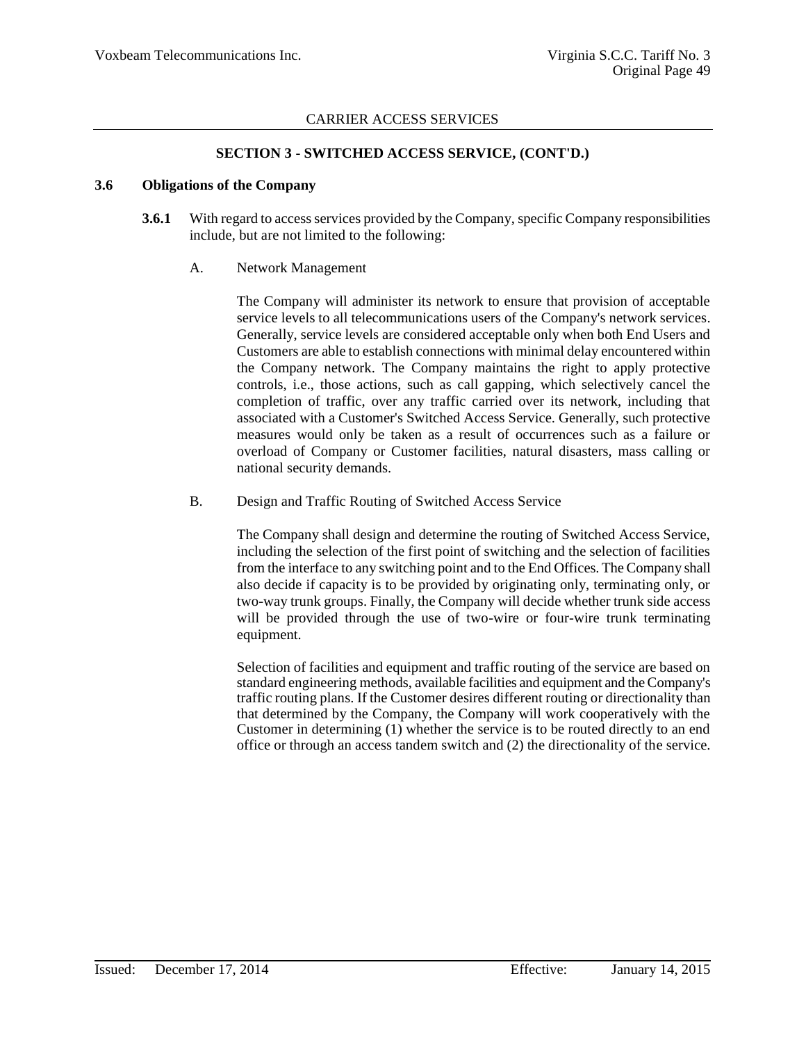## SECTION 3 - SWITCHED ACCESS SERVICE, (CONT'D.)

### 3.6 Obligations of the Company

**3.6.1** With regard to access services provided by the Company, specific Company responsibilities include, but are not limited to the following:

A. Network Management

The Company will administer its network to ensure that provision of acceptable service levels to all telecommunications users of the Company's network services. Generally, service levels are considered acceptable only when both End Users and Customers are able to establish connections with minimal delay encountered within the Company network. The Company maintains the right to apply protective controls, i.e., those actions, such as call gapping, which selectively cancel the completion of traffic, over any traffic carried over its network, including that associated with a Customer's Switched Access Service. Generally, such protective measures would only be taken as a result of occurrences such as a failure or overload of Company or Customer facilities, natural disasters, mass calling or national security demands.

B. Design and Traffic Routing of Switched Access Service

The Company shall design and determine the routing of Switched Access Service, including the selection of the first point of switching and the selection of facilities from the interface to any switching point and to the End Offices. The Company shall also decide if capacity is to be provided by originating only, terminating only, or two-way trunk groups. Finally, the Company will decide whether trunk side access will be provided through the use of two-wire or four-wire trunk terminating equipment.

Selection of facilities and equipment and traffic routing of the service are based on standard engineering methods, available facilities and equipment and the Company's traffic routing plans. If the Customer desires different routing or directionality than that determined by the Company, the Company will work cooperatively with the Customer in determining (1) whether the service is to be routed directly to an end office or through an access tandem switch and (2) the directionality of the service.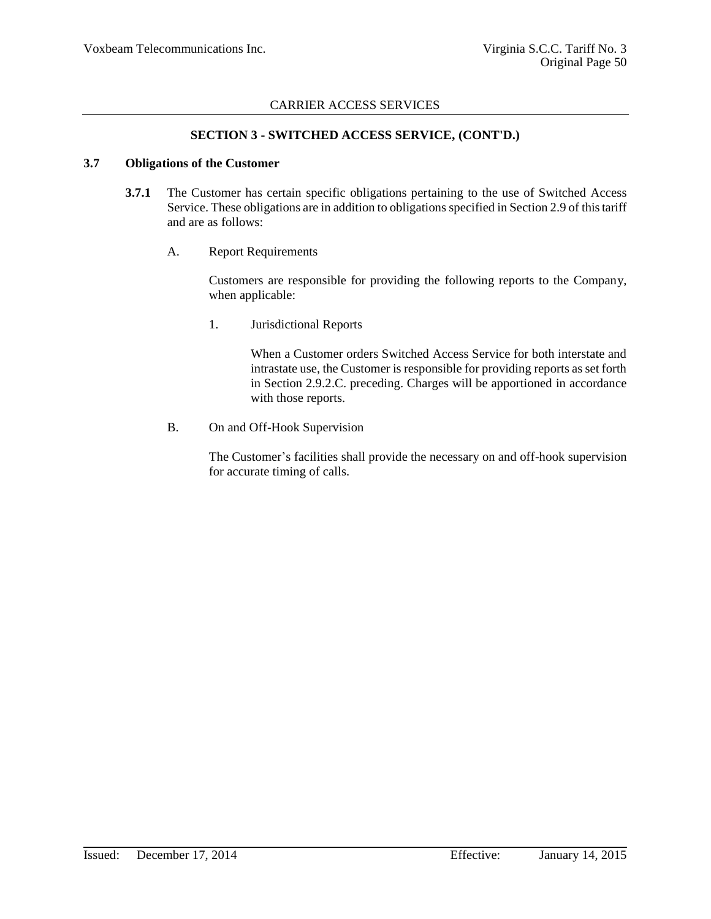## CARRIER ACCESS SERVICES

### SECTION 3 - SWITCHED ACCESS SERVICE, (CONT'D.)

### 3.7 Obligations of the Customer

**3.7.1** The Customer has certain specific obligations pertaining to the use of Switched Access Service. These obligations are in addition to obligations specified in Section 2.9 of this tariff and are as follows:

A. Report Requirements

Customers are responsible for providing the following reports to the Company, when applicable:

1. Jurisdictional Reports

When a Customer orders Switched Access Service for both interstate and intrastate use, the Customer is responsible for providing reports as set forth in Section 2.9.2.C. preceding. Charges will be apportioned in accordance with those reports.

B. On and Off-Hook Supervision

The Customer's facilities shall provide the necessary on and off-hook supervision for accurate timing of calls.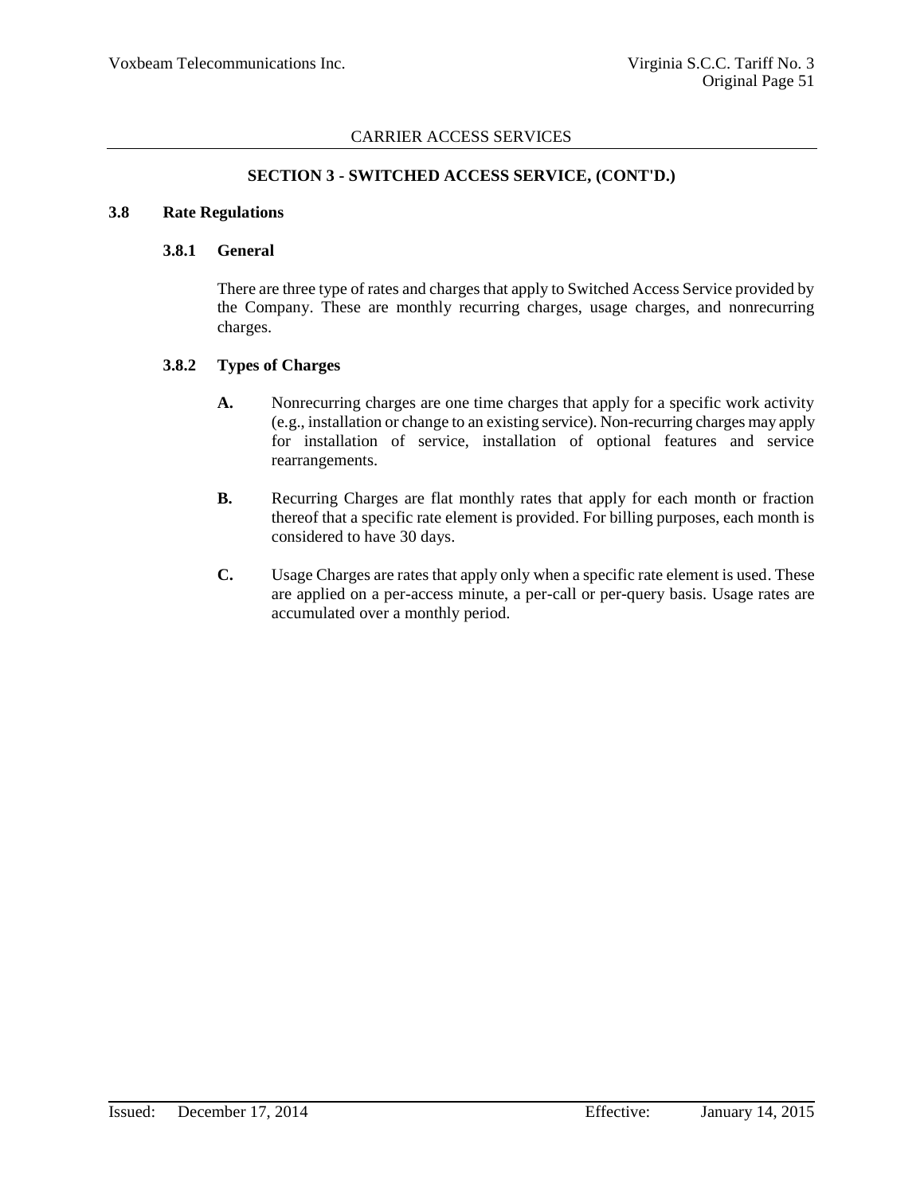## SECTION 3 - SWITCHED ACCESS SERVICE, (CONT'D.)

### 3.8 Rate Regulations

#### 3.8.1 General

There are three type of rates and charges that apply to Switched Access Service provided by the Company. These are monthly recurring charges, usage charges, and nonrecurring charges.

#### 3.8.2 Types of Charges

**A.** Nonrecurring charges are one time charges that apply for a specific work activity (e.g., installation or change to an existing service). Non-recurring charges may apply for installation of service, installation of optional features and service rearrangements.

**B.** Recurring Charges are flat monthly rates that apply for each month or fraction thereof that a specific rate element is provided. For billing purposes, each month is considered to have 30 days.

**C.** Usage Charges are rates that apply only when a specific rate element is used. These are applied on a per-access minute, a per-call or per-query basis. Usage rates are accumulated over a monthly period.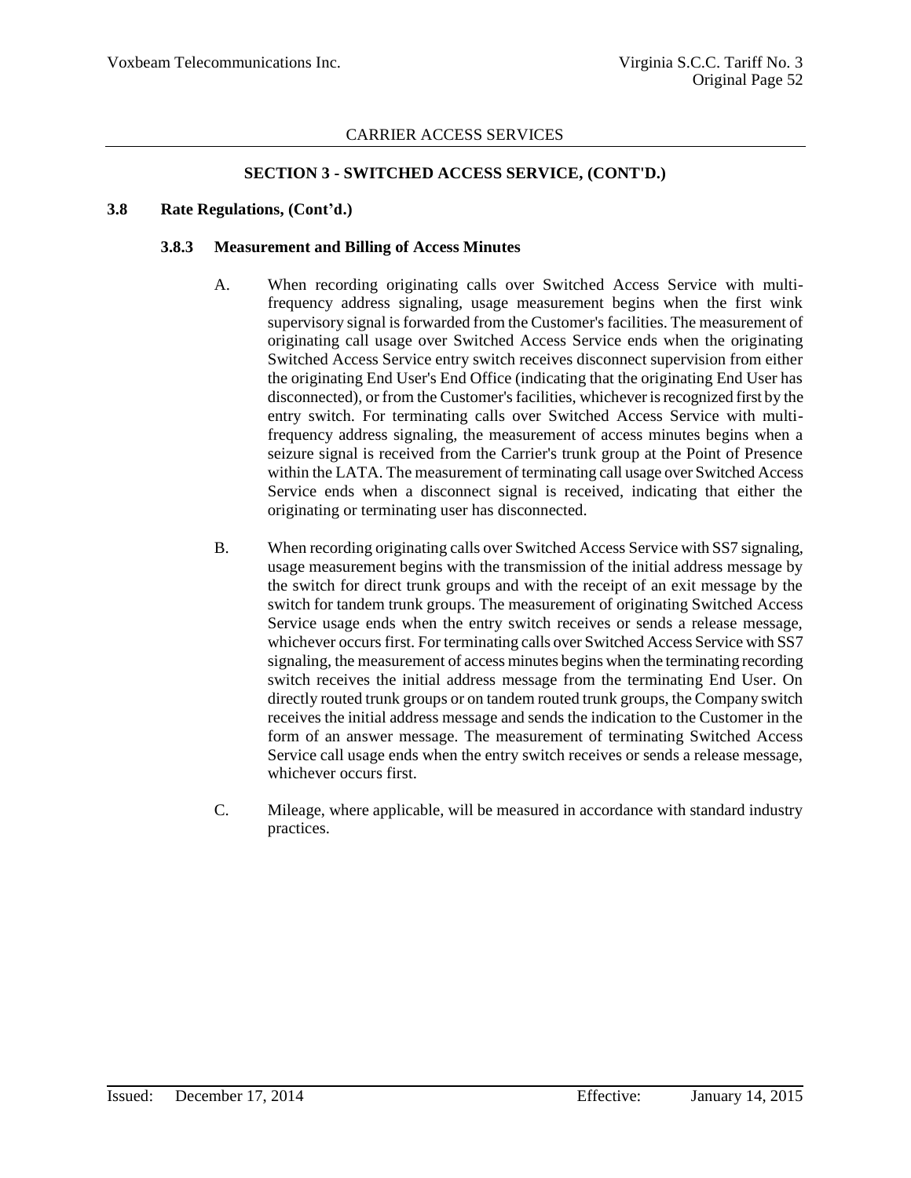CARRIER ACCESS SERVICES

## SECTION 3 - SWITCHED ACCESS SERVICE, (CONT'D.)

### 3.8 Rate Regulations, (Cont'd.)

#### 3.8.3 Measurement and Billing of Access Minutes

A. When recording originating calls over Switched Access Service with multi-frequency address signaling, usage measurement begins when the first wink supervisory signal is forwarded from the Customer's facilities. The measurement of originating call usage over Switched Access Service ends when the originating Switched Access Service entry switch receives disconnect supervision from either the originating End User's End Office (indicating that the originating End User has disconnected), or from the Customer's facilities, whichever is recognized first by the entry switch. For terminating calls over Switched Access Service with multi-frequency address signaling, the measurement of access minutes begins when a seizure signal is received from the Carrier's trunk group at the Point of Presence within the LATA. The measurement of terminating call usage over Switched Access Service ends when a disconnect signal is received, indicating that either the originating or terminating user has disconnected.

B. When recording originating calls over Switched Access Service with SS7 signaling, usage measurement begins with the transmission of the initial address message by the switch for direct trunk groups and with the receipt of an exit message by the switch for tandem trunk groups. The measurement of originating Switched Access Service usage ends when the entry switch receives or sends a release message, whichever occurs first. For terminating calls over Switched Access Service with SS7 signaling, the measurement of access minutes begins when the terminating recording switch receives the initial address message from the terminating End User. On directly routed trunk groups or on tandem routed trunk groups, the Company switch receives the initial address message and sends the indication to the Customer in the form of an answer message. The measurement of terminating Switched Access Service call usage ends when the entry switch receives or sends a release message, whichever occurs first.

C. Mileage, where applicable, will be measured in accordance with standard industry practices.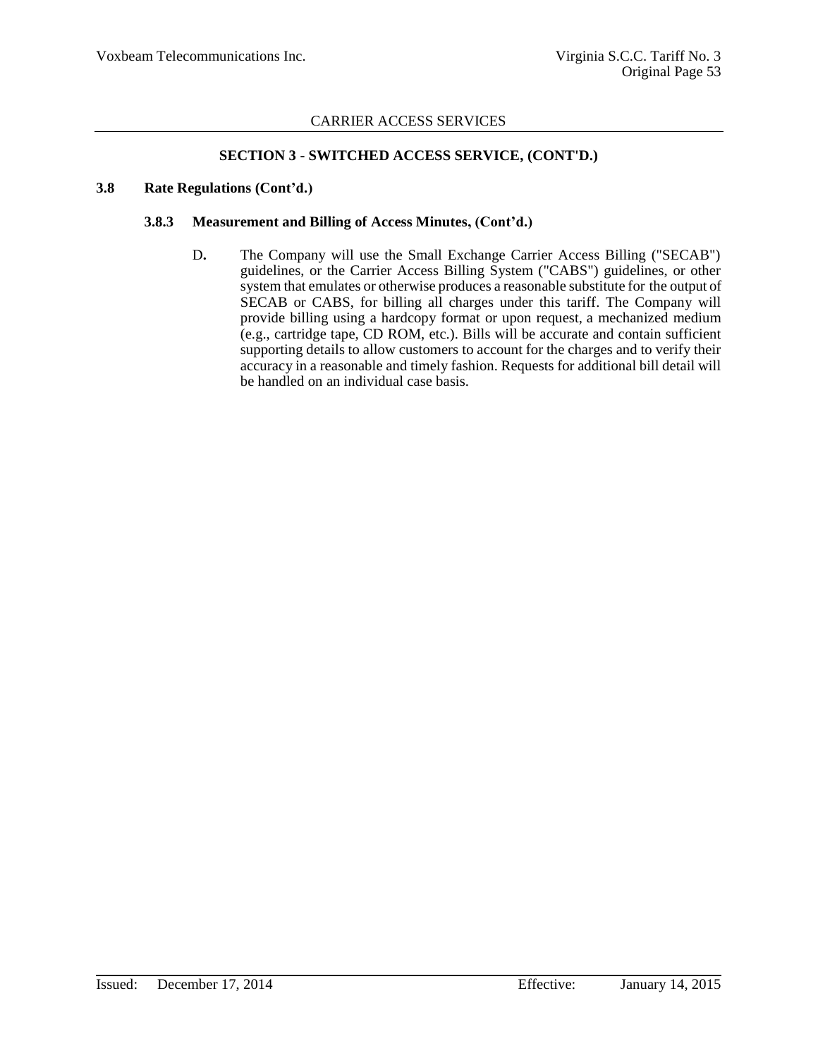## SECTION 3 - SWITCHED ACCESS SERVICE, (CONT'D.)

### 3.8 Rate Regulations (Cont'd.)

#### 3.8.3 Measurement and Billing of Access Minutes, (Cont'd.)

D. The Company will use the Small Exchange Carrier Access Billing ("SECAB") guidelines, or the Carrier Access Billing System ("CABS") guidelines, or other system that emulates or otherwise produces a reasonable substitute for the output of SECAB or CABS, for billing all charges under this tariff. The Company will provide billing using a hardcopy format or upon request, a mechanized medium (e.g., cartridge tape, CD ROM, etc.). Bills will be accurate and contain sufficient supporting details to allow customers to account for the charges and to verify their accuracy in a reasonable and timely fashion. Requests for additional bill detail will be handled on an individual case basis.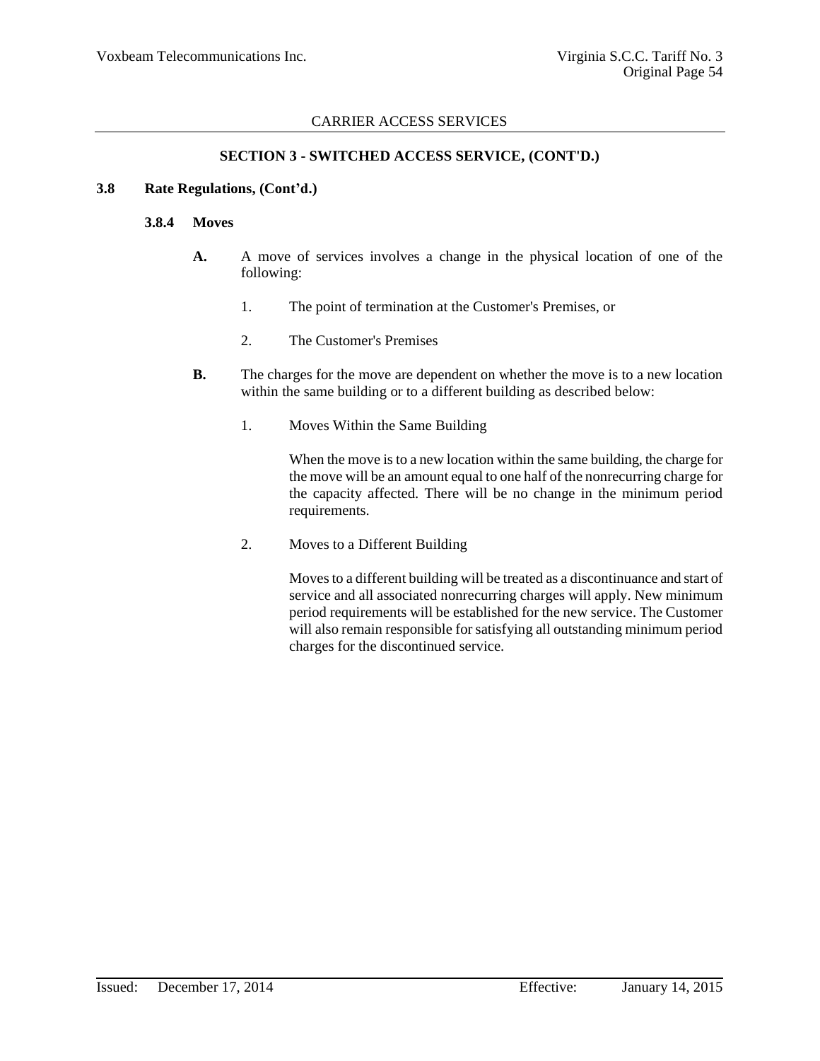CARRIER ACCESS SERVICES

## SECTION 3 - SWITCHED ACCESS SERVICE, (CONT'D.)

### 3.8 Rate Regulations, (Cont'd.)

#### 3.8.4 Moves

**A.** A move of services involves a change in the physical location of one of the following:

1. The point of termination at the Customer's Premises, or
2. The Customer's Premises

**B.** The charges for the move are dependent on whether the move is to a new location within the same building or to a different building as described below:

1. Moves Within the Same Building

   When the move is to a new location within the same building, the charge for the move will be an amount equal to one half of the nonrecurring charge for the capacity affected. There will be no change in the minimum period requirements.

2. Moves to a Different Building

   Moves to a different building will be treated as a discontinuance and start of service and all associated nonrecurring charges will apply. New minimum period requirements will be established for the new service. The Customer will also remain responsible for satisfying all outstanding minimum period charges for the discontinued service.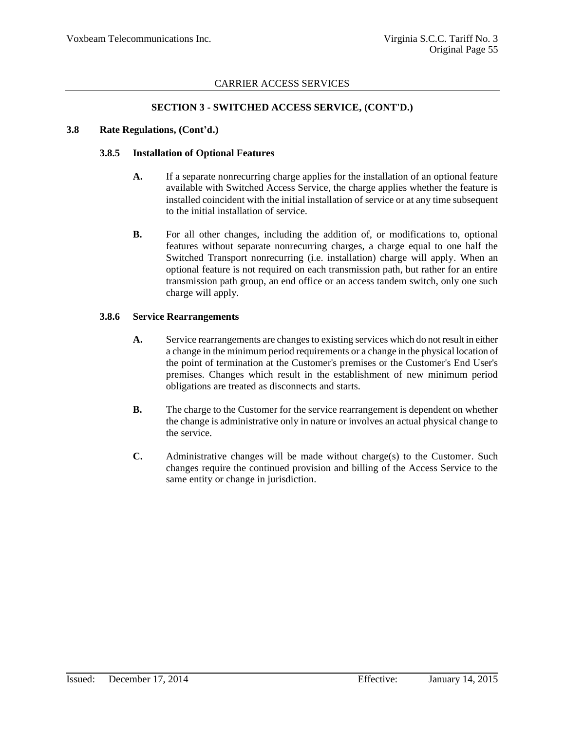## SECTION 3 - SWITCHED ACCESS SERVICE, (CONT'D.)

### 3.8 Rate Regulations, (Cont'd.)

#### 3.8.5 Installation of Optional Features

**A.** If a separate nonrecurring charge applies for the installation of an optional feature available with Switched Access Service, the charge applies whether the feature is installed coincident with the initial installation of service or at any time subsequent to the initial installation of service.

**B.** For all other changes, including the addition of, or modifications to, optional features without separate nonrecurring charges, a charge equal to one half the Switched Transport nonrecurring (i.e. installation) charge will apply. When an optional feature is not required on each transmission path, but rather for an entire transmission path group, an end office or an access tandem switch, only one such charge will apply.

#### 3.8.6 Service Rearrangements

**A.** Service rearrangements are changes to existing services which do not result in either a change in the minimum period requirements or a change in the physical location of the point of termination at the Customer's premises or the Customer's End User's premises. Changes which result in the establishment of new minimum period obligations are treated as disconnects and starts.

**B.** The charge to the Customer for the service rearrangement is dependent on whether the change is administrative only in nature or involves an actual physical change to the service.

**C.** Administrative changes will be made without charge(s) to the Customer. Such changes require the continued provision and billing of the Access Service to the same entity or change in jurisdiction.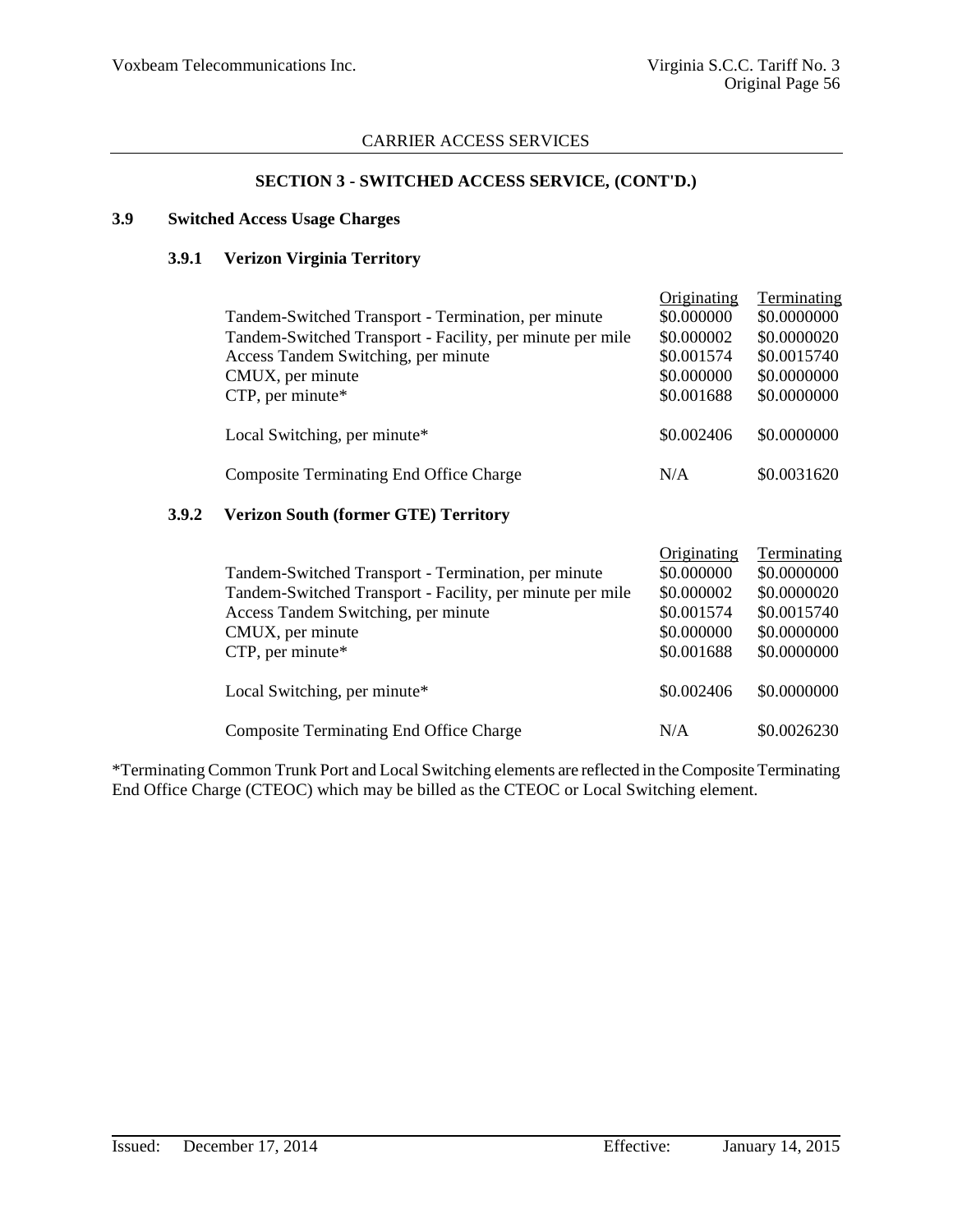CARRIER ACCESS SERVICES

**SECTION 3 - SWITCHED ACCESS SERVICE, (CONT'D.)**

## 3.9 Switched Access Usage Charges

### 3.9.1 Verizon Virginia Territory

| | Originating | Terminating |
|---|---|---|
| Tandem-Switched Transport - Termination, per minute | $0.000000 | $0.0000000 |
| Tandem-Switched Transport - Facility, per minute per mile | $0.000002 | $0.0000020 |
| Access Tandem Switching, per minute | $0.001574 | $0.0015740 |
| CMUX, per minute | $0.000000 | $0.0000000 |
| CTP, per minute* | $0.001688 | $0.0000000 |
| Local Switching, per minute* | $0.002406 | $0.0000000 |
| Composite Terminating End Office Charge | N/A | $0.0031620 |

### 3.9.2 Verizon South (former GTE) Territory

| | Originating | Terminating |
|---|---|---|
| Tandem-Switched Transport - Termination, per minute | $0.000000 | $0.0000000 |
| Tandem-Switched Transport - Facility, per minute per mile | $0.000002 | $0.0000020 |
| Access Tandem Switching, per minute | $0.001574 | $0.0015740 |
| CMUX, per minute | $0.000000 | $0.0000000 |
| CTP, per minute* | $0.001688 | $0.0000000 |
| Local Switching, per minute* | $0.002406 | $0.0000000 |
| Composite Terminating End Office Charge | N/A | $0.0026230 |

*Terminating Common Trunk Port and Local Switching elements are reflected in the Composite Terminating End Office Charge (CTEOC) which may be billed as the CTEOC or Local Switching element.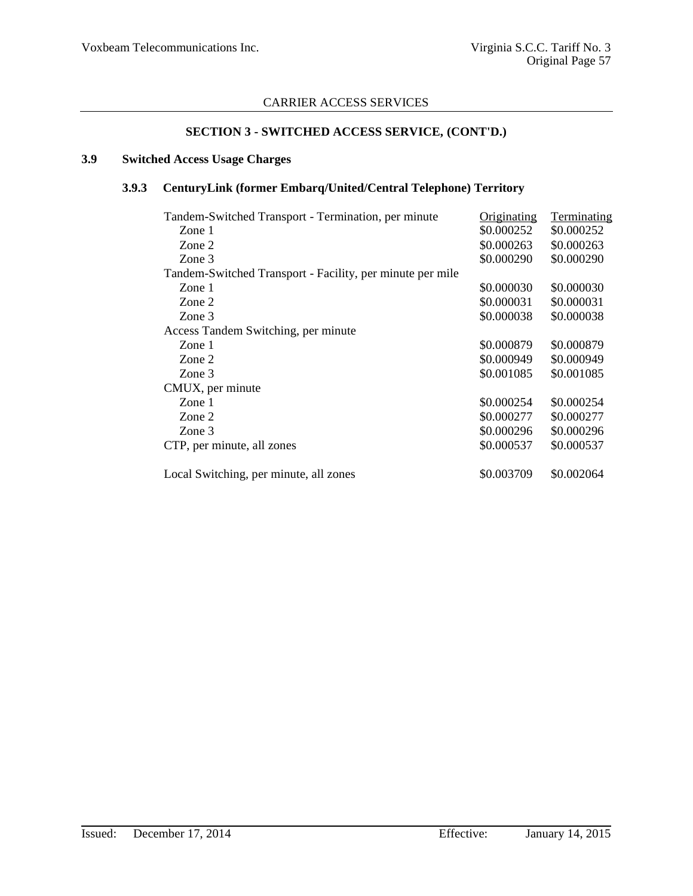CARRIER ACCESS SERVICES

**SECTION 3 - SWITCHED ACCESS SERVICE, (CONT'D.)**

## 3.9 Switched Access Usage Charges

### 3.9.3 CenturyLink (former Embarq/United/Central Telephone) Territory

| | Originating | Terminating |
|---|---|---|
| Tandem-Switched Transport - Termination, per minute | | |
| Zone 1 | $0.000252 | $0.000252 |
| Zone 2 | $0.000263 | $0.000263 |
| Zone 3 | $0.000290 | $0.000290 |
| Tandem-Switched Transport - Facility, per minute per mile | | |
| Zone 1 | $0.000030 | $0.000030 |
| Zone 2 | $0.000031 | $0.000031 |
| Zone 3 | $0.000038 | $0.000038 |
| Access Tandem Switching, per minute | | |
| Zone 1 | $0.000879 | $0.000879 |
| Zone 2 | $0.000949 | $0.000949 |
| Zone 3 | $0.001085 | $0.001085 |
| CMUX, per minute | | |
| Zone 1 | $0.000254 | $0.000254 |
| Zone 2 | $0.000277 | $0.000277 |
| Zone 3 | $0.000296 | $0.000296 |
| CTP, per minute, all zones | $0.000537 | $0.000537 |
| Local Switching, per minute, all zones | $0.003709 | $0.002064 |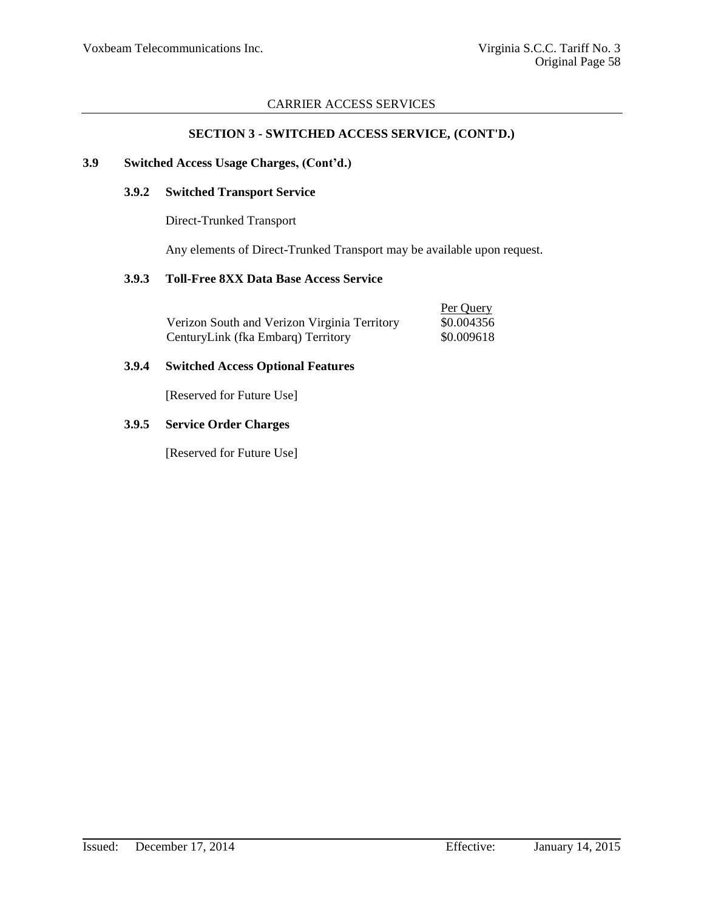CARRIER ACCESS SERVICES

## SECTION 3 - SWITCHED ACCESS SERVICE, (CONT'D.)

### 3.9 Switched Access Usage Charges, (Cont'd.)

#### 3.9.2 Switched Transport Service

Direct-Trunked Transport

Any elements of Direct-Trunked Transport may be available upon request.

#### 3.9.3 Toll-Free 8XX Data Base Access Service

| | Per Query |
|---|---|
| Verizon South and Verizon Virginia Territory | $0.004356 |
| CenturyLink (fka Embarq) Territory | $0.009618 |

#### 3.9.4 Switched Access Optional Features

[Reserved for Future Use]

#### 3.9.5 Service Order Charges

[Reserved for Future Use]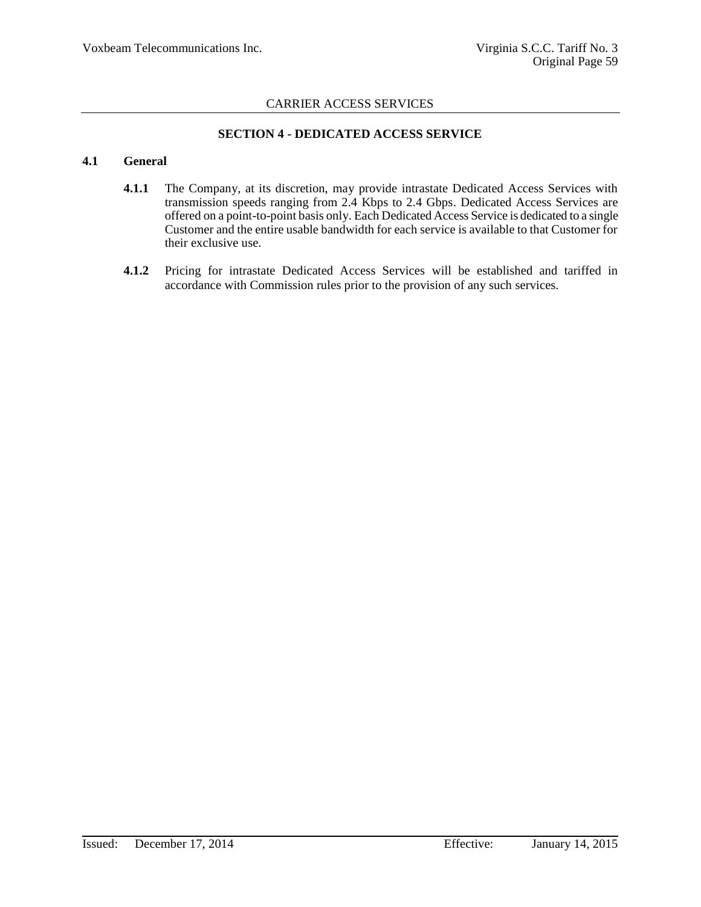CARRIER ACCESS SERVICES

## SECTION 4 - DEDICATED ACCESS SERVICE

### 4.1 General

**4.1.1** The Company, at its discretion, may provide intrastate Dedicated Access Services with transmission speeds ranging from 2.4 Kbps to 2.4 Gbps. Dedicated Access Services are offered on a point-to-point basis only. Each Dedicated Access Service is dedicated to a single Customer and the entire usable bandwidth for each service is available to that Customer for their exclusive use.

**4.1.2** Pricing for intrastate Dedicated Access Services will be established and tariffed in accordance with Commission rules prior to the provision of any such services.